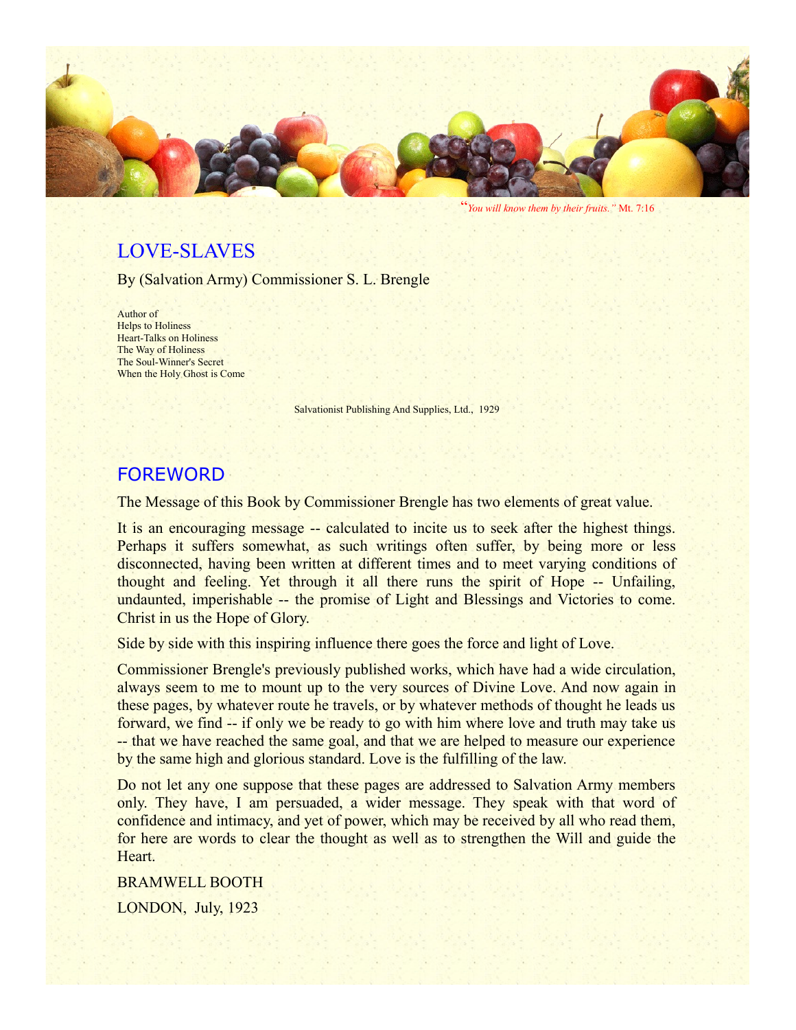*"You will know them by their fruits."* Mt. 7:16

# LOVE-SLAVES

By (Salvation Army) Commissioner S. L. Brengle

Author of
Helps to Holiness
Heart-Talks on Holiness
The Way of Holiness
The Soul-Winner's Secret
When the Holy Ghost is Come

Salvationist Publishing And Supplies, Ltd., 1929

## FOREWORD

The Message of this Book by Commissioner Brengle has two elements of great value.

It is an encouraging message -- calculated to incite us to seek after the highest things. Perhaps it suffers somewhat, as such writings often suffer, by being more or less disconnected, having been written at different times and to meet varying conditions of thought and feeling. Yet through it all there runs the spirit of Hope -- Unfailing, undaunted, imperishable -- the promise of Light and Blessings and Victories to come. Christ in us the Hope of Glory.

Side by side with this inspiring influence there goes the force and light of Love.

Commissioner Brengle's previously published works, which have had a wide circulation, always seem to me to mount up to the very sources of Divine Love. And now again in these pages, by whatever route he travels, or by whatever methods of thought he leads us forward, we find -- if only we be ready to go with him where love and truth may take us -- that we have reached the same goal, and that we are helped to measure our experience by the same high and glorious standard. Love is the fulfilling of the law.

Do not let any one suppose that these pages are addressed to Salvation Army members only. They have, I am persuaded, a wider message. They speak with that word of confidence and intimacy, and yet of power, which may be received by all who read them, for here are words to clear the thought as well as to strengthen the Will and guide the Heart.

BRAMWELL BOOTH

LONDON, July, 1923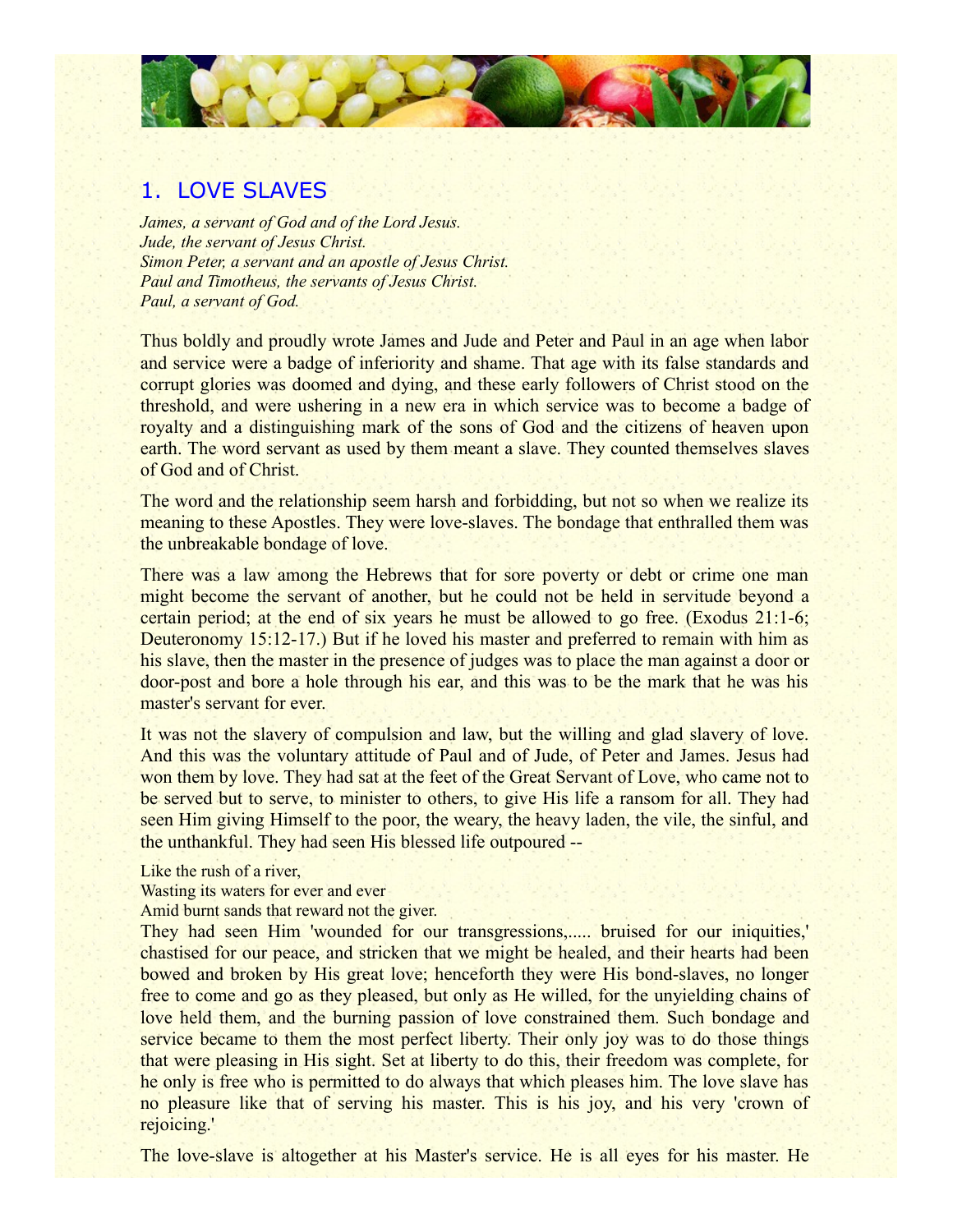## 1. LOVE SLAVES

*James, a servant of God and of the Lord Jesus.*
*Jude, the servant of Jesus Christ.*
*Simon Peter, a servant and an apostle of Jesus Christ.*
*Paul and Timotheus, the servants of Jesus Christ.*
*Paul, a servant of God.*

Thus boldly and proudly wrote James and Jude and Peter and Paul in an age when labor and service were a badge of inferiority and shame. That age with its false standards and corrupt glories was doomed and dying, and these early followers of Christ stood on the threshold, and were ushering in a new era in which service was to become a badge of royalty and a distinguishing mark of the sons of God and the citizens of heaven upon earth. The word servant as used by them meant a slave. They counted themselves slaves of God and of Christ.

The word and the relationship seem harsh and forbidding, but not so when we realize its meaning to these Apostles. They were love-slaves. The bondage that enthralled them was the unbreakable bondage of love.

There was a law among the Hebrews that for sore poverty or debt or crime one man might become the servant of another, but he could not be held in servitude beyond a certain period; at the end of six years he must be allowed to go free. (Exodus 21:1-6; Deuteronomy 15:12-17.) But if he loved his master and preferred to remain with him as his slave, then the master in the presence of judges was to place the man against a door or door-post and bore a hole through his ear, and this was to be the mark that he was his master's servant for ever.

It was not the slavery of compulsion and law, but the willing and glad slavery of love. And this was the voluntary attitude of Paul and of Jude, of Peter and James. Jesus had won them by love. They had sat at the feet of the Great Servant of Love, who came not to be served but to serve, to minister to others, to give His life a ransom for all. They had seen Him giving Himself to the poor, the weary, the heavy laden, the vile, the sinful, and the unthankful. They had seen His blessed life outpoured --

Like the rush of a river,
Wasting its waters for ever and ever
Amid burnt sands that reward not the giver.

They had seen Him 'wounded for our transgressions,..... bruised for our iniquities,' chastised for our peace, and stricken that we might be healed, and their hearts had been bowed and broken by His great love; henceforth they were His bond-slaves, no longer free to come and go as they pleased, but only as He willed, for the unyielding chains of love held them, and the burning passion of love constrained them. Such bondage and service became to them the most perfect liberty. Their only joy was to do those things that were pleasing in His sight. Set at liberty to do this, their freedom was complete, for he only is free who is permitted to do always that which pleases him. The love slave has no pleasure like that of serving his master. This is his joy, and his very 'crown of rejoicing.'

The love-slave is altogether at his Master's service. He is all eyes for his master. He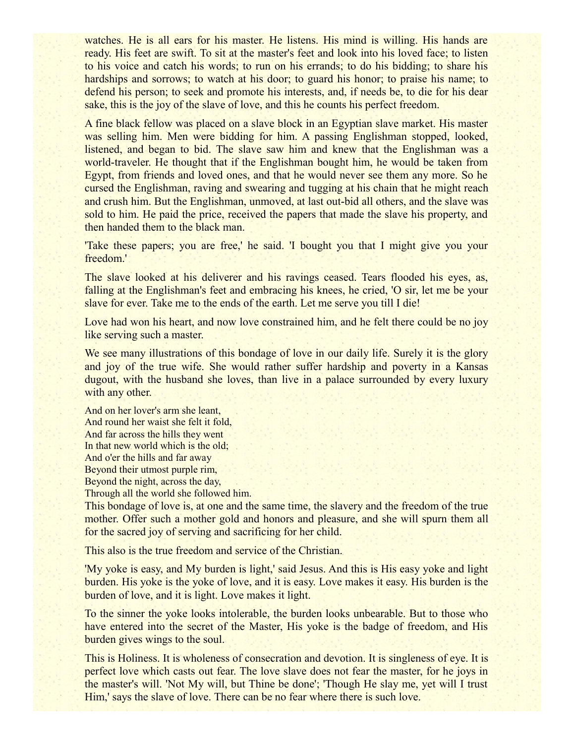watches. He is all ears for his master. He listens. His mind is willing. His hands are ready. His feet are swift. To sit at the master's feet and look into his loved face; to listen to his voice and catch his words; to run on his errands; to do his bidding; to share his hardships and sorrows; to watch at his door; to guard his honor; to praise his name; to defend his person; to seek and promote his interests, and, if needs be, to die for his dear sake, this is the joy of the slave of love, and this he counts his perfect freedom.

A fine black fellow was placed on a slave block in an Egyptian slave market. His master was selling him. Men were bidding for him. A passing Englishman stopped, looked, listened, and began to bid. The slave saw him and knew that the Englishman was a world-traveler. He thought that if the Englishman bought him, he would be taken from Egypt, from friends and loved ones, and that he would never see them any more. So he cursed the Englishman, raving and swearing and tugging at his chain that he might reach and crush him. But the Englishman, unmoved, at last out-bid all others, and the slave was sold to him. He paid the price, received the papers that made the slave his property, and then handed them to the black man.

'Take these papers; you are free,' he said. 'I bought you that I might give you your freedom.'

The slave looked at his deliverer and his ravings ceased. Tears flooded his eyes, as, falling at the Englishman's feet and embracing his knees, he cried, 'O sir, let me be your slave for ever. Take me to the ends of the earth. Let me serve you till I die!

Love had won his heart, and now love constrained him, and he felt there could be no joy like serving such a master.

We see many illustrations of this bondage of love in our daily life. Surely it is the glory and joy of the true wife. She would rather suffer hardship and poverty in a Kansas dugout, with the husband she loves, than live in a palace surrounded by every luxury with any other.

And on her lover's arm she leant,  
And round her waist she felt it fold,  
And far across the hills they went  
In that new world which is the old;  
And o'er the hills and far away  
Beyond their utmost purple rim,  
Beyond the night, across the day,  
Through all the world she followed him.

This bondage of love is, at one and the same time, the slavery and the freedom of the true mother. Offer such a mother gold and honors and pleasure, and she will spurn them all for the sacred joy of serving and sacrificing for her child.

This also is the true freedom and service of the Christian.

'My yoke is easy, and My burden is light,' said Jesus. And this is His easy yoke and light burden. His yoke is the yoke of love, and it is easy. Love makes it easy. His burden is the burden of love, and it is light. Love makes it light.

To the sinner the yoke looks intolerable, the burden looks unbearable. But to those who have entered into the secret of the Master, His yoke is the badge of freedom, and His burden gives wings to the soul.

This is Holiness. It is wholeness of consecration and devotion. It is singleness of eye. It is perfect love which casts out fear. The love slave does not fear the master, for he joys in the master's will. 'Not My will, but Thine be done'; 'Though He slay me, yet will I trust Him,' says the slave of love. There can be no fear where there is such love.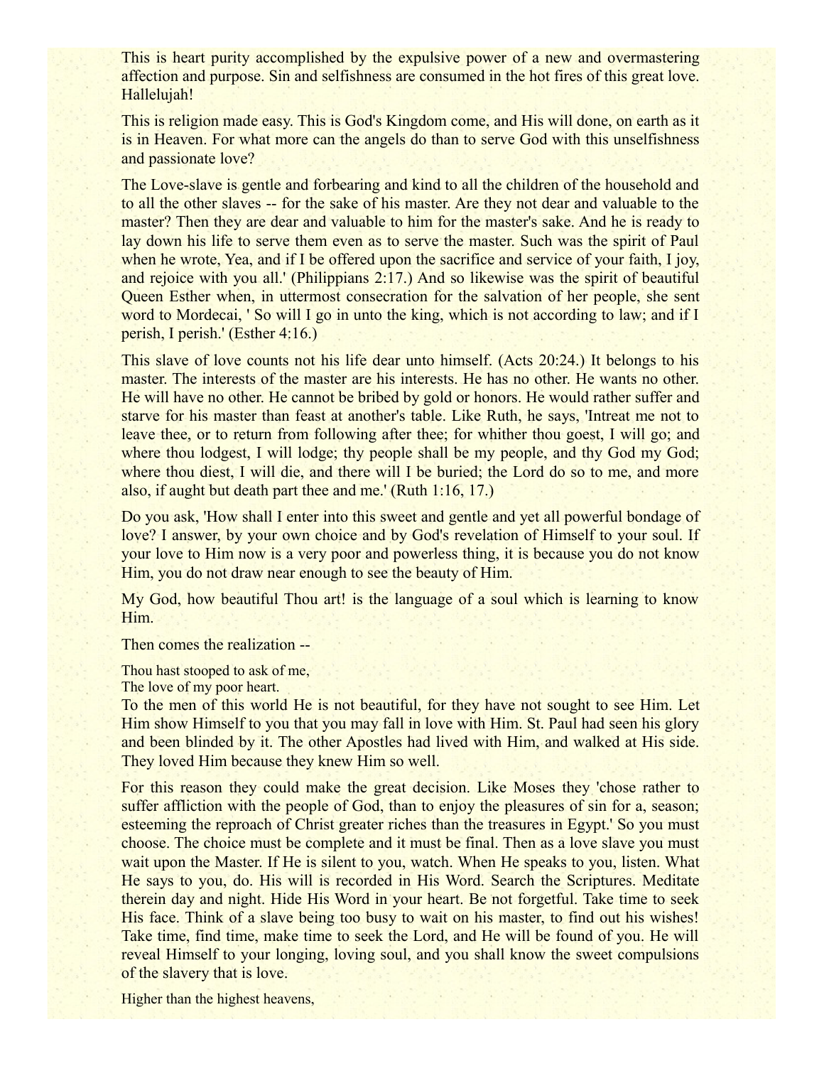This is heart purity accomplished by the expulsive power of a new and overmastering affection and purpose. Sin and selfishness are consumed in the hot fires of this great love. Hallelujah!

This is religion made easy. This is God's Kingdom come, and His will done, on earth as it is in Heaven. For what more can the angels do than to serve God with this unselfishness and passionate love?

The Love-slave is gentle and forbearing and kind to all the children of the household and to all the other slaves -- for the sake of his master. Are they not dear and valuable to the master? Then they are dear and valuable to him for the master's sake. And he is ready to lay down his life to serve them even as to serve the master. Such was the spirit of Paul when he wrote, Yea, and if I be offered upon the sacrifice and service of your faith, I joy, and rejoice with you all.' (Philippians 2:17.) And so likewise was the spirit of beautiful Queen Esther when, in uttermost consecration for the salvation of her people, she sent word to Mordecai, ' So will I go in unto the king, which is not according to law; and if I perish, I perish.' (Esther 4:16.)

This slave of love counts not his life dear unto himself. (Acts 20:24.) It belongs to his master. The interests of the master are his interests. He has no other. He wants no other. He will have no other. He cannot be bribed by gold or honors. He would rather suffer and starve for his master than feast at another's table. Like Ruth, he says, 'Intreat me not to leave thee, or to return from following after thee; for whither thou goest, I will go; and where thou lodgest, I will lodge; thy people shall be my people, and thy God my God; where thou diest, I will die, and there will I be buried; the Lord do so to me, and more also, if aught but death part thee and me.' (Ruth 1:16, 17.)

Do you ask, 'How shall I enter into this sweet and gentle and yet all powerful bondage of love? I answer, by your own choice and by God's revelation of Himself to your soul. If your love to Him now is a very poor and powerless thing, it is because you do not know Him, you do not draw near enough to see the beauty of Him.

My God, how beautiful Thou art! is the language of a soul which is learning to know Him.

Then comes the realization --

Thou hast stooped to ask of me,  
The love of my poor heart.

To the men of this world He is not beautiful, for they have not sought to see Him. Let Him show Himself to you that you may fall in love with Him. St. Paul had seen his glory and been blinded by it. The other Apostles had lived with Him, and walked at His side. They loved Him because they knew Him so well.

For this reason they could make the great decision. Like Moses they 'chose rather to suffer affliction with the people of God, than to enjoy the pleasures of sin for a, season; esteeming the reproach of Christ greater riches than the treasures in Egypt.' So you must choose. The choice must be complete and it must be final. Then as a love slave you must wait upon the Master. If He is silent to you, watch. When He speaks to you, listen. What He says to you, do. His will is recorded in His Word. Search the Scriptures. Meditate therein day and night. Hide His Word in your heart. Be not forgetful. Take time to seek His face. Think of a slave being too busy to wait on his master, to find out his wishes! Take time, find time, make time to seek the Lord, and He will be found of you. He will reveal Himself to your longing, loving soul, and you shall know the sweet compulsions of the slavery that is love.

Higher than the highest heavens,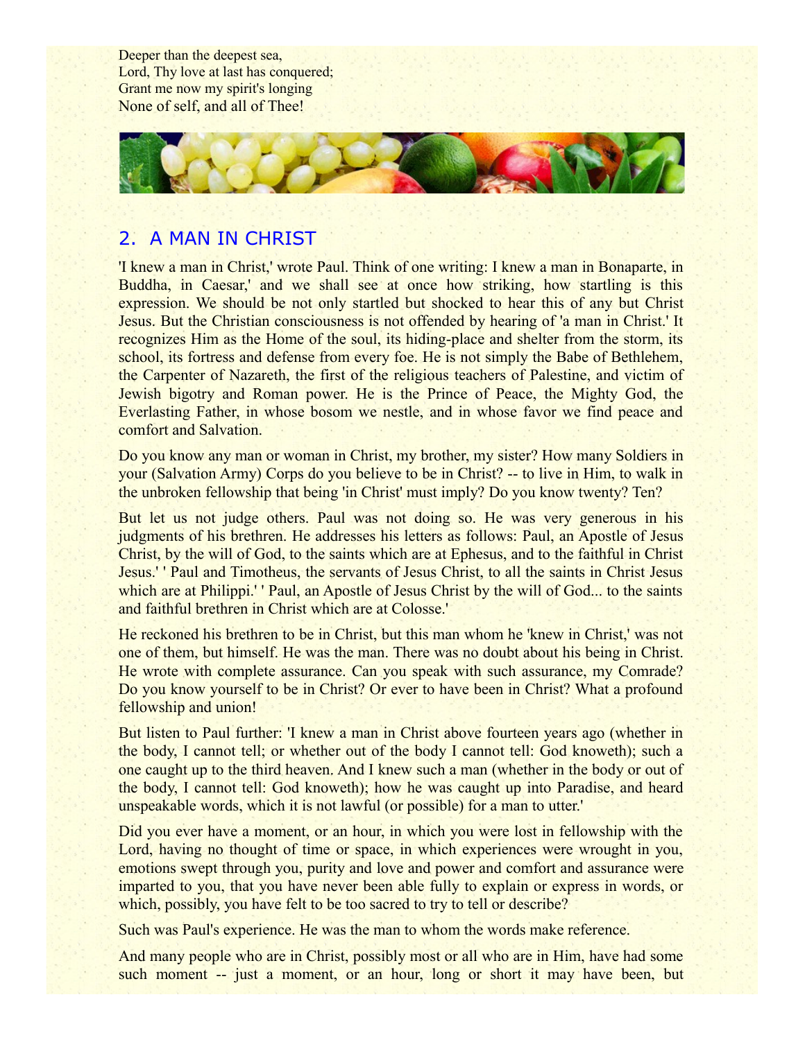Deeper than the deepest sea,
Lord, Thy love at last has conquered;
Grant me now my spirit's longing
None of self, and all of Thee!

## 2. A MAN IN CHRIST

'I knew a man in Christ,' wrote Paul. Think of one writing: I knew a man in Bonaparte, in Buddha, in Caesar,' and we shall see at once how striking, how startling is this expression. We should be not only startled but shocked to hear this of any but Christ Jesus. But the Christian consciousness is not offended by hearing of 'a man in Christ.' It recognizes Him as the Home of the soul, its hiding-place and shelter from the storm, its school, its fortress and defense from every foe. He is not simply the Babe of Bethlehem, the Carpenter of Nazareth, the first of the religious teachers of Palestine, and victim of Jewish bigotry and Roman power. He is the Prince of Peace, the Mighty God, the Everlasting Father, in whose bosom we nestle, and in whose favor we find peace and comfort and Salvation.

Do you know any man or woman in Christ, my brother, my sister? How many Soldiers in your (Salvation Army) Corps do you believe to be in Christ? -- to live in Him, to walk in the unbroken fellowship that being 'in Christ' must imply? Do you know twenty? Ten?

But let us not judge others. Paul was not doing so. He was very generous in his judgments of his brethren. He addresses his letters as follows: Paul, an Apostle of Jesus Christ, by the will of God, to the saints which are at Ephesus, and to the faithful in Christ Jesus.' ' Paul and Timotheus, the servants of Jesus Christ, to all the saints in Christ Jesus which are at Philippi.' ' Paul, an Apostle of Jesus Christ by the will of God... to the saints and faithful brethren in Christ which are at Colosse.'

He reckoned his brethren to be in Christ, but this man whom he 'knew in Christ,' was not one of them, but himself. He was the man. There was no doubt about his being in Christ. He wrote with complete assurance. Can you speak with such assurance, my Comrade? Do you know yourself to be in Christ? Or ever to have been in Christ? What a profound fellowship and union!

But listen to Paul further: 'I knew a man in Christ above fourteen years ago (whether in the body, I cannot tell; or whether out of the body I cannot tell: God knoweth); such a one caught up to the third heaven. And I knew such a man (whether in the body or out of the body, I cannot tell: God knoweth); how he was caught up into Paradise, and heard unspeakable words, which it is not lawful (or possible) for a man to utter.'

Did you ever have a moment, or an hour, in which you were lost in fellowship with the Lord, having no thought of time or space, in which experiences were wrought in you, emotions swept through you, purity and love and power and comfort and assurance were imparted to you, that you have never been able fully to explain or express in words, or which, possibly, you have felt to be too sacred to try to tell or describe?

Such was Paul's experience. He was the man to whom the words make reference.

And many people who are in Christ, possibly most or all who are in Him, have had some such moment -- just a moment, or an hour, long or short it may have been, but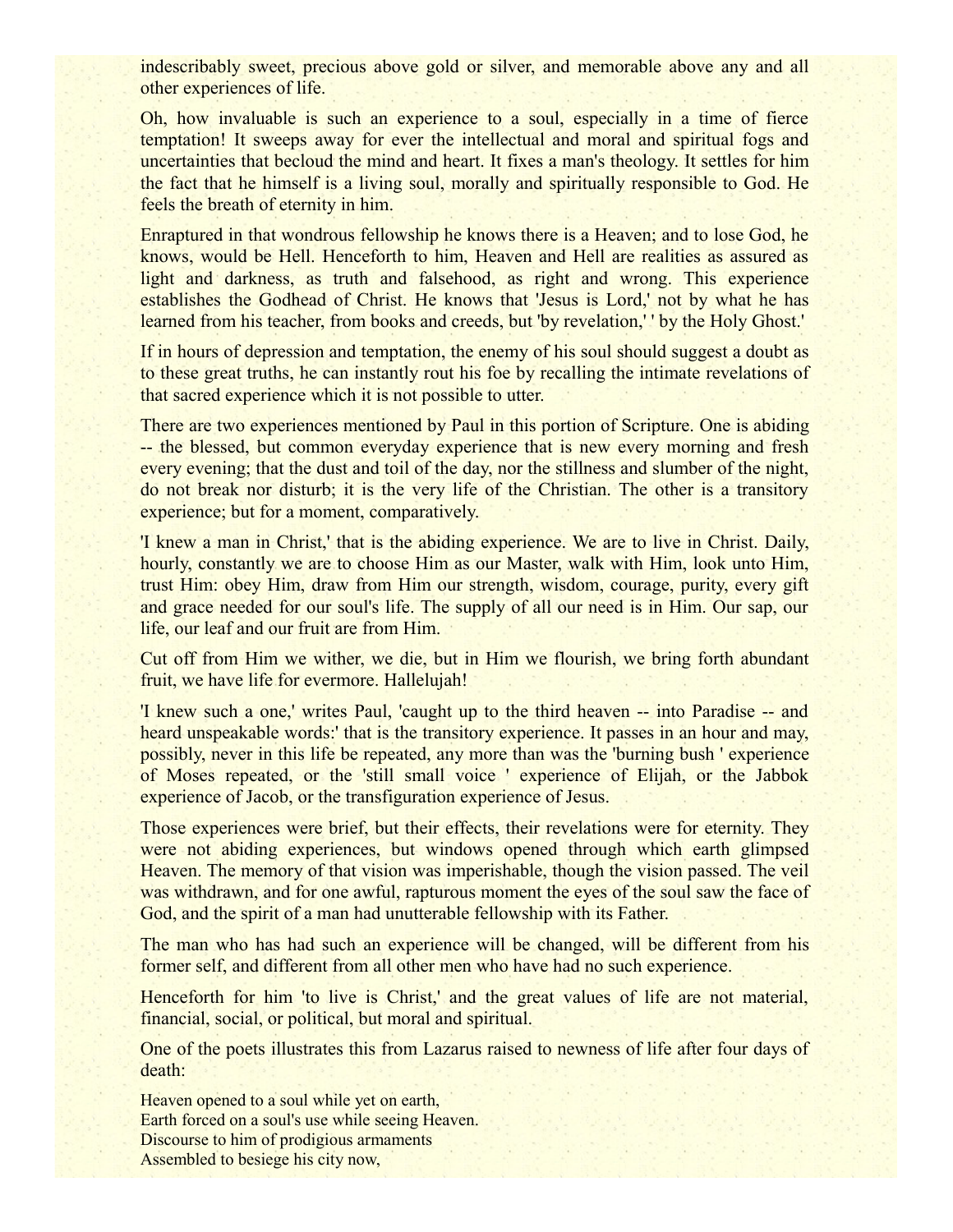indescribably sweet, precious above gold or silver, and memorable above any and all other experiences of life.

Oh, how invaluable is such an experience to a soul, especially in a time of fierce temptation! It sweeps away for ever the intellectual and moral and spiritual fogs and uncertainties that becloud the mind and heart. It fixes a man's theology. It settles for him the fact that he himself is a living soul, morally and spiritually responsible to God. He feels the breath of eternity in him.

Enraptured in that wondrous fellowship he knows there is a Heaven; and to lose God, he knows, would be Hell. Henceforth to him, Heaven and Hell are realities as assured as light and darkness, as truth and falsehood, as right and wrong. This experience establishes the Godhead of Christ. He knows that 'Jesus is Lord,' not by what he has learned from his teacher, from books and creeds, but 'by revelation,' ' by the Holy Ghost.'

If in hours of depression and temptation, the enemy of his soul should suggest a doubt as to these great truths, he can instantly rout his foe by recalling the intimate revelations of that sacred experience which it is not possible to utter.

There are two experiences mentioned by Paul in this portion of Scripture. One is abiding -- the blessed, but common everyday experience that is new every morning and fresh every evening; that the dust and toil of the day, nor the stillness and slumber of the night, do not break nor disturb; it is the very life of the Christian. The other is a transitory experience; but for a moment, comparatively.

'I knew a man in Christ,' that is the abiding experience. We are to live in Christ. Daily, hourly, constantly we are to choose Him as our Master, walk with Him, look unto Him, trust Him: obey Him, draw from Him our strength, wisdom, courage, purity, every gift and grace needed for our soul's life. The supply of all our need is in Him. Our sap, our life, our leaf and our fruit are from Him.

Cut off from Him we wither, we die, but in Him we flourish, we bring forth abundant fruit, we have life for evermore. Hallelujah!

'I knew such a one,' writes Paul, 'caught up to the third heaven -- into Paradise -- and heard unspeakable words:' that is the transitory experience. It passes in an hour and may, possibly, never in this life be repeated, any more than was the 'burning bush ' experience of Moses repeated, or the 'still small voice ' experience of Elijah, or the Jabbok experience of Jacob, or the transfiguration experience of Jesus.

Those experiences were brief, but their effects, their revelations were for eternity. They were not abiding experiences, but windows opened through which earth glimpsed Heaven. The memory of that vision was imperishable, though the vision passed. The veil was withdrawn, and for one awful, rapturous moment the eyes of the soul saw the face of God, and the spirit of a man had unutterable fellowship with its Father.

The man who has had such an experience will be changed, will be different from his former self, and different from all other men who have had no such experience.

Henceforth for him 'to live is Christ,' and the great values of life are not material, financial, social, or political, but moral and spiritual.

One of the poets illustrates this from Lazarus raised to newness of life after four days of death:

Heaven opened to a soul while yet on earth,
Earth forced on a soul's use while seeing Heaven.
Discourse to him of prodigious armaments
Assembled to besiege his city now,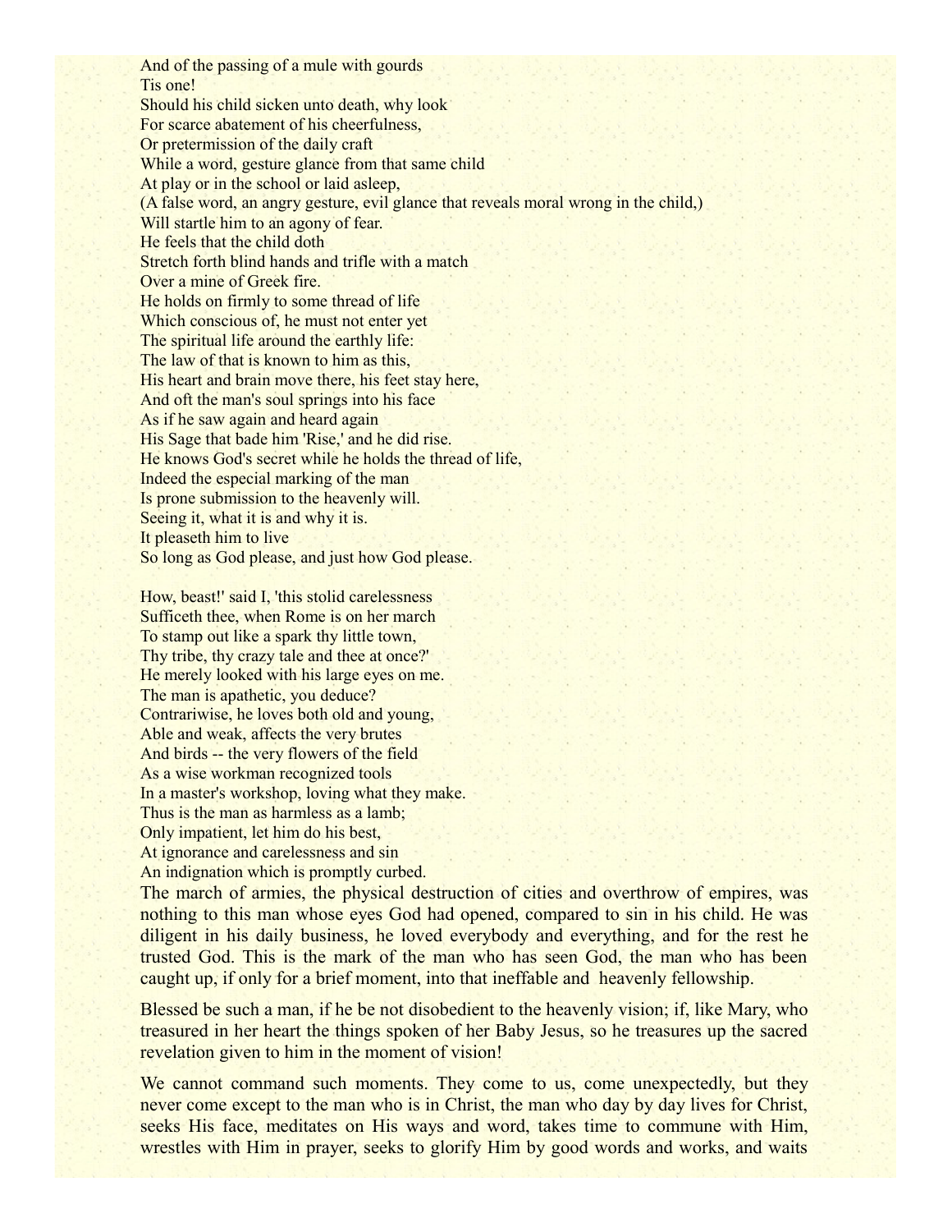And of the passing of a mule with gourds
Tis one!
Should his child sicken unto death, why look
For scarce abatement of his cheerfulness,
Or pretermission of the daily craft
While a word, gesture glance from that same child
At play or in the school or laid asleep,
(A false word, an angry gesture, evil glance that reveals moral wrong in the child,)
Will startle him to an agony of fear.
He feels that the child doth
Stretch forth blind hands and trifle with a match
Over a mine of Greek fire.
He holds on firmly to some thread of life
Which conscious of, he must not enter yet
The spiritual life around the earthly life:
The law of that is known to him as this,
His heart and brain move there, his feet stay here,
And oft the man's soul springs into his face
As if he saw again and heard again
His Sage that bade him 'Rise,' and he did rise.
He knows God's secret while he holds the thread of life,
Indeed the especial marking of the man
Is prone submission to the heavenly will.
Seeing it, what it is and why it is.
It pleaseth him to live
So long as God please, and just how God please.

How, beast!' said I, 'this stolid carelessness
Sufficeth thee, when Rome is on her march
To stamp out like a spark thy little town,
Thy tribe, thy crazy tale and thee at once?'
He merely looked with his large eyes on me.
The man is apathetic, you deduce?
Contrariwise, he loves both old and young,
Able and weak, affects the very brutes
And birds -- the very flowers of the field
As a wise workman recognized tools
In a master's workshop, loving what they make.
Thus is the man as harmless as a lamb;
Only impatient, let him do his best,
At ignorance and carelessness and sin
An indignation which is promptly curbed.

The march of armies, the physical destruction of cities and overthrow of empires, was nothing to this man whose eyes God had opened, compared to sin in his child. He was diligent in his daily business, he loved everybody and everything, and for the rest he trusted God. This is the mark of the man who has seen God, the man who has been caught up, if only for a brief moment, into that ineffable and heavenly fellowship.

Blessed be such a man, if he be not disobedient to the heavenly vision; if, like Mary, who treasured in her heart the things spoken of her Baby Jesus, so he treasures up the sacred revelation given to him in the moment of vision!

We cannot command such moments. They come to us, come unexpectedly, but they never come except to the man who is in Christ, the man who day by day lives for Christ, seeks His face, meditates on His ways and word, takes time to commune with Him, wrestles with Him in prayer, seeks to glorify Him by good words and works, and waits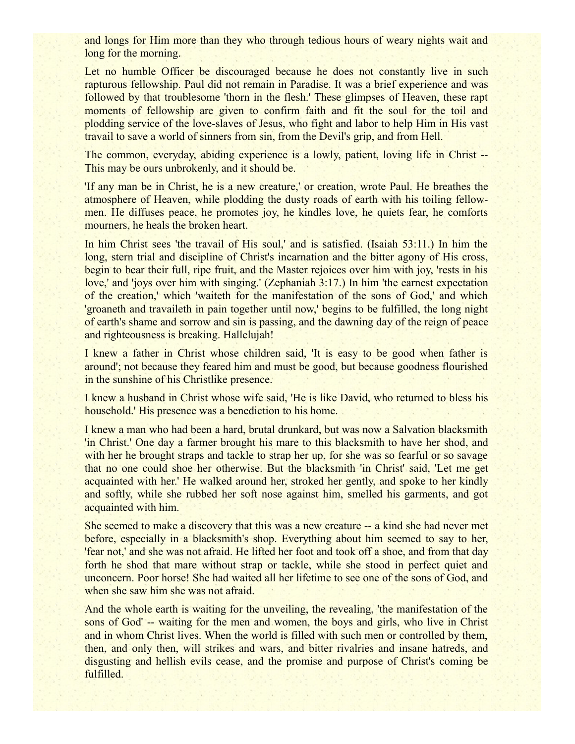and longs for Him more than they who through tedious hours of weary nights wait and long for the morning.

Let no humble Officer be discouraged because he does not constantly live in such rapturous fellowship. Paul did not remain in Paradise. It was a brief experience and was followed by that troublesome 'thorn in the flesh.' These glimpses of Heaven, these rapt moments of fellowship are given to confirm faith and fit the soul for the toil and plodding service of the love-slaves of Jesus, who fight and labor to help Him in His vast travail to save a world of sinners from sin, from the Devil's grip, and from Hell.

The common, everyday, abiding experience is a lowly, patient, loving life in Christ -- This may be ours unbrokenly, and it should be.

'If any man be in Christ, he is a new creature,' or creation, wrote Paul. He breathes the atmosphere of Heaven, while plodding the dusty roads of earth with his toiling fellow-men. He diffuses peace, he promotes joy, he kindles love, he quiets fear, he comforts mourners, he heals the broken heart.

In him Christ sees 'the travail of His soul,' and is satisfied. (Isaiah 53:11.) In him the long, stern trial and discipline of Christ's incarnation and the bitter agony of His cross, begin to bear their full, ripe fruit, and the Master rejoices over him with joy, 'rests in his love,' and 'joys over him with singing.' (Zephaniah 3:17.) In him 'the earnest expectation of the creation,' which 'waiteth for the manifestation of the sons of God,' and which 'groaneth and travaileth in pain together until now,' begins to be fulfilled, the long night of earth's shame and sorrow and sin is passing, and the dawning day of the reign of peace and righteousness is breaking. Hallelujah!

I knew a father in Christ whose children said, 'It is easy to be good when father is around'; not because they feared him and must be good, but because goodness flourished in the sunshine of his Christlike presence.

I knew a husband in Christ whose wife said, 'He is like David, who returned to bless his household.' His presence was a benediction to his home.

I knew a man who had been a hard, brutal drunkard, but was now a Salvation blacksmith 'in Christ.' One day a farmer brought his mare to this blacksmith to have her shod, and with her he brought straps and tackle to strap her up, for she was so fearful or so savage that no one could shoe her otherwise. But the blacksmith 'in Christ' said, 'Let me get acquainted with her.' He walked around her, stroked her gently, and spoke to her kindly and softly, while she rubbed her soft nose against him, smelled his garments, and got acquainted with him.

She seemed to make a discovery that this was a new creature -- a kind she had never met before, especially in a blacksmith's shop. Everything about him seemed to say to her, 'fear not,' and she was not afraid. He lifted her foot and took off a shoe, and from that day forth he shod that mare without strap or tackle, while she stood in perfect quiet and unconcern. Poor horse! She had waited all her lifetime to see one of the sons of God, and when she saw him she was not afraid.

And the whole earth is waiting for the unveiling, the revealing, 'the manifestation of the sons of God' -- waiting for the men and women, the boys and girls, who live in Christ and in whom Christ lives. When the world is filled with such men or controlled by them, then, and only then, will strikes and wars, and bitter rivalries and insane hatreds, and disgusting and hellish evils cease, and the promise and purpose of Christ's coming be fulfilled.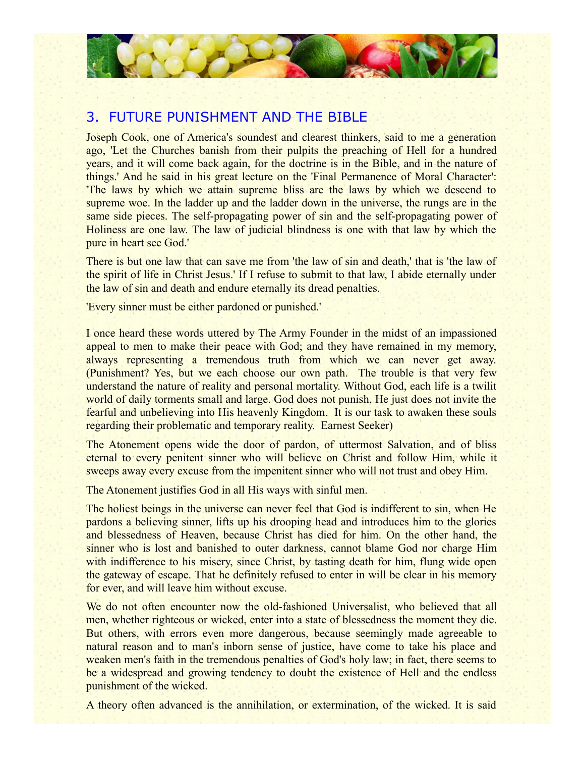## 3. FUTURE PUNISHMENT AND THE BIBLE

Joseph Cook, one of America's soundest and clearest thinkers, said to me a generation ago, 'Let the Churches banish from their pulpits the preaching of Hell for a hundred years, and it will come back again, for the doctrine is in the Bible, and in the nature of things.' And he said in his great lecture on the 'Final Permanence of Moral Character': 'The laws by which we attain supreme bliss are the laws by which we descend to supreme woe. In the ladder up and the ladder down in the universe, the rungs are in the same side pieces. The self-propagating power of sin and the self-propagating power of Holiness are one law. The law of judicial blindness is one with that law by which the pure in heart see God.'

There is but one law that can save me from 'the law of sin and death,' that is 'the law of the spirit of life in Christ Jesus.' If I refuse to submit to that law, I abide eternally under the law of sin and death and endure eternally its dread penalties.

'Every sinner must be either pardoned or punished.'

I once heard these words uttered by The Army Founder in the midst of an impassioned appeal to men to make their peace with God; and they have remained in my memory, always representing a tremendous truth from which we can never get away. (Punishment? Yes, but we each choose our own path. The trouble is that very few understand the nature of reality and personal mortality. Without God, each life is a twilit world of daily torments small and large. God does not punish, He just does not invite the fearful and unbelieving into His heavenly Kingdom. It is our task to awaken these souls regarding their problematic and temporary reality. Earnest Seeker)

The Atonement opens wide the door of pardon, of uttermost Salvation, and of bliss eternal to every penitent sinner who will believe on Christ and follow Him, while it sweeps away every excuse from the impenitent sinner who will not trust and obey Him.

The Atonement justifies God in all His ways with sinful men.

The holiest beings in the universe can never feel that God is indifferent to sin, when He pardons a believing sinner, lifts up his drooping head and introduces him to the glories and blessedness of Heaven, because Christ has died for him. On the other hand, the sinner who is lost and banished to outer darkness, cannot blame God nor charge Him with indifference to his misery, since Christ, by tasting death for him, flung wide open the gateway of escape. That he definitely refused to enter in will be clear in his memory for ever, and will leave him without excuse.

We do not often encounter now the old-fashioned Universalist, who believed that all men, whether righteous or wicked, enter into a state of blessedness the moment they die. But others, with errors even more dangerous, because seemingly made agreeable to natural reason and to man's inborn sense of justice, have come to take his place and weaken men's faith in the tremendous penalties of God's holy law; in fact, there seems to be a widespread and growing tendency to doubt the existence of Hell and the endless punishment of the wicked.

A theory often advanced is the annihilation, or extermination, of the wicked. It is said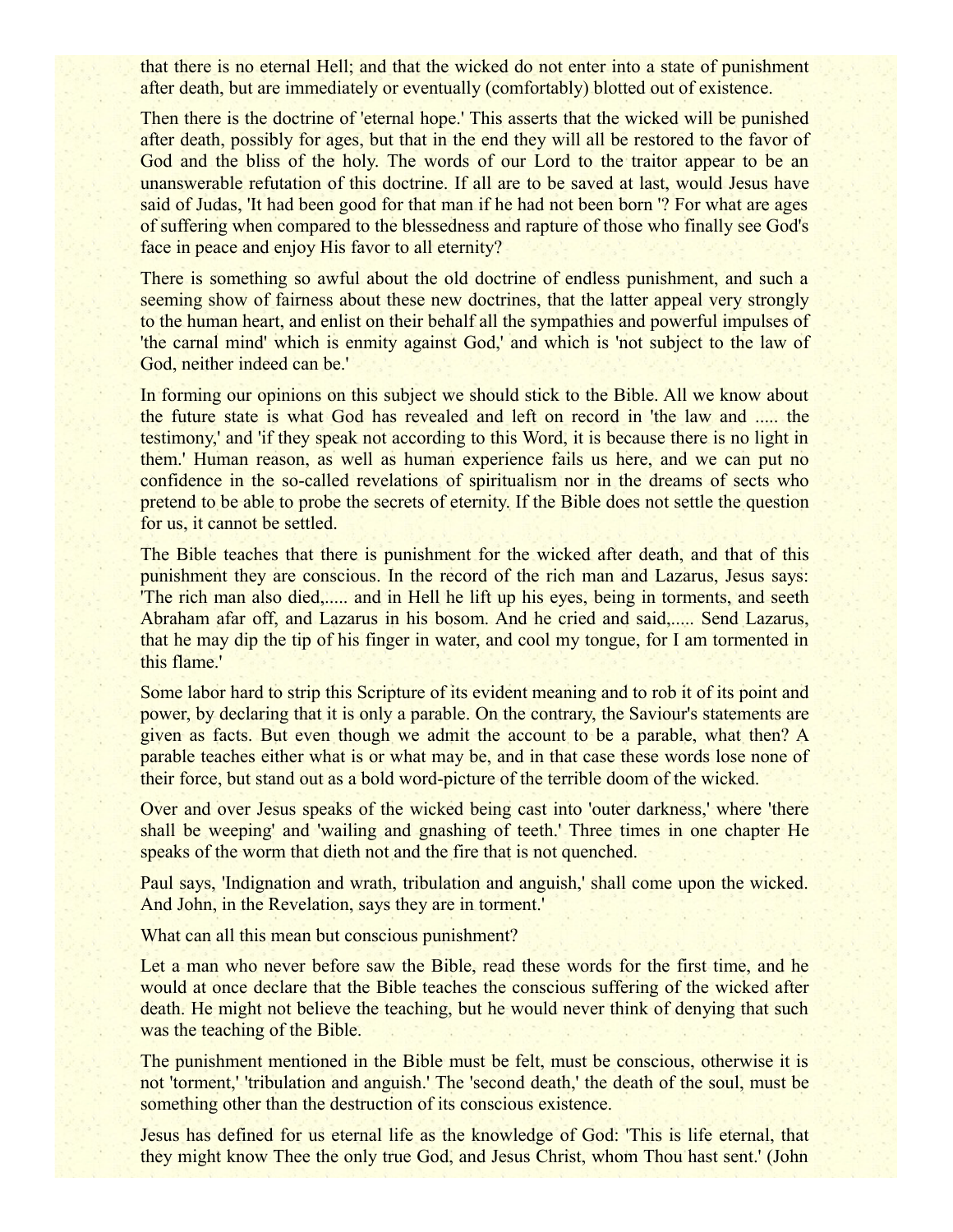that there is no eternal Hell; and that the wicked do not enter into a state of punishment after death, but are immediately or eventually (comfortably) blotted out of existence.

Then there is the doctrine of 'eternal hope.' This asserts that the wicked will be punished after death, possibly for ages, but that in the end they will all be restored to the favor of God and the bliss of the holy. The words of our Lord to the traitor appear to be an unanswerable refutation of this doctrine. If all are to be saved at last, would Jesus have said of Judas, 'It had been good for that man if he had not been born '? For what are ages of suffering when compared to the blessedness and rapture of those who finally see God's face in peace and enjoy His favor to all eternity?

There is something so awful about the old doctrine of endless punishment, and such a seeming show of fairness about these new doctrines, that the latter appeal very strongly to the human heart, and enlist on their behalf all the sympathies and powerful impulses of 'the carnal mind' which is enmity against God,' and which is 'not subject to the law of God, neither indeed can be.'

In forming our opinions on this subject we should stick to the Bible. All we know about the future state is what God has revealed and left on record in 'the law and ..... the testimony,' and 'if they speak not according to this Word, it is because there is no light in them.' Human reason, as well as human experience fails us here, and we can put no confidence in the so-called revelations of spiritualism nor in the dreams of sects who pretend to be able to probe the secrets of eternity. If the Bible does not settle the question for us, it cannot be settled.

The Bible teaches that there is punishment for the wicked after death, and that of this punishment they are conscious. In the record of the rich man and Lazarus, Jesus says: 'The rich man also died,..... and in Hell he lift up his eyes, being in torments, and seeth Abraham afar off, and Lazarus in his bosom. And he cried and said,..... Send Lazarus, that he may dip the tip of his finger in water, and cool my tongue, for I am tormented in this flame.'

Some labor hard to strip this Scripture of its evident meaning and to rob it of its point and power, by declaring that it is only a parable. On the contrary, the Saviour's statements are given as facts. But even though we admit the account to be a parable, what then? A parable teaches either what is or what may be, and in that case these words lose none of their force, but stand out as a bold word-picture of the terrible doom of the wicked.

Over and over Jesus speaks of the wicked being cast into 'outer darkness,' where 'there shall be weeping' and 'wailing and gnashing of teeth.' Three times in one chapter He speaks of the worm that dieth not and the fire that is not quenched.

Paul says, 'Indignation and wrath, tribulation and anguish,' shall come upon the wicked. And John, in the Revelation, says they are in torment.'

What can all this mean but conscious punishment?

Let a man who never before saw the Bible, read these words for the first time, and he would at once declare that the Bible teaches the conscious suffering of the wicked after death. He might not believe the teaching, but he would never think of denying that such was the teaching of the Bible.

The punishment mentioned in the Bible must be felt, must be conscious, otherwise it is not 'torment,' 'tribulation and anguish.' The 'second death,' the death of the soul, must be something other than the destruction of its conscious existence.

Jesus has defined for us eternal life as the knowledge of God: 'This is life eternal, that they might know Thee the only true God, and Jesus Christ, whom Thou hast sent.' (John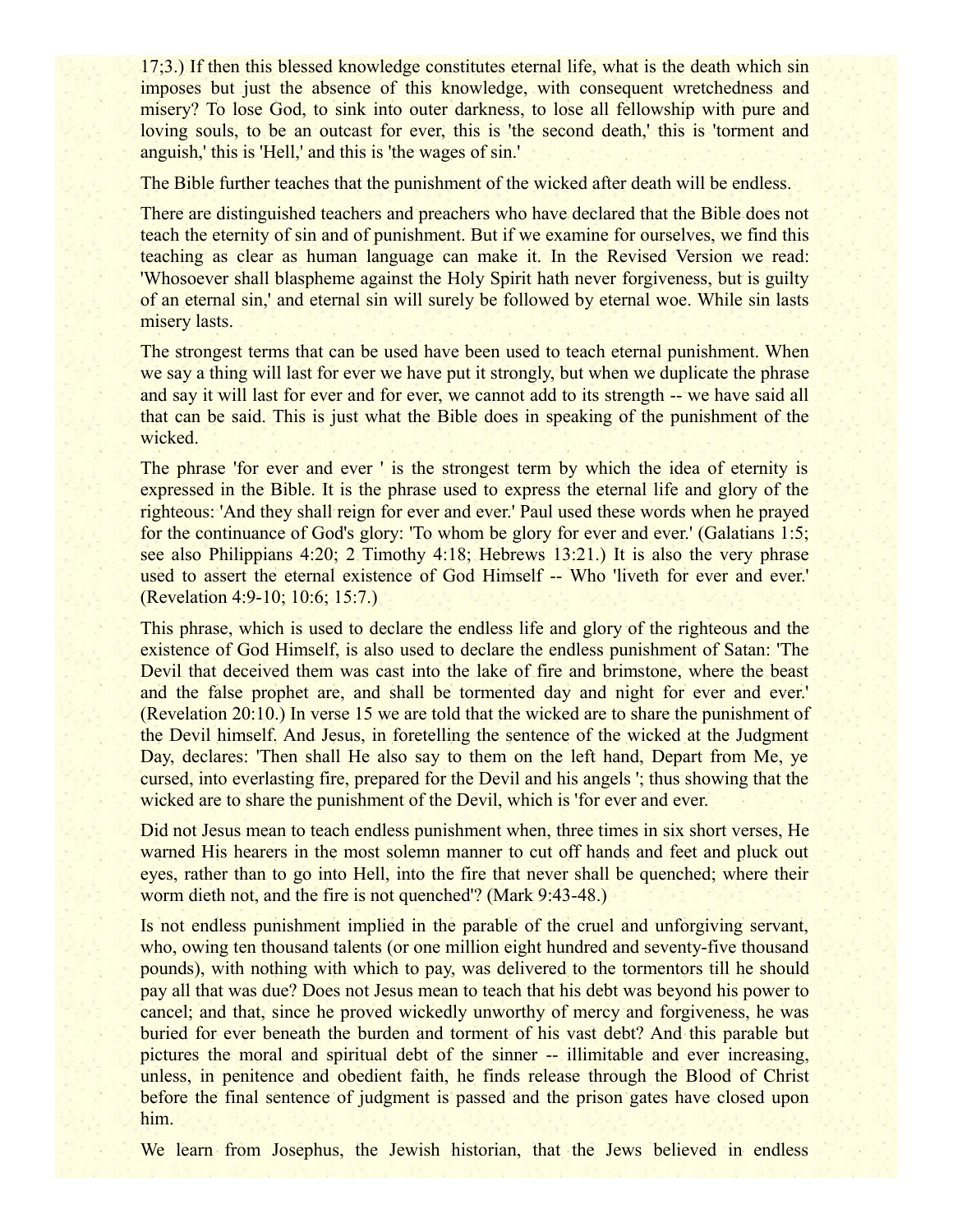17;3.) If then this blessed knowledge constitutes eternal life, what is the death which sin imposes but just the absence of this knowledge, with consequent wretchedness and misery? To lose God, to sink into outer darkness, to lose all fellowship with pure and loving souls, to be an outcast for ever, this is 'the second death,' this is 'torment and anguish,' this is 'Hell,' and this is 'the wages of sin.'

The Bible further teaches that the punishment of the wicked after death will be endless.

There are distinguished teachers and preachers who have declared that the Bible does not teach the eternity of sin and of punishment. But if we examine for ourselves, we find this teaching as clear as human language can make it. In the Revised Version we read: 'Whosoever shall blaspheme against the Holy Spirit hath never forgiveness, but is guilty of an eternal sin,' and eternal sin will surely be followed by eternal woe. While sin lasts misery lasts.

The strongest terms that can be used have been used to teach eternal punishment. When we say a thing will last for ever we have put it strongly, but when we duplicate the phrase and say it will last for ever and for ever, we cannot add to its strength -- we have said all that can be said. This is just what the Bible does in speaking of the punishment of the wicked.

The phrase 'for ever and ever ' is the strongest term by which the idea of eternity is expressed in the Bible. It is the phrase used to express the eternal life and glory of the righteous: 'And they shall reign for ever and ever.' Paul used these words when he prayed for the continuance of God's glory: 'To whom be glory for ever and ever.' (Galatians 1:5; see also Philippians 4:20; 2 Timothy 4:18; Hebrews 13:21.) It is also the very phrase used to assert the eternal existence of God Himself -- Who 'liveth for ever and ever.' (Revelation 4:9-10; 10:6; 15:7.)

This phrase, which is used to declare the endless life and glory of the righteous and the existence of God Himself, is also used to declare the endless punishment of Satan: 'The Devil that deceived them was cast into the lake of fire and brimstone, where the beast and the false prophet are, and shall be tormented day and night for ever and ever.' (Revelation 20:10.) In verse 15 we are told that the wicked are to share the punishment of the Devil himself. And Jesus, in foretelling the sentence of the wicked at the Judgment Day, declares: 'Then shall He also say to them on the left hand, Depart from Me, ye cursed, into everlasting fire, prepared for the Devil and his angels '; thus showing that the wicked are to share the punishment of the Devil, which is 'for ever and ever.

Did not Jesus mean to teach endless punishment when, three times in six short verses, He warned His hearers in the most solemn manner to cut off hands and feet and pluck out eyes, rather than to go into Hell, into the fire that never shall be quenched; where their worm dieth not, and the fire is not quenched'? (Mark 9:43-48.)

Is not endless punishment implied in the parable of the cruel and unforgiving servant, who, owing ten thousand talents (or one million eight hundred and seventy-five thousand pounds), with nothing with which to pay, was delivered to the tormentors till he should pay all that was due? Does not Jesus mean to teach that his debt was beyond his power to cancel; and that, since he proved wickedly unworthy of mercy and forgiveness, he was buried for ever beneath the burden and torment of his vast debt? And this parable but pictures the moral and spiritual debt of the sinner -- illimitable and ever increasing, unless, in penitence and obedient faith, he finds release through the Blood of Christ before the final sentence of judgment is passed and the prison gates have closed upon him.

We learn from Josephus, the Jewish historian, that the Jews believed in endless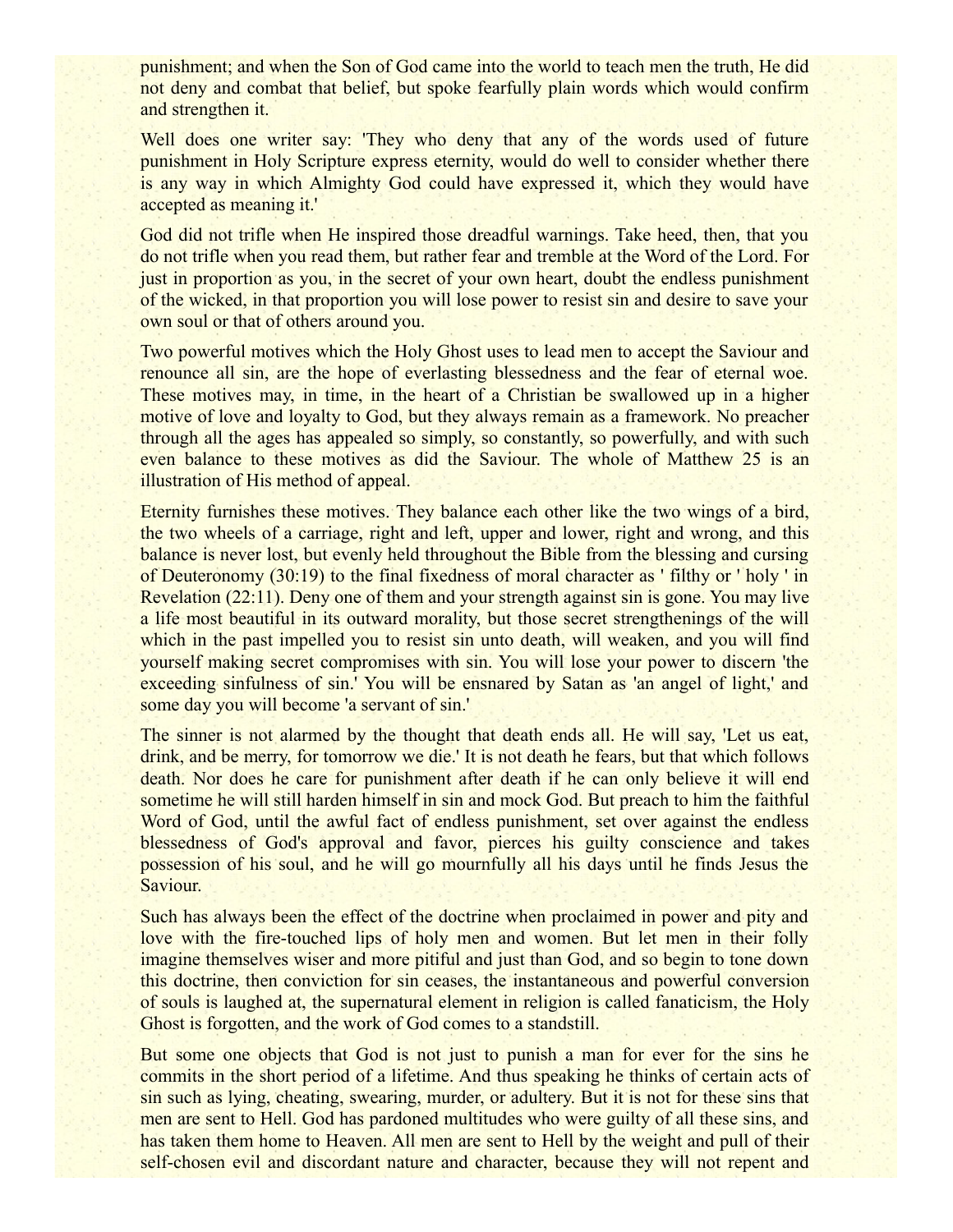punishment; and when the Son of God came into the world to teach men the truth, He did not deny and combat that belief, but spoke fearfully plain words which would confirm and strengthen it.

Well does one writer say: 'They who deny that any of the words used of future punishment in Holy Scripture express eternity, would do well to consider whether there is any way in which Almighty God could have expressed it, which they would have accepted as meaning it.'

God did not trifle when He inspired those dreadful warnings. Take heed, then, that you do not trifle when you read them, but rather fear and tremble at the Word of the Lord. For just in proportion as you, in the secret of your own heart, doubt the endless punishment of the wicked, in that proportion you will lose power to resist sin and desire to save your own soul or that of others around you.

Two powerful motives which the Holy Ghost uses to lead men to accept the Saviour and renounce all sin, are the hope of everlasting blessedness and the fear of eternal woe. These motives may, in time, in the heart of a Christian be swallowed up in a higher motive of love and loyalty to God, but they always remain as a framework. No preacher through all the ages has appealed so simply, so constantly, so powerfully, and with such even balance to these motives as did the Saviour. The whole of Matthew 25 is an illustration of His method of appeal.

Eternity furnishes these motives. They balance each other like the two wings of a bird, the two wheels of a carriage, right and left, upper and lower, right and wrong, and this balance is never lost, but evenly held throughout the Bible from the blessing and cursing of Deuteronomy (30:19) to the final fixedness of moral character as ' filthy or ' holy ' in Revelation (22:11). Deny one of them and your strength against sin is gone. You may live a life most beautiful in its outward morality, but those secret strengthenings of the will which in the past impelled you to resist sin unto death, will weaken, and you will find yourself making secret compromises with sin. You will lose your power to discern 'the exceeding sinfulness of sin.' You will be ensnared by Satan as 'an angel of light,' and some day you will become 'a servant of sin.'

The sinner is not alarmed by the thought that death ends all. He will say, 'Let us eat, drink, and be merry, for tomorrow we die.' It is not death he fears, but that which follows death. Nor does he care for punishment after death if he can only believe it will end sometime he will still harden himself in sin and mock God. But preach to him the faithful Word of God, until the awful fact of endless punishment, set over against the endless blessedness of God's approval and favor, pierces his guilty conscience and takes possession of his soul, and he will go mournfully all his days until he finds Jesus the Saviour.

Such has always been the effect of the doctrine when proclaimed in power and pity and love with the fire-touched lips of holy men and women. But let men in their folly imagine themselves wiser and more pitiful and just than God, and so begin to tone down this doctrine, then conviction for sin ceases, the instantaneous and powerful conversion of souls is laughed at, the supernatural element in religion is called fanaticism, the Holy Ghost is forgotten, and the work of God comes to a standstill.

But some one objects that God is not just to punish a man for ever for the sins he commits in the short period of a lifetime. And thus speaking he thinks of certain acts of sin such as lying, cheating, swearing, murder, or adultery. But it is not for these sins that men are sent to Hell. God has pardoned multitudes who were guilty of all these sins, and has taken them home to Heaven. All men are sent to Hell by the weight and pull of their self-chosen evil and discordant nature and character, because they will not repent and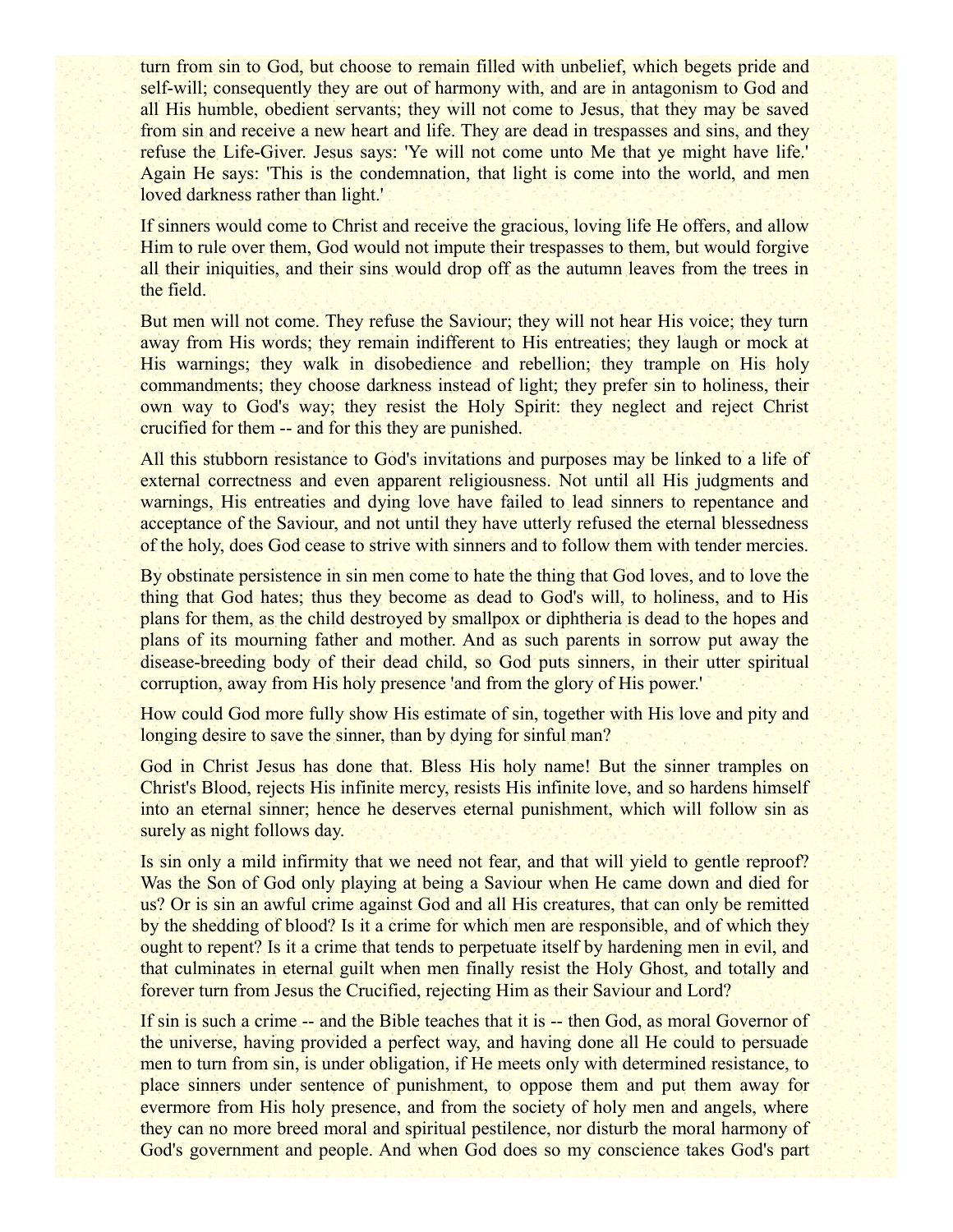turn from sin to God, but choose to remain filled with unbelief, which begets pride and self-will; consequently they are out of harmony with, and are in antagonism to God and all His humble, obedient servants; they will not come to Jesus, that they may be saved from sin and receive a new heart and life. They are dead in trespasses and sins, and they refuse the Life-Giver. Jesus says: 'Ye will not come unto Me that ye might have life.' Again He says: 'This is the condemnation, that light is come into the world, and men loved darkness rather than light.'

If sinners would come to Christ and receive the gracious, loving life He offers, and allow Him to rule over them, God would not impute their trespasses to them, but would forgive all their iniquities, and their sins would drop off as the autumn leaves from the trees in the field.

But men will not come. They refuse the Saviour; they will not hear His voice; they turn away from His words; they remain indifferent to His entreaties; they laugh or mock at His warnings; they walk in disobedience and rebellion; they trample on His holy commandments; they choose darkness instead of light; they prefer sin to holiness, their own way to God's way; they resist the Holy Spirit: they neglect and reject Christ crucified for them -- and for this they are punished.

All this stubborn resistance to God's invitations and purposes may be linked to a life of external correctness and even apparent religiousness. Not until all His judgments and warnings, His entreaties and dying love have failed to lead sinners to repentance and acceptance of the Saviour, and not until they have utterly refused the eternal blessedness of the holy, does God cease to strive with sinners and to follow them with tender mercies.

By obstinate persistence in sin men come to hate the thing that God loves, and to love the thing that God hates; thus they become as dead to God's will, to holiness, and to His plans for them, as the child destroyed by smallpox or diphtheria is dead to the hopes and plans of its mourning father and mother. And as such parents in sorrow put away the disease-breeding body of their dead child, so God puts sinners, in their utter spiritual corruption, away from His holy presence 'and from the glory of His power.'

How could God more fully show His estimate of sin, together with His love and pity and longing desire to save the sinner, than by dying for sinful man?

God in Christ Jesus has done that. Bless His holy name! But the sinner tramples on Christ's Blood, rejects His infinite mercy, resists His infinite love, and so hardens himself into an eternal sinner; hence he deserves eternal punishment, which will follow sin as surely as night follows day.

Is sin only a mild infirmity that we need not fear, and that will yield to gentle reproof? Was the Son of God only playing at being a Saviour when He came down and died for us? Or is sin an awful crime against God and all His creatures, that can only be remitted by the shedding of blood? Is it a crime for which men are responsible, and of which they ought to repent? Is it a crime that tends to perpetuate itself by hardening men in evil, and that culminates in eternal guilt when men finally resist the Holy Ghost, and totally and forever turn from Jesus the Crucified, rejecting Him as their Saviour and Lord?

If sin is such a crime -- and the Bible teaches that it is -- then God, as moral Governor of the universe, having provided a perfect way, and having done all He could to persuade men to turn from sin, is under obligation, if He meets only with determined resistance, to place sinners under sentence of punishment, to oppose them and put them away for evermore from His holy presence, and from the society of holy men and angels, where they can no more breed moral and spiritual pestilence, nor disturb the moral harmony of God's government and people. And when God does so my conscience takes God's part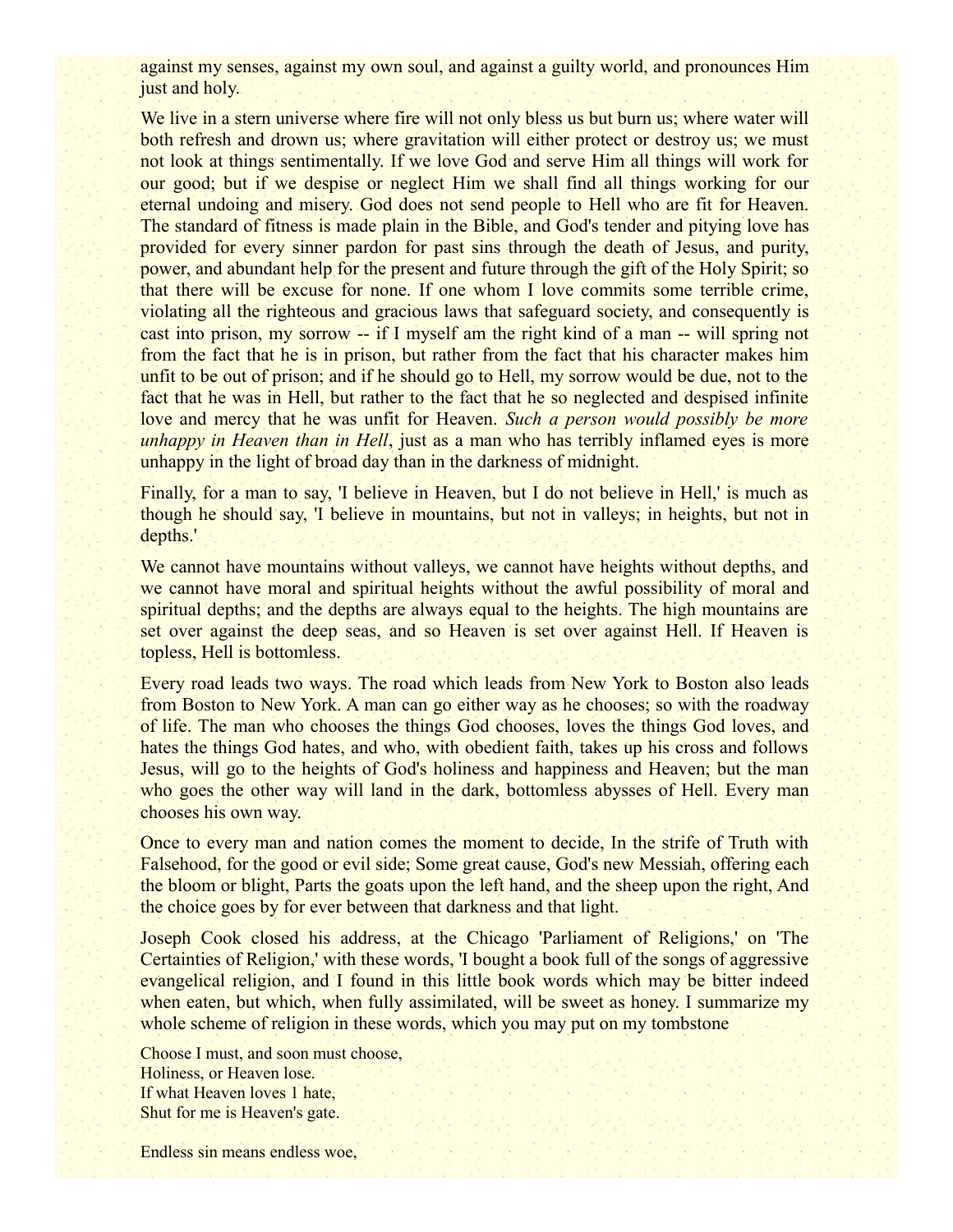against my senses, against my own soul, and against a guilty world, and pronounces Him just and holy.

We live in a stern universe where fire will not only bless us but burn us; where water will both refresh and drown us; where gravitation will either protect or destroy us; we must not look at things sentimentally. If we love God and serve Him all things will work for our good; but if we despise or neglect Him we shall find all things working for our eternal undoing and misery. God does not send people to Hell who are fit for Heaven. The standard of fitness is made plain in the Bible, and God's tender and pitying love has provided for every sinner pardon for past sins through the death of Jesus, and purity, power, and abundant help for the present and future through the gift of the Holy Spirit; so that there will be excuse for none. If one whom I love commits some terrible crime, violating all the righteous and gracious laws that safeguard society, and consequently is cast into prison, my sorrow -- if I myself am the right kind of a man -- will spring not from the fact that he is in prison, but rather from the fact that his character makes him unfit to be out of prison; and if he should go to Hell, my sorrow would be due, not to the fact that he was in Hell, but rather to the fact that he so neglected and despised infinite love and mercy that he was unfit for Heaven. *Such a person would possibly be more unhappy in Heaven than in Hell*, just as a man who has terribly inflamed eyes is more unhappy in the light of broad day than in the darkness of midnight.

Finally, for a man to say, 'I believe in Heaven, but I do not believe in Hell,' is much as though he should say, 'I believe in mountains, but not in valleys; in heights, but not in depths.'

We cannot have mountains without valleys, we cannot have heights without depths, and we cannot have moral and spiritual heights without the awful possibility of moral and spiritual depths; and the depths are always equal to the heights. The high mountains are set over against the deep seas, and so Heaven is set over against Hell. If Heaven is topless, Hell is bottomless.

Every road leads two ways. The road which leads from New York to Boston also leads from Boston to New York. A man can go either way as he chooses; so with the roadway of life. The man who chooses the things God chooses, loves the things God loves, and hates the things God hates, and who, with obedient faith, takes up his cross and follows Jesus, will go to the heights of God's holiness and happiness and Heaven; but the man who goes the other way will land in the dark, bottomless abysses of Hell. Every man chooses his own way.

Once to every man and nation comes the moment to decide, In the strife of Truth with Falsehood, for the good or evil side; Some great cause, God's new Messiah, offering each the bloom or blight, Parts the goats upon the left hand, and the sheep upon the right, And the choice goes by for ever between that darkness and that light.

Joseph Cook closed his address, at the Chicago 'Parliament of Religions,' on 'The Certainties of Religion,' with these words, 'I bought a book full of the songs of aggressive evangelical religion, and I found in this little book words which may be bitter indeed when eaten, but which, when fully assimilated, will be sweet as honey. I summarize my whole scheme of religion in these words, which you may put on my tombstone

Choose I must, and soon must choose,  
Holiness, or Heaven lose.  
If what Heaven loves 1 hate,  
Shut for me is Heaven's gate.

Endless sin means endless woe,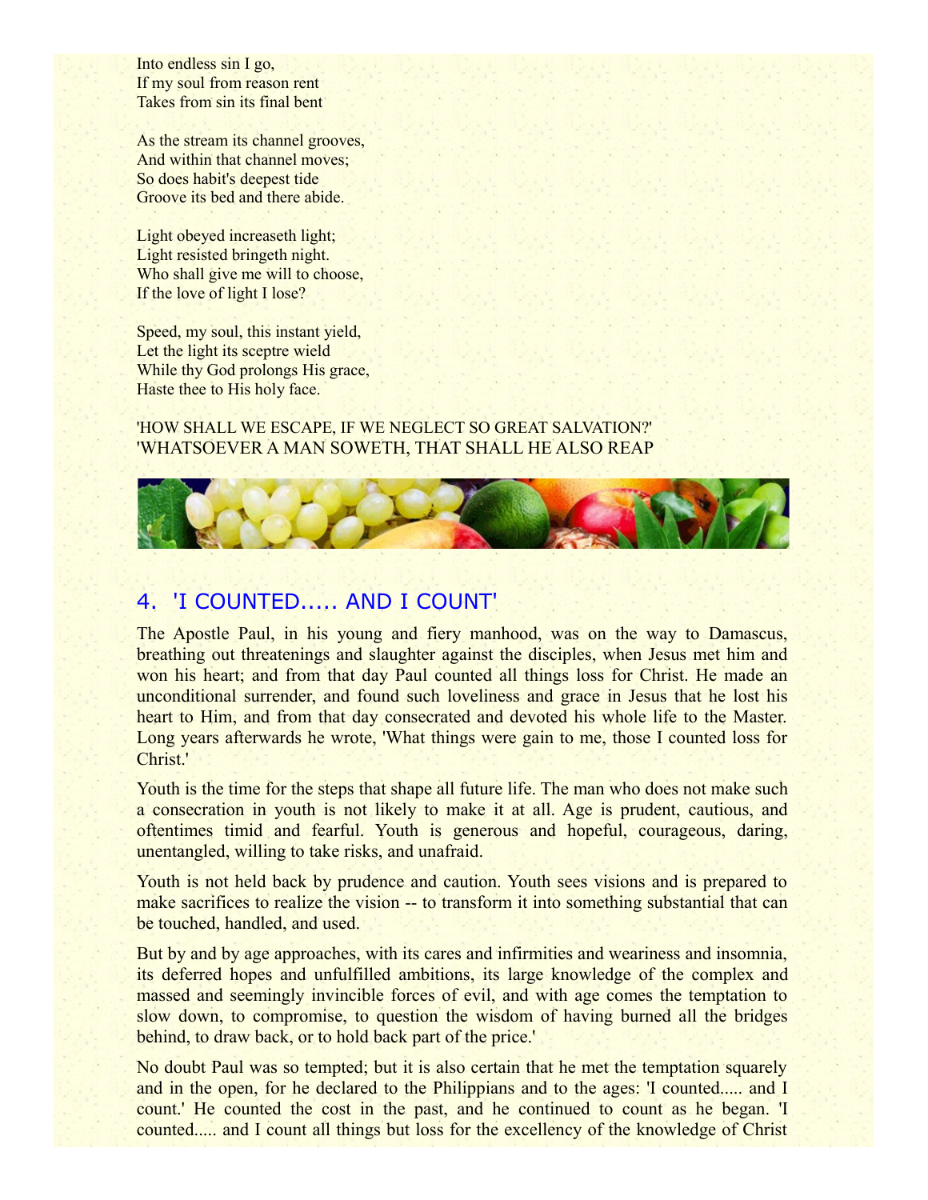Into endless sin I go,
If my soul from reason rent
Takes from sin its final bent

As the stream its channel grooves,
And within that channel moves;
So does habit's deepest tide
Groove its bed and there abide.

Light obeyed increaseth light;
Light resisted bringeth night.
Who shall give me will to choose,
If the love of light I lose?

Speed, my soul, this instant yield,
Let the light its sceptre wield
While thy God prolongs His grace,
Haste thee to His holy face.

'HOW SHALL WE ESCAPE, IF WE NEGLECT SO GREAT SALVATION?'
'WHATSOEVER A MAN SOWETH, THAT SHALL HE ALSO REAP

## 4. 'I COUNTED..... AND I COUNT'

The Apostle Paul, in his young and fiery manhood, was on the way to Damascus, breathing out threatenings and slaughter against the disciples, when Jesus met him and won his heart; and from that day Paul counted all things loss for Christ. He made an unconditional surrender, and found such loveliness and grace in Jesus that he lost his heart to Him, and from that day consecrated and devoted his whole life to the Master. Long years afterwards he wrote, 'What things were gain to me, those I counted loss for Christ.'

Youth is the time for the steps that shape all future life. The man who does not make such a consecration in youth is not likely to make it at all. Age is prudent, cautious, and oftentimes timid and fearful. Youth is generous and hopeful, courageous, daring, unentangled, willing to take risks, and unafraid.

Youth is not held back by prudence and caution. Youth sees visions and is prepared to make sacrifices to realize the vision -- to transform it into something substantial that can be touched, handled, and used.

But by and by age approaches, with its cares and infirmities and weariness and insomnia, its deferred hopes and unfulfilled ambitions, its large knowledge of the complex and massed and seemingly invincible forces of evil, and with age comes the temptation to slow down, to compromise, to question the wisdom of having burned all the bridges behind, to draw back, or to hold back part of the price.'

No doubt Paul was so tempted; but it is also certain that he met the temptation squarely and in the open, for he declared to the Philippians and to the ages: 'I counted..... and I count.' He counted the cost in the past, and he continued to count as he began. 'I counted..... and I count all things but loss for the excellency of the knowledge of Christ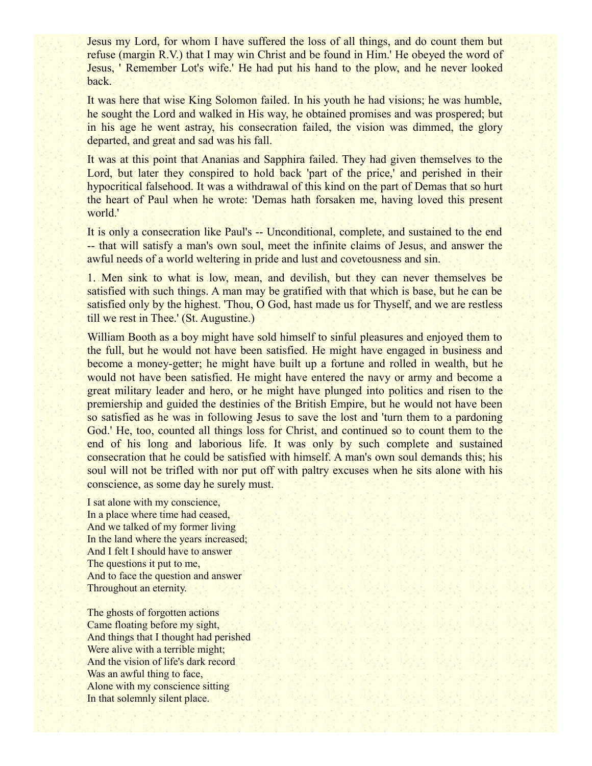Jesus my Lord, for whom I have suffered the loss of all things, and do count them but refuse (margin R.V.) that I may win Christ and be found in Him.' He obeyed the word of Jesus, ' Remember Lot's wife.' He had put his hand to the plow, and he never looked back.

It was here that wise King Solomon failed. In his youth he had visions; he was humble, he sought the Lord and walked in His way, he obtained promises and was prospered; but in his age he went astray, his consecration failed, the vision was dimmed, the glory departed, and great and sad was his fall.

It was at this point that Ananias and Sapphira failed. They had given themselves to the Lord, but later they conspired to hold back 'part of the price,' and perished in their hypocritical falsehood. It was a withdrawal of this kind on the part of Demas that so hurt the heart of Paul when he wrote: 'Demas hath forsaken me, having loved this present world.'

It is only a consecration like Paul's -- Unconditional, complete, and sustained to the end -- that will satisfy a man's own soul, meet the infinite claims of Jesus, and answer the awful needs of a world weltering in pride and lust and covetousness and sin.

1. Men sink to what is low, mean, and devilish, but they can never themselves be satisfied with such things. A man may be gratified with that which is base, but he can be satisfied only by the highest. 'Thou, O God, hast made us for Thyself, and we are restless till we rest in Thee.' (St. Augustine.)

William Booth as a boy might have sold himself to sinful pleasures and enjoyed them to the full, but he would not have been satisfied. He might have engaged in business and become a money-getter; he might have built up a fortune and rolled in wealth, but he would not have been satisfied. He might have entered the navy or army and become a great military leader and hero, or he might have plunged into politics and risen to the premiership and guided the destinies of the British Empire, but he would not have been so satisfied as he was in following Jesus to save the lost and 'turn them to a pardoning God.' He, too, counted all things loss for Christ, and continued so to count them to the end of his long and laborious life. It was only by such complete and sustained consecration that he could be satisfied with himself. A man's own soul demands this; his soul will not be trifled with nor put off with paltry excuses when he sits alone with his conscience, as some day he surely must.

I sat alone with my conscience,  
In a place where time had ceased,  
And we talked of my former living  
In the land where the years increased;  
And I felt I should have to answer  
The questions it put to me,  
And to face the question and answer  
Throughout an eternity.

The ghosts of forgotten actions  
Came floating before my sight,  
And things that I thought had perished  
Were alive with a terrible might;  
And the vision of life's dark record  
Was an awful thing to face,  
Alone with my conscience sitting  
In that solemnly silent place.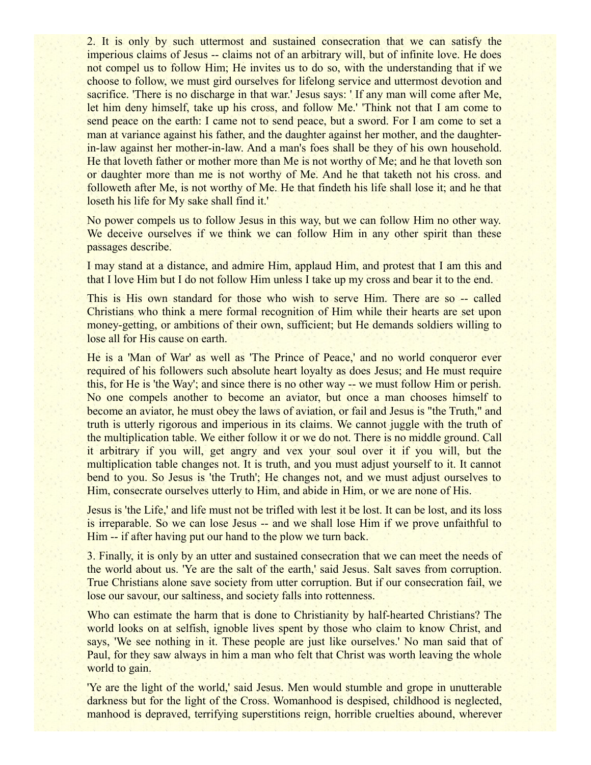2. It is only by such uttermost and sustained consecration that we can satisfy the imperious claims of Jesus -- claims not of an arbitrary will, but of infinite love. He does not compel us to follow Him; He invites us to do so, with the understanding that if we choose to follow, we must gird ourselves for lifelong service and uttermost devotion and sacrifice. 'There is no discharge in that war.' Jesus says: ' If any man will come after Me, let him deny himself, take up his cross, and follow Me.' 'Think not that I am come to send peace on the earth: I came not to send peace, but a sword. For I am come to set a man at variance against his father, and the daughter against her mother, and the daughter-in-law against her mother-in-law. And a man's foes shall be they of his own household. He that loveth father or mother more than Me is not worthy of Me; and he that loveth son or daughter more than me is not worthy of Me. And he that taketh not his cross. and followeth after Me, is not worthy of Me. He that findeth his life shall lose it; and he that loseth his life for My sake shall find it.'

No power compels us to follow Jesus in this way, but we can follow Him no other way. We deceive ourselves if we think we can follow Him in any other spirit than these passages describe.

I may stand at a distance, and admire Him, applaud Him, and protest that I am this and that I love Him but I do not follow Him unless I take up my cross and bear it to the end.

This is His own standard for those who wish to serve Him. There are so -- called Christians who think a mere formal recognition of Him while their hearts are set upon money-getting, or ambitions of their own, sufficient; but He demands soldiers willing to lose all for His cause on earth.

He is a 'Man of War' as well as 'The Prince of Peace,' and no world conqueror ever required of his followers such absolute heart loyalty as does Jesus; and He must require this, for He is 'the Way'; and since there is no other way -- we must follow Him or perish. No one compels another to become an aviator, but once a man chooses himself to become an aviator, he must obey the laws of aviation, or fail and Jesus is "the Truth," and truth is utterly rigorous and imperious in its claims. We cannot juggle with the truth of the multiplication table. We either follow it or we do not. There is no middle ground. Call it arbitrary if you will, get angry and vex your soul over it if you will, but the multiplication table changes not. It is truth, and you must adjust yourself to it. It cannot bend to you. So Jesus is 'the Truth'; He changes not, and we must adjust ourselves to Him, consecrate ourselves utterly to Him, and abide in Him, or we are none of His.

Jesus is 'the Life,' and life must not be trifled with lest it be lost. It can be lost, and its loss is irreparable. So we can lose Jesus -- and we shall lose Him if we prove unfaithful to Him -- if after having put our hand to the plow we turn back.

3. Finally, it is only by an utter and sustained consecration that we can meet the needs of the world about us. 'Ye are the salt of the earth,' said Jesus. Salt saves from corruption. True Christians alone save society from utter corruption. But if our consecration fail, we lose our savour, our saltiness, and society falls into rottenness.

Who can estimate the harm that is done to Christianity by half-hearted Christians? The world looks on at selfish, ignoble lives spent by those who claim to know Christ, and says, 'We see nothing in it. These people are just like ourselves.' No man said that of Paul, for they saw always in him a man who felt that Christ was worth leaving the whole world to gain.

'Ye are the light of the world,' said Jesus. Men would stumble and grope in unutterable darkness but for the light of the Cross. Womanhood is despised, childhood is neglected, manhood is depraved, terrifying superstitions reign, horrible cruelties abound, wherever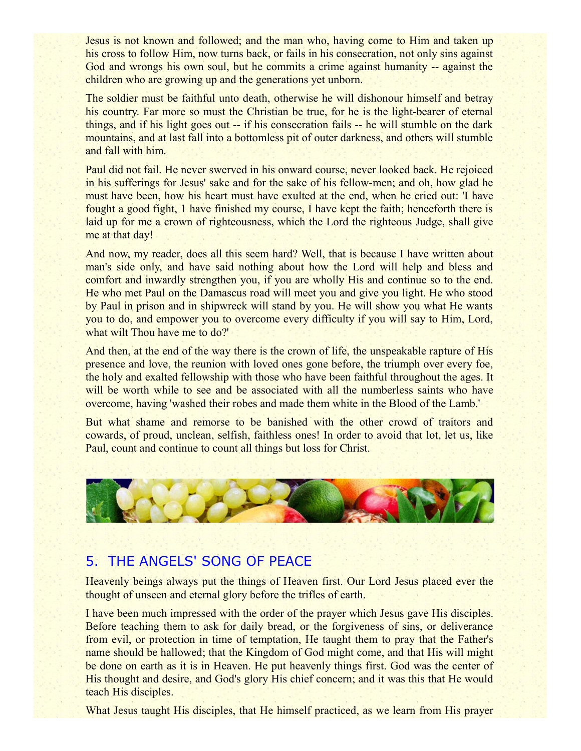Jesus is not known and followed; and the man who, having come to Him and taken up his cross to follow Him, now turns back, or fails in his consecration, not only sins against God and wrongs his own soul, but he commits a crime against humanity -- against the children who are growing up and the generations yet unborn.

The soldier must be faithful unto death, otherwise he will dishonour himself and betray his country. Far more so must the Christian be true, for he is the light-bearer of eternal things, and if his light goes out -- if his consecration fails -- he will stumble on the dark mountains, and at last fall into a bottomless pit of outer darkness, and others will stumble and fall with him.

Paul did not fail. He never swerved in his onward course, never looked back. He rejoiced in his sufferings for Jesus' sake and for the sake of his fellow-men; and oh, how glad he must have been, how his heart must have exulted at the end, when he cried out: 'I have fought a good fight, 1 have finished my course, I have kept the faith; henceforth there is laid up for me a crown of righteousness, which the Lord the righteous Judge, shall give me at that day!

And now, my reader, does all this seem hard? Well, that is because I have written about man's side only, and have said nothing about how the Lord will help and bless and comfort and inwardly strengthen you, if you are wholly His and continue so to the end. He who met Paul on the Damascus road will meet you and give you light. He who stood by Paul in prison and in shipwreck will stand by you. He will show you what He wants you to do, and empower you to overcome every difficulty if you will say to Him, Lord, what wilt Thou have me to do?'

And then, at the end of the way there is the crown of life, the unspeakable rapture of His presence and love, the reunion with loved ones gone before, the triumph over every foe, the holy and exalted fellowship with those who have been faithful throughout the ages. It will be worth while to see and be associated with all the numberless saints who have overcome, having 'washed their robes and made them white in the Blood of the Lamb.'

But what shame and remorse to be banished with the other crowd of traitors and cowards, of proud, unclean, selfish, faithless ones! In order to avoid that lot, let us, like Paul, count and continue to count all things but loss for Christ.

## 5. THE ANGELS' SONG OF PEACE

Heavenly beings always put the things of Heaven first. Our Lord Jesus placed ever the thought of unseen and eternal glory before the trifles of earth.

I have been much impressed with the order of the prayer which Jesus gave His disciples. Before teaching them to ask for daily bread, or the forgiveness of sins, or deliverance from evil, or protection in time of temptation, He taught them to pray that the Father's name should be hallowed; that the Kingdom of God might come, and that His will might be done on earth as it is in Heaven. He put heavenly things first. God was the center of His thought and desire, and God's glory His chief concern; and it was this that He would teach His disciples.

What Jesus taught His disciples, that He himself practiced, as we learn from His prayer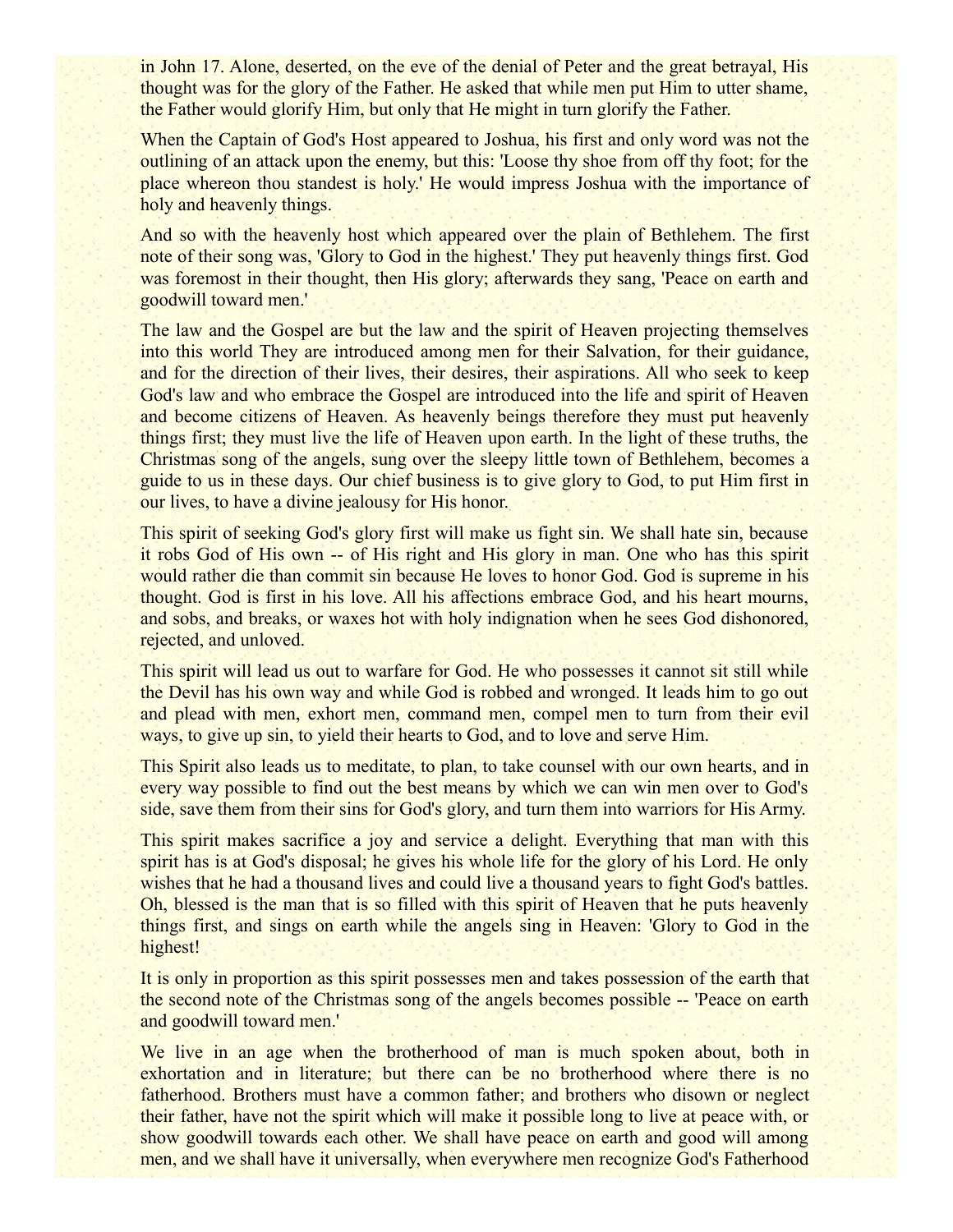in John 17. Alone, deserted, on the eve of the denial of Peter and the great betrayal, His thought was for the glory of the Father. He asked that while men put Him to utter shame, the Father would glorify Him, but only that He might in turn glorify the Father.

When the Captain of God's Host appeared to Joshua, his first and only word was not the outlining of an attack upon the enemy, but this: 'Loose thy shoe from off thy foot; for the place whereon thou standest is holy.' He would impress Joshua with the importance of holy and heavenly things.

And so with the heavenly host which appeared over the plain of Bethlehem. The first note of their song was, 'Glory to God in the highest.' They put heavenly things first. God was foremost in their thought, then His glory; afterwards they sang, 'Peace on earth and goodwill toward men.'

The law and the Gospel are but the law and the spirit of Heaven projecting themselves into this world They are introduced among men for their Salvation, for their guidance, and for the direction of their lives, their desires, their aspirations. All who seek to keep God's law and who embrace the Gospel are introduced into the life and spirit of Heaven and become citizens of Heaven. As heavenly beings therefore they must put heavenly things first; they must live the life of Heaven upon earth. In the light of these truths, the Christmas song of the angels, sung over the sleepy little town of Bethlehem, becomes a guide to us in these days. Our chief business is to give glory to God, to put Him first in our lives, to have a divine jealousy for His honor.

This spirit of seeking God's glory first will make us fight sin. We shall hate sin, because it robs God of His own -- of His right and His glory in man. One who has this spirit would rather die than commit sin because He loves to honor God. God is supreme in his thought. God is first in his love. All his affections embrace God, and his heart mourns, and sobs, and breaks, or waxes hot with holy indignation when he sees God dishonored, rejected, and unloved.

This spirit will lead us out to warfare for God. He who possesses it cannot sit still while the Devil has his own way and while God is robbed and wronged. It leads him to go out and plead with men, exhort men, command men, compel men to turn from their evil ways, to give up sin, to yield their hearts to God, and to love and serve Him.

This Spirit also leads us to meditate, to plan, to take counsel with our own hearts, and in every way possible to find out the best means by which we can win men over to God's side, save them from their sins for God's glory, and turn them into warriors for His Army.

This spirit makes sacrifice a joy and service a delight. Everything that man with this spirit has is at God's disposal; he gives his whole life for the glory of his Lord. He only wishes that he had a thousand lives and could live a thousand years to fight God's battles. Oh, blessed is the man that is so filled with this spirit of Heaven that he puts heavenly things first, and sings on earth while the angels sing in Heaven: 'Glory to God in the highest!

It is only in proportion as this spirit possesses men and takes possession of the earth that the second note of the Christmas song of the angels becomes possible -- 'Peace on earth and goodwill toward men.'

We live in an age when the brotherhood of man is much spoken about, both in exhortation and in literature; but there can be no brotherhood where there is no fatherhood. Brothers must have a common father; and brothers who disown or neglect their father, have not the spirit which will make it possible long to live at peace with, or show goodwill towards each other. We shall have peace on earth and good will among men, and we shall have it universally, when everywhere men recognize God's Fatherhood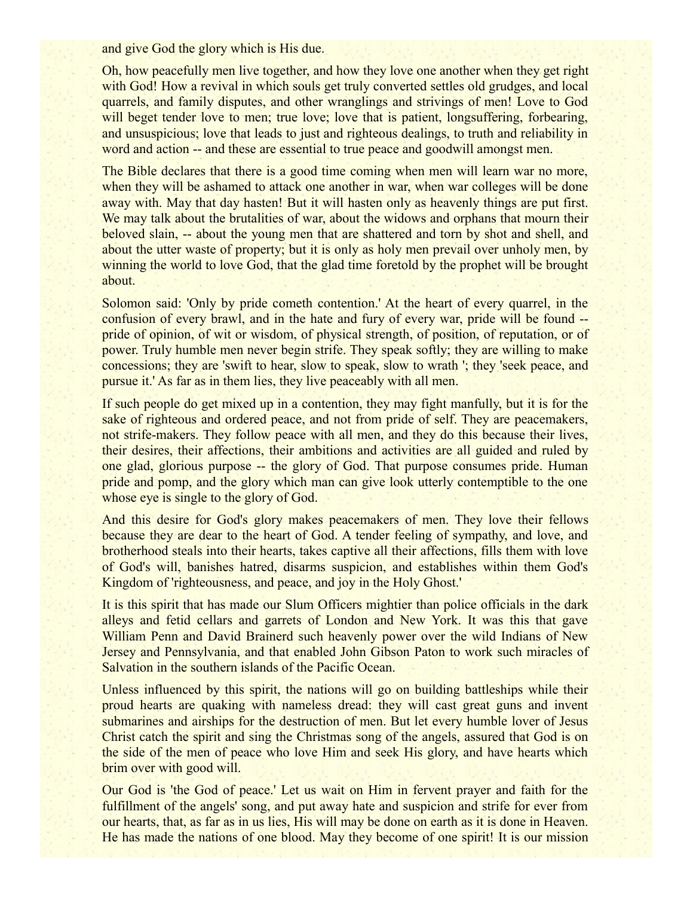and give God the glory which is His due.

Oh, how peacefully men live together, and how they love one another when they get right with God! How a revival in which souls get truly converted settles old grudges, and local quarrels, and family disputes, and other wranglings and strivings of men! Love to God will beget tender love to men; true love; love that is patient, longsuffering, forbearing, and unsuspicious; love that leads to just and righteous dealings, to truth and reliability in word and action -- and these are essential to true peace and goodwill amongst men.

The Bible declares that there is a good time coming when men will learn war no more, when they will be ashamed to attack one another in war, when war colleges will be done away with. May that day hasten! But it will hasten only as heavenly things are put first. We may talk about the brutalities of war, about the widows and orphans that mourn their beloved slain, -- about the young men that are shattered and torn by shot and shell, and about the utter waste of property; but it is only as holy men prevail over unholy men, by winning the world to love God, that the glad time foretold by the prophet will be brought about.

Solomon said: 'Only by pride cometh contention.' At the heart of every quarrel, in the confusion of every brawl, and in the hate and fury of every war, pride will be found -- pride of opinion, of wit or wisdom, of physical strength, of position, of reputation, or of power. Truly humble men never begin strife. They speak softly; they are willing to make concessions; they are 'swift to hear, slow to speak, slow to wrath '; they 'seek peace, and pursue it.' As far as in them lies, they live peaceably with all men.

If such people do get mixed up in a contention, they may fight manfully, but it is for the sake of righteous and ordered peace, and not from pride of self. They are peacemakers, not strife-makers. They follow peace with all men, and they do this because their lives, their desires, their affections, their ambitions and activities are all guided and ruled by one glad, glorious purpose -- the glory of God. That purpose consumes pride. Human pride and pomp, and the glory which man can give look utterly contemptible to the one whose eye is single to the glory of God.

And this desire for God's glory makes peacemakers of men. They love their fellows because they are dear to the heart of God. A tender feeling of sympathy, and love, and brotherhood steals into their hearts, takes captive all their affections, fills them with love of God's will, banishes hatred, disarms suspicion, and establishes within them God's Kingdom of 'righteousness, and peace, and joy in the Holy Ghost.'

It is this spirit that has made our Slum Officers mightier than police officials in the dark alleys and fetid cellars and garrets of London and New York. It was this that gave William Penn and David Brainerd such heavenly power over the wild Indians of New Jersey and Pennsylvania, and that enabled John Gibson Paton to work such miracles of Salvation in the southern islands of the Pacific Ocean.

Unless influenced by this spirit, the nations will go on building battleships while their proud hearts are quaking with nameless dread: they will cast great guns and invent submarines and airships for the destruction of men. But let every humble lover of Jesus Christ catch the spirit and sing the Christmas song of the angels, assured that God is on the side of the men of peace who love Him and seek His glory, and have hearts which brim over with good will.

Our God is 'the God of peace.' Let us wait on Him in fervent prayer and faith for the fulfillment of the angels' song, and put away hate and suspicion and strife for ever from our hearts, that, as far as in us lies, His will may be done on earth as it is done in Heaven. He has made the nations of one blood. May they become of one spirit! It is our mission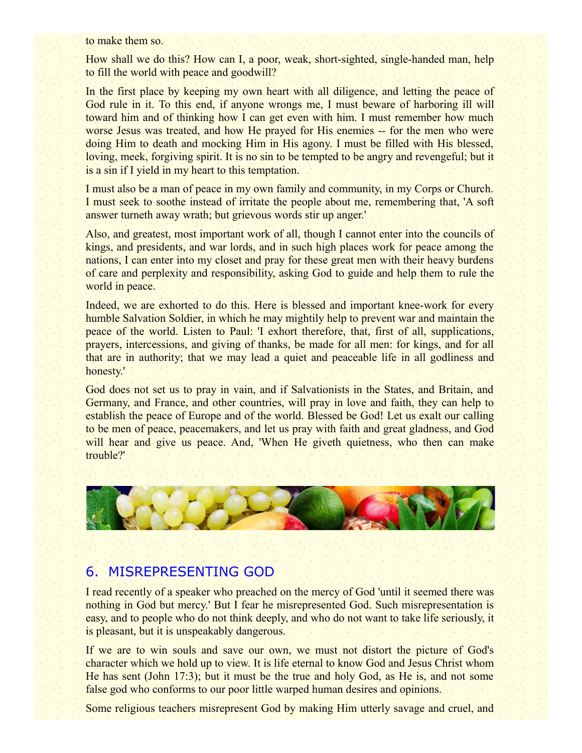to make them so.

How shall we do this? How can I, a poor, weak, short-sighted, single-handed man, help to fill the world with peace and goodwill?

In the first place by keeping my own heart with all diligence, and letting the peace of God rule in it. To this end, if anyone wrongs me, I must beware of harboring ill will toward him and of thinking how I can get even with him. I must remember how much worse Jesus was treated, and how He prayed for His enemies -- for the men who were doing Him to death and mocking Him in His agony. I must be filled with His blessed, loving, meek, forgiving spirit. It is no sin to be tempted to be angry and revengeful; but it is a sin if I yield in my heart to this temptation.

I must also be a man of peace in my own family and community, in my Corps or Church. I must seek to soothe instead of irritate the people about me, remembering that, 'A soft answer turneth away wrath; but grievous words stir up anger.'

Also, and greatest, most important work of all, though I cannot enter into the councils of kings, and presidents, and war lords, and in such high places work for peace among the nations, I can enter into my closet and pray for these great men with their heavy burdens of care and perplexity and responsibility, asking God to guide and help them to rule the world in peace.

Indeed, we are exhorted to do this. Here is blessed and important knee-work for every humble Salvation Soldier, in which he may mightily help to prevent war and maintain the peace of the world. Listen to Paul: 'I exhort therefore, that, first of all, supplications, prayers, intercessions, and giving of thanks, be made for all men: for kings, and for all that are in authority; that we may lead a quiet and peaceable life in all godliness and honesty.'

God does not set us to pray in vain, and if Salvationists in the States, and Britain, and Germany, and France, and other countries, will pray in love and faith, they can help to establish the peace of Europe and of the world. Blessed be God! Let us exalt our calling to be men of peace, peacemakers, and let us pray with faith and great gladness, and God will hear and give us peace. And, 'When He giveth quietness, who then can make trouble?'

## 6. MISREPRESENTING GOD

I read recently of a speaker who preached on the mercy of God 'until it seemed there was nothing in God but mercy.' But I fear he misrepresented God. Such misrepresentation is easy, and to people who do not think deeply, and who do not want to take life seriously, it is pleasant, but it is unspeakably dangerous.

If we are to win souls and save our own, we must not distort the picture of God's character which we hold up to view. It is life eternal to know God and Jesus Christ whom He has sent (John 17:3); but it must be the true and holy God, as He is, and not some false god who conforms to our poor little warped human desires and opinions.

Some religious teachers misrepresent God by making Him utterly savage and cruel, and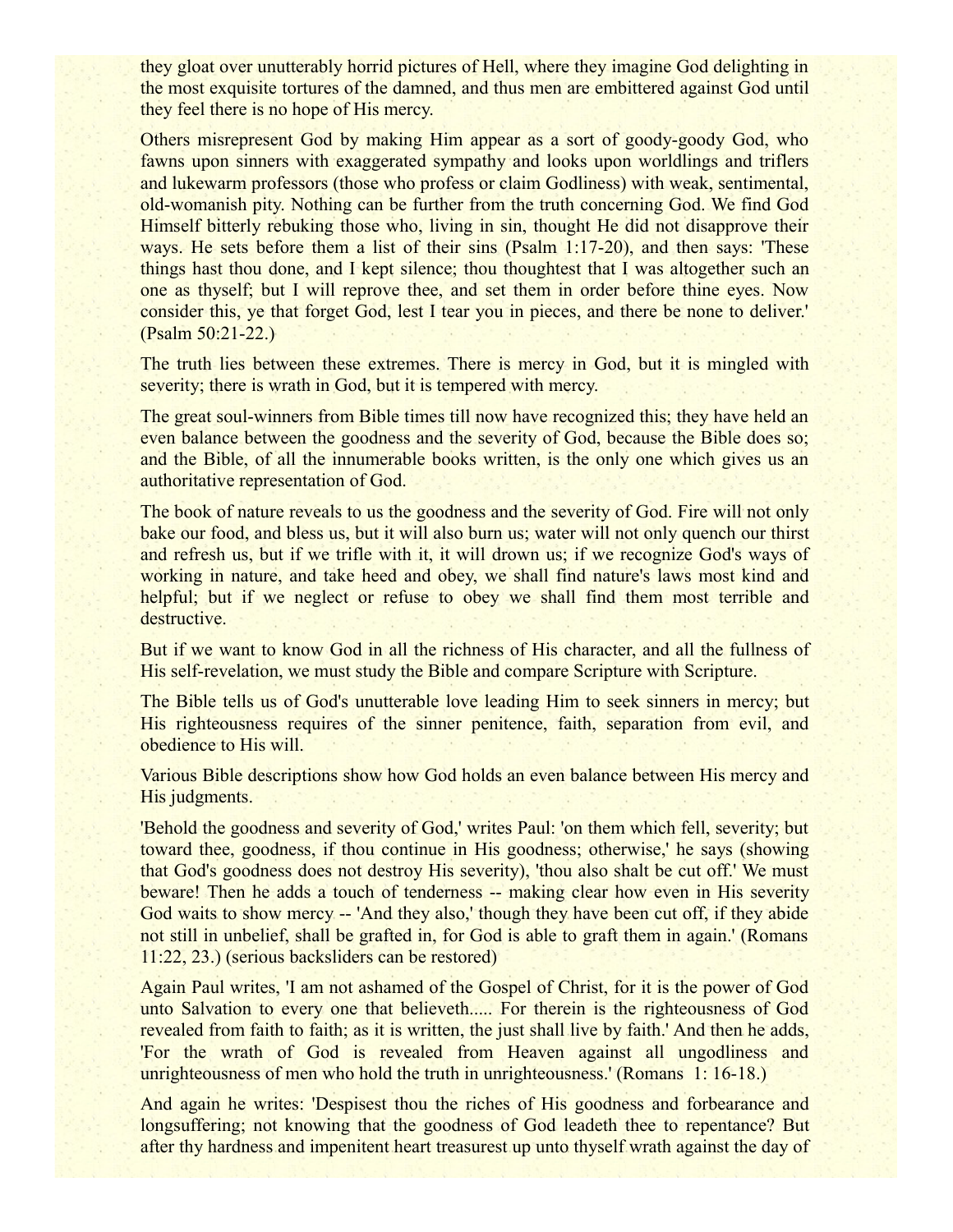they gloat over unutterably horrid pictures of Hell, where they imagine God delighting in the most exquisite tortures of the damned, and thus men are embittered against God until they feel there is no hope of His mercy.

Others misrepresent God by making Him appear as a sort of goody-goody God, who fawns upon sinners with exaggerated sympathy and looks upon worldlings and triflers and lukewarm professors (those who profess or claim Godliness) with weak, sentimental, old-womanish pity. Nothing can be further from the truth concerning God. We find God Himself bitterly rebuking those who, living in sin, thought He did not disapprove their ways. He sets before them a list of their sins (Psalm 1:17-20), and then says: 'These things hast thou done, and I kept silence; thou thoughtest that I was altogether such an one as thyself; but I will reprove thee, and set them in order before thine eyes. Now consider this, ye that forget God, lest I tear you in pieces, and there be none to deliver.' (Psalm 50:21-22.)

The truth lies between these extremes. There is mercy in God, but it is mingled with severity; there is wrath in God, but it is tempered with mercy.

The great soul-winners from Bible times till now have recognized this; they have held an even balance between the goodness and the severity of God, because the Bible does so; and the Bible, of all the innumerable books written, is the only one which gives us an authoritative representation of God.

The book of nature reveals to us the goodness and the severity of God. Fire will not only bake our food, and bless us, but it will also burn us; water will not only quench our thirst and refresh us, but if we trifle with it, it will drown us; if we recognize God's ways of working in nature, and take heed and obey, we shall find nature's laws most kind and helpful; but if we neglect or refuse to obey we shall find them most terrible and destructive.

But if we want to know God in all the richness of His character, and all the fullness of His self-revelation, we must study the Bible and compare Scripture with Scripture.

The Bible tells us of God's unutterable love leading Him to seek sinners in mercy; but His righteousness requires of the sinner penitence, faith, separation from evil, and obedience to His will.

Various Bible descriptions show how God holds an even balance between His mercy and His judgments.

'Behold the goodness and severity of God,' writes Paul: 'on them which fell, severity; but toward thee, goodness, if thou continue in His goodness; otherwise,' he says (showing that God's goodness does not destroy His severity), 'thou also shalt be cut off.' We must beware! Then he adds a touch of tenderness -- making clear how even in His severity God waits to show mercy -- 'And they also,' though they have been cut off, if they abide not still in unbelief, shall be grafted in, for God is able to graft them in again.' (Romans 11:22, 23.) (serious backsliders can be restored)

Again Paul writes, 'I am not ashamed of the Gospel of Christ, for it is the power of God unto Salvation to every one that believeth..... For therein is the righteousness of God revealed from faith to faith; as it is written, the just shall live by faith.' And then he adds, 'For the wrath of God is revealed from Heaven against all ungodliness and unrighteousness of men who hold the truth in unrighteousness.' (Romans 1: 16-18.)

And again he writes: 'Despisest thou the riches of His goodness and forbearance and longsuffering; not knowing that the goodness of God leadeth thee to repentance? But after thy hardness and impenitent heart treasurest up unto thyself wrath against the day of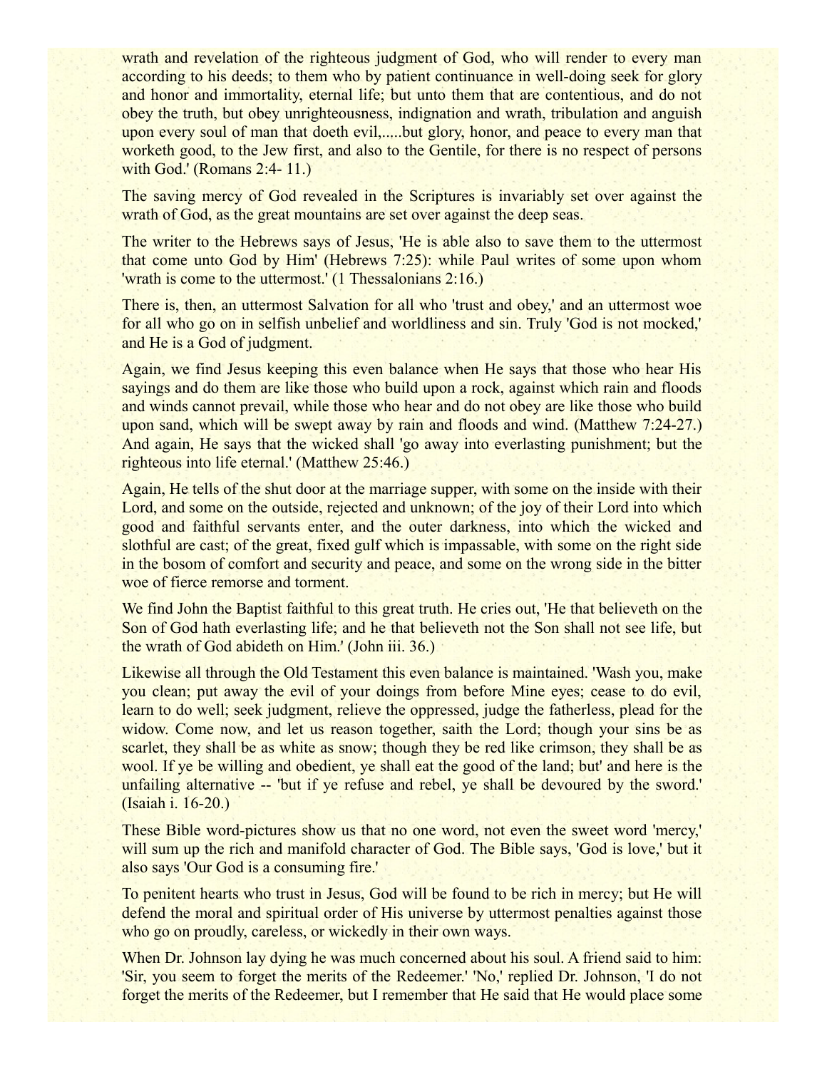wrath and revelation of the righteous judgment of God, who will render to every man according to his deeds; to them who by patient continuance in well-doing seek for glory and honor and immortality, eternal life; but unto them that are contentious, and do not obey the truth, but obey unrighteousness, indignation and wrath, tribulation and anguish upon every soul of man that doeth evil,.....but glory, honor, and peace to every man that worketh good, to the Jew first, and also to the Gentile, for there is no respect of persons with God.' (Romans 2:4- 11.)

The saving mercy of God revealed in the Scriptures is invariably set over against the wrath of God, as the great mountains are set over against the deep seas.

The writer to the Hebrews says of Jesus, 'He is able also to save them to the uttermost that come unto God by Him' (Hebrews 7:25): while Paul writes of some upon whom 'wrath is come to the uttermost.' (1 Thessalonians 2:16.)

There is, then, an uttermost Salvation for all who 'trust and obey,' and an uttermost woe for all who go on in selfish unbelief and worldliness and sin. Truly 'God is not mocked,' and He is a God of judgment.

Again, we find Jesus keeping this even balance when He says that those who hear His sayings and do them are like those who build upon a rock, against which rain and floods and winds cannot prevail, while those who hear and do not obey are like those who build upon sand, which will be swept away by rain and floods and wind. (Matthew 7:24-27.) And again, He says that the wicked shall 'go away into everlasting punishment; but the righteous into life eternal.' (Matthew 25:46.)

Again, He tells of the shut door at the marriage supper, with some on the inside with their Lord, and some on the outside, rejected and unknown; of the joy of their Lord into which good and faithful servants enter, and the outer darkness, into which the wicked and slothful are cast; of the great, fixed gulf which is impassable, with some on the right side in the bosom of comfort and security and peace, and some on the wrong side in the bitter woe of fierce remorse and torment.

We find John the Baptist faithful to this great truth. He cries out, 'He that believeth on the Son of God hath everlasting life; and he that believeth not the Son shall not see life, but the wrath of God abideth on Him.' (John iii. 36.)

Likewise all through the Old Testament this even balance is maintained. 'Wash you, make you clean; put away the evil of your doings from before Mine eyes; cease to do evil, learn to do well; seek judgment, relieve the oppressed, judge the fatherless, plead for the widow. Come now, and let us reason together, saith the Lord; though your sins be as scarlet, they shall be as white as snow; though they be red like crimson, they shall be as wool. If ye be willing and obedient, ye shall eat the good of the land; but' and here is the unfailing alternative -- 'but if ye refuse and rebel, ye shall be devoured by the sword.' (Isaiah i. 16-20.)

These Bible word-pictures show us that no one word, not even the sweet word 'mercy,' will sum up the rich and manifold character of God. The Bible says, 'God is love,' but it also says 'Our God is a consuming fire.'

To penitent hearts who trust in Jesus, God will be found to be rich in mercy; but He will defend the moral and spiritual order of His universe by uttermost penalties against those who go on proudly, careless, or wickedly in their own ways.

When Dr. Johnson lay dying he was much concerned about his soul. A friend said to him: 'Sir, you seem to forget the merits of the Redeemer.' 'No,' replied Dr. Johnson, 'I do not forget the merits of the Redeemer, but I remember that He said that He would place some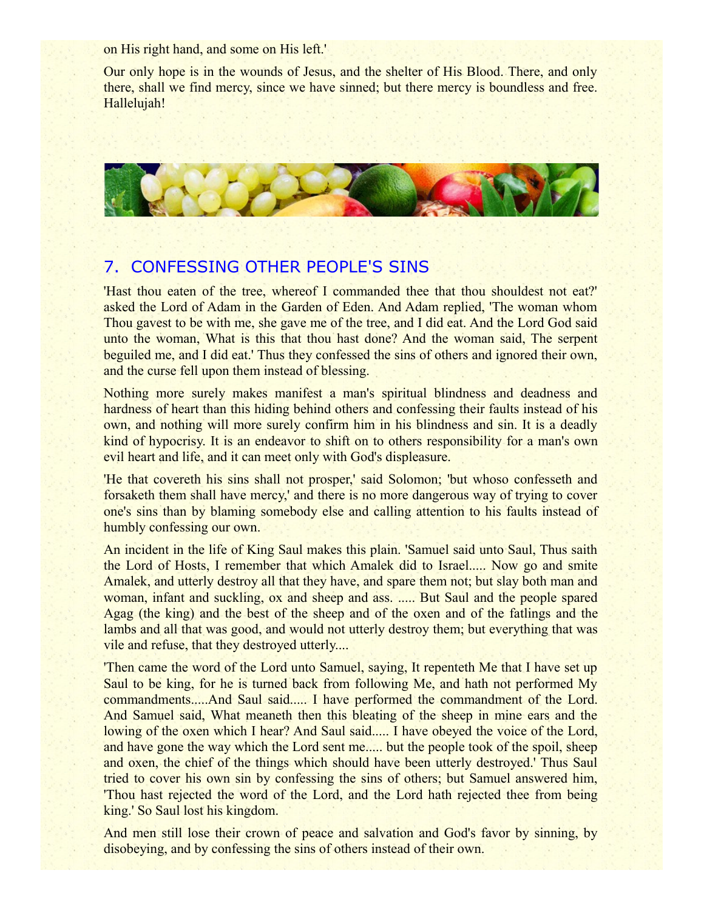on His right hand, and some on His left.'

Our only hope is in the wounds of Jesus, and the shelter of His Blood. There, and only there, shall we find mercy, since we have sinned; but there mercy is boundless and free. Hallelujah!

## 7. CONFESSING OTHER PEOPLE'S SINS

'Hast thou eaten of the tree, whereof I commanded thee that thou shouldest not eat?' asked the Lord of Adam in the Garden of Eden. And Adam replied, 'The woman whom Thou gavest to be with me, she gave me of the tree, and I did eat. And the Lord God said unto the woman, What is this that thou hast done? And the woman said, The serpent beguiled me, and I did eat.' Thus they confessed the sins of others and ignored their own, and the curse fell upon them instead of blessing.

Nothing more surely makes manifest a man's spiritual blindness and deadness and hardness of heart than this hiding behind others and confessing their faults instead of his own, and nothing will more surely confirm him in his blindness and sin. It is a deadly kind of hypocrisy. It is an endeavor to shift on to others responsibility for a man's own evil heart and life, and it can meet only with God's displeasure.

'He that covereth his sins shall not prosper,' said Solomon; 'but whoso confesseth and forsaketh them shall have mercy,' and there is no more dangerous way of trying to cover one's sins than by blaming somebody else and calling attention to his faults instead of humbly confessing our own.

An incident in the life of King Saul makes this plain. 'Samuel said unto Saul, Thus saith the Lord of Hosts, I remember that which Amalek did to Israel..... Now go and smite Amalek, and utterly destroy all that they have, and spare them not; but slay both man and woman, infant and suckling, ox and sheep and ass. ..... But Saul and the people spared Agag (the king) and the best of the sheep and of the oxen and of the fatlings and the lambs and all that was good, and would not utterly destroy them; but everything that was vile and refuse, that they destroyed utterly....

'Then came the word of the Lord unto Samuel, saying, It repenteth Me that I have set up Saul to be king, for he is turned back from following Me, and hath not performed My commandments.....And Saul said..... I have performed the commandment of the Lord. And Samuel said, What meaneth then this bleating of the sheep in mine ears and the lowing of the oxen which I hear? And Saul said..... I have obeyed the voice of the Lord, and have gone the way which the Lord sent me..... but the people took of the spoil, sheep and oxen, the chief of the things which should have been utterly destroyed.' Thus Saul tried to cover his own sin by confessing the sins of others; but Samuel answered him, 'Thou hast rejected the word of the Lord, and the Lord hath rejected thee from being king.' So Saul lost his kingdom.

And men still lose their crown of peace and salvation and God's favor by sinning, by disobeying, and by confessing the sins of others instead of their own.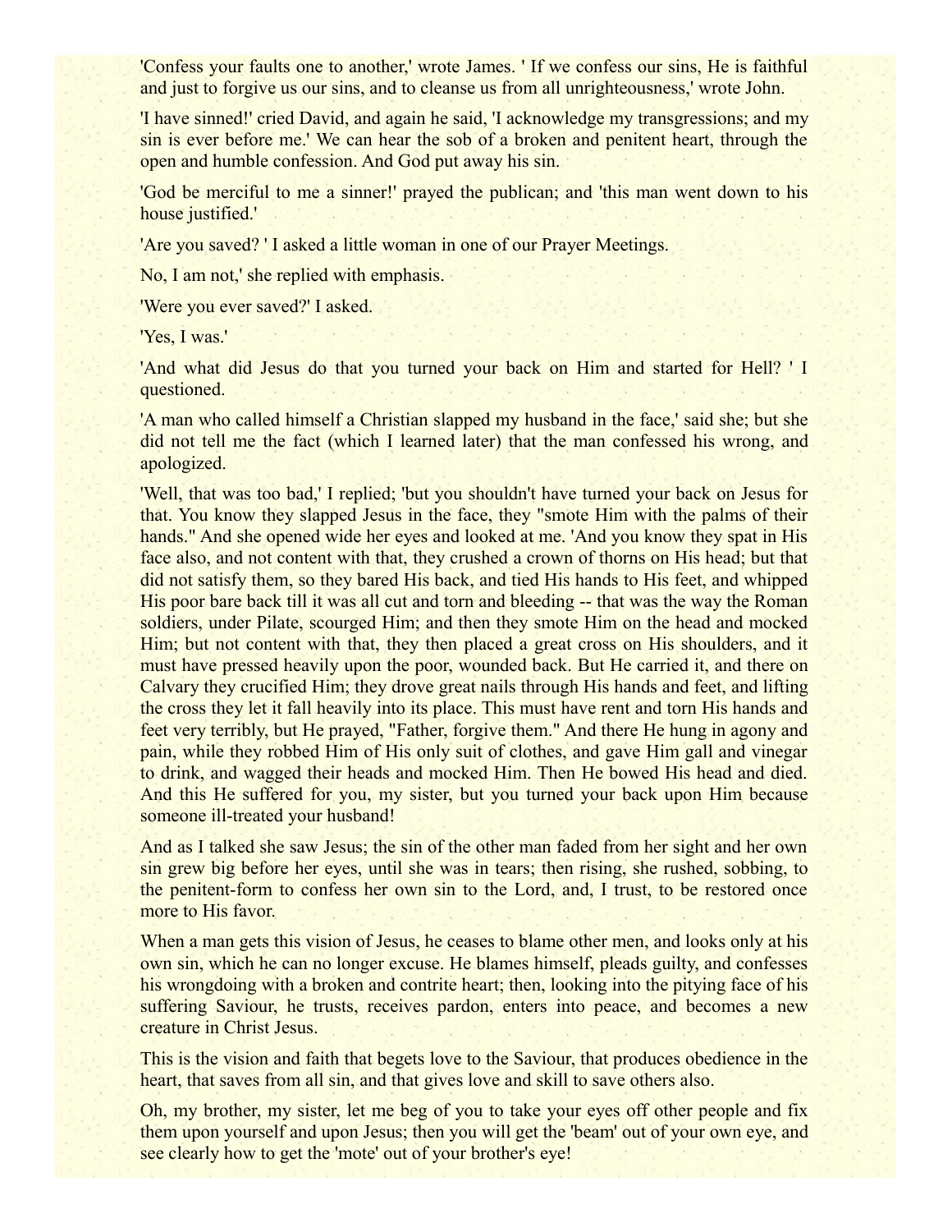'Confess your faults one to another,' wrote James. ' If we confess our sins, He is faithful and just to forgive us our sins, and to cleanse us from all unrighteousness,' wrote John.

'I have sinned!' cried David, and again he said, 'I acknowledge my transgressions; and my sin is ever before me.' We can hear the sob of a broken and penitent heart, through the open and humble confession. And God put away his sin.

'God be merciful to me a sinner!' prayed the publican; and 'this man went down to his house justified.'

'Are you saved? ' I asked a little woman in one of our Prayer Meetings.

No, I am not,' she replied with emphasis.

'Were you ever saved?' I asked.

'Yes, I was.'

'And what did Jesus do that you turned your back on Him and started for Hell? ' I questioned.

'A man who called himself a Christian slapped my husband in the face,' said she; but she did not tell me the fact (which I learned later) that the man confessed his wrong, and apologized.

'Well, that was too bad,' I replied; 'but you shouldn't have turned your back on Jesus for that. You know they slapped Jesus in the face, they "smote Him with the palms of their hands." And she opened wide her eyes and looked at me. 'And you know they spat in His face also, and not content with that, they crushed a crown of thorns on His head; but that did not satisfy them, so they bared His back, and tied His hands to His feet, and whipped His poor bare back till it was all cut and torn and bleeding -- that was the way the Roman soldiers, under Pilate, scourged Him; and then they smote Him on the head and mocked Him; but not content with that, they then placed a great cross on His shoulders, and it must have pressed heavily upon the poor, wounded back. But He carried it, and there on Calvary they crucified Him; they drove great nails through His hands and feet, and lifting the cross they let it fall heavily into its place. This must have rent and torn His hands and feet very terribly, but He prayed, "Father, forgive them." And there He hung in agony and pain, while they robbed Him of His only suit of clothes, and gave Him gall and vinegar to drink, and wagged their heads and mocked Him. Then He bowed His head and died. And this He suffered for you, my sister, but you turned your back upon Him because someone ill-treated your husband!

And as I talked she saw Jesus; the sin of the other man faded from her sight and her own sin grew big before her eyes, until she was in tears; then rising, she rushed, sobbing, to the penitent-form to confess her own sin to the Lord, and, I trust, to be restored once more to His favor.

When a man gets this vision of Jesus, he ceases to blame other men, and looks only at his own sin, which he can no longer excuse. He blames himself, pleads guilty, and confesses his wrongdoing with a broken and contrite heart; then, looking into the pitying face of his suffering Saviour, he trusts, receives pardon, enters into peace, and becomes a new creature in Christ Jesus.

This is the vision and faith that begets love to the Saviour, that produces obedience in the heart, that saves from all sin, and that gives love and skill to save others also.

Oh, my brother, my sister, let me beg of you to take your eyes off other people and fix them upon yourself and upon Jesus; then you will get the 'beam' out of your own eye, and see clearly how to get the 'mote' out of your brother's eye!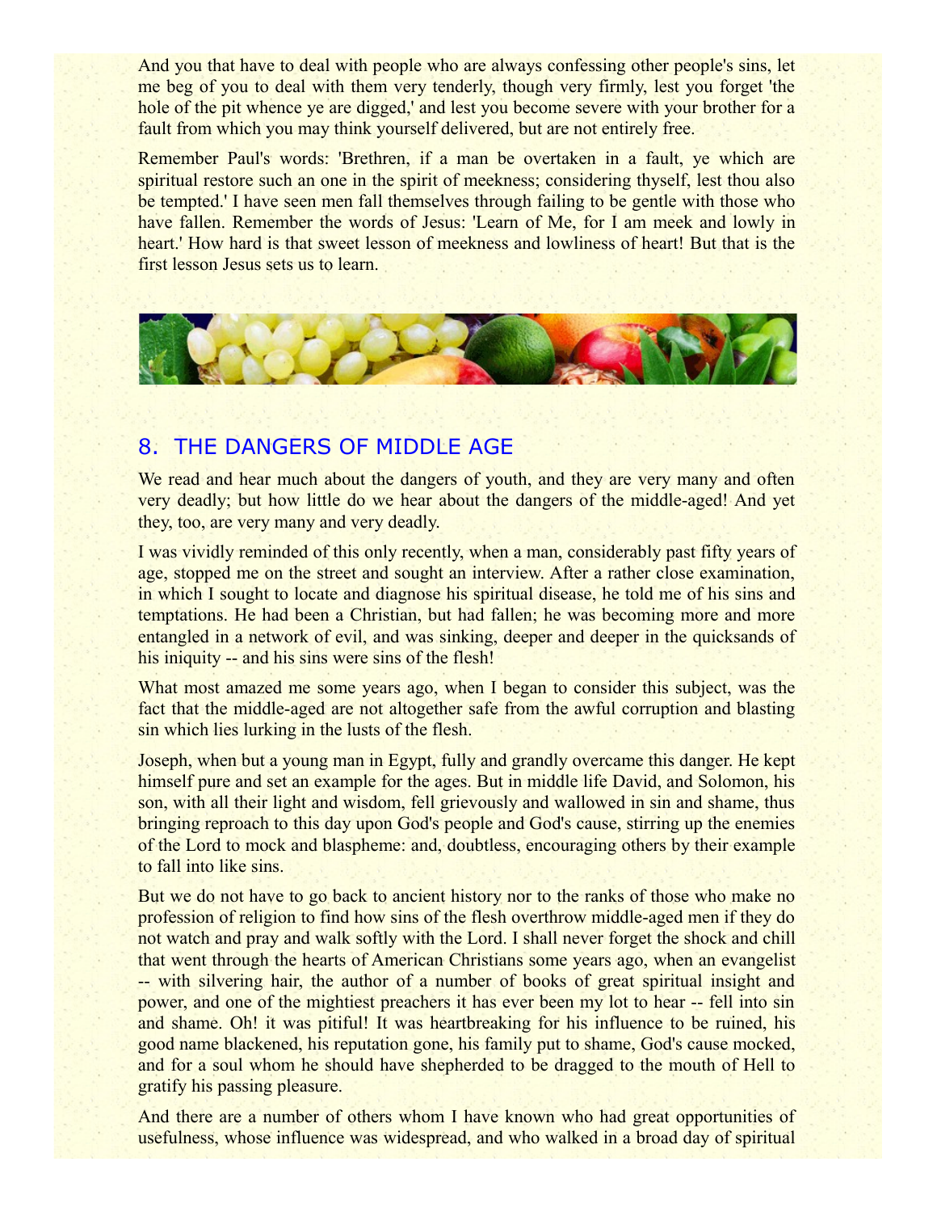And you that have to deal with people who are always confessing other people's sins, let me beg of you to deal with them very tenderly, though very firmly, lest you forget 'the hole of the pit whence ye are digged,' and lest you become severe with your brother for a fault from which you may think yourself delivered, but are not entirely free.

Remember Paul's words: 'Brethren, if a man be overtaken in a fault, ye which are spiritual restore such an one in the spirit of meekness; considering thyself, lest thou also be tempted.' I have seen men fall themselves through failing to be gentle with those who have fallen. Remember the words of Jesus: 'Learn of Me, for I am meek and lowly in heart.' How hard is that sweet lesson of meekness and lowliness of heart! But that is the first lesson Jesus sets us to learn.

## 8. THE DANGERS OF MIDDLE AGE

We read and hear much about the dangers of youth, and they are very many and often very deadly; but how little do we hear about the dangers of the middle-aged! And yet they, too, are very many and very deadly.

I was vividly reminded of this only recently, when a man, considerably past fifty years of age, stopped me on the street and sought an interview. After a rather close examination, in which I sought to locate and diagnose his spiritual disease, he told me of his sins and temptations. He had been a Christian, but had fallen; he was becoming more and more entangled in a network of evil, and was sinking, deeper and deeper in the quicksands of his iniquity -- and his sins were sins of the flesh!

What most amazed me some years ago, when I began to consider this subject, was the fact that the middle-aged are not altogether safe from the awful corruption and blasting sin which lies lurking in the lusts of the flesh.

Joseph, when but a young man in Egypt, fully and grandly overcame this danger. He kept himself pure and set an example for the ages. But in middle life David, and Solomon, his son, with all their light and wisdom, fell grievously and wallowed in sin and shame, thus bringing reproach to this day upon God's people and God's cause, stirring up the enemies of the Lord to mock and blaspheme: and, doubtless, encouraging others by their example to fall into like sins.

But we do not have to go back to ancient history nor to the ranks of those who make no profession of religion to find how sins of the flesh overthrow middle-aged men if they do not watch and pray and walk softly with the Lord. I shall never forget the shock and chill that went through the hearts of American Christians some years ago, when an evangelist -- with silvering hair, the author of a number of books of great spiritual insight and power, and one of the mightiest preachers it has ever been my lot to hear -- fell into sin and shame. Oh! it was pitiful! It was heartbreaking for his influence to be ruined, his good name blackened, his reputation gone, his family put to shame, God's cause mocked, and for a soul whom he should have shepherded to be dragged to the mouth of Hell to gratify his passing pleasure.

And there are a number of others whom I have known who had great opportunities of usefulness, whose influence was widespread, and who walked in a broad day of spiritual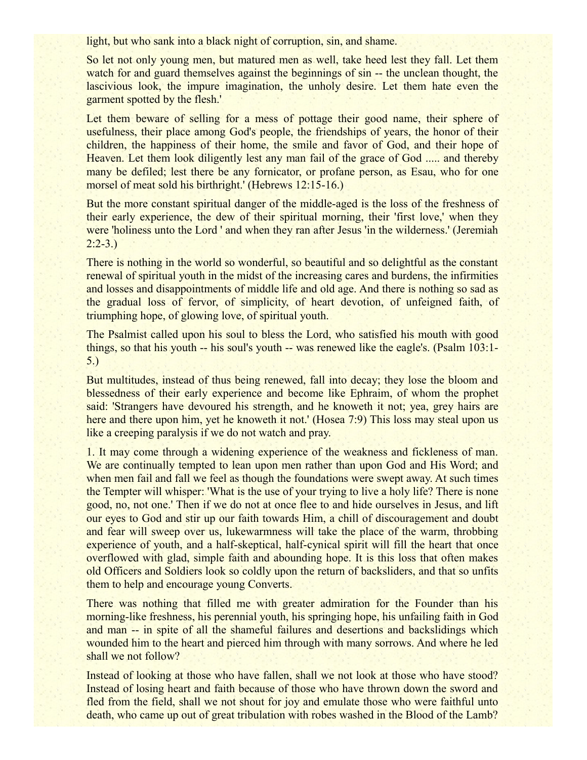light, but who sank into a black night of corruption, sin, and shame.

So let not only young men, but matured men as well, take heed lest they fall. Let them watch for and guard themselves against the beginnings of sin -- the unclean thought, the lascivious look, the impure imagination, the unholy desire. Let them hate even the garment spotted by the flesh.'

Let them beware of selling for a mess of pottage their good name, their sphere of usefulness, their place among God's people, the friendships of years, the honor of their children, the happiness of their home, the smile and favor of God, and their hope of Heaven. Let them look diligently lest any man fail of the grace of God ..... and thereby many be defiled; lest there be any fornicator, or profane person, as Esau, who for one morsel of meat sold his birthright.' (Hebrews 12:15-16.)

But the more constant spiritual danger of the middle-aged is the loss of the freshness of their early experience, the dew of their spiritual morning, their 'first love,' when they were 'holiness unto the Lord ' and when they ran after Jesus 'in the wilderness.' (Jeremiah 2:2-3.)

There is nothing in the world so wonderful, so beautiful and so delightful as the constant renewal of spiritual youth in the midst of the increasing cares and burdens, the infirmities and losses and disappointments of middle life and old age. And there is nothing so sad as the gradual loss of fervor, of simplicity, of heart devotion, of unfeigned faith, of triumphing hope, of glowing love, of spiritual youth.

The Psalmist called upon his soul to bless the Lord, who satisfied his mouth with good things, so that his youth -- his soul's youth -- was renewed like the eagle's. (Psalm 103:1-5.)

But multitudes, instead of thus being renewed, fall into decay; they lose the bloom and blessedness of their early experience and become like Ephraim, of whom the prophet said: 'Strangers have devoured his strength, and he knoweth it not; yea, grey hairs are here and there upon him, yet he knoweth it not.' (Hosea 7:9) This loss may steal upon us like a creeping paralysis if we do not watch and pray.

1. It may come through a widening experience of the weakness and fickleness of man. We are continually tempted to lean upon men rather than upon God and His Word; and when men fail and fall we feel as though the foundations were swept away. At such times the Tempter will whisper: 'What is the use of your trying to live a holy life? There is none good, no, not one.' Then if we do not at once flee to and hide ourselves in Jesus, and lift our eyes to God and stir up our faith towards Him, a chill of discouragement and doubt and fear will sweep over us, lukewarmness will take the place of the warm, throbbing experience of youth, and a half-skeptical, half-cynical spirit will fill the heart that once overflowed with glad, simple faith and abounding hope. It is this loss that often makes old Officers and Soldiers look so coldly upon the return of backsliders, and that so unfits them to help and encourage young Converts.

There was nothing that filled me with greater admiration for the Founder than his morning-like freshness, his perennial youth, his springing hope, his unfailing faith in God and man -- in spite of all the shameful failures and desertions and backslidings which wounded him to the heart and pierced him through with many sorrows. And where he led shall we not follow?

Instead of looking at those who have fallen, shall we not look at those who have stood? Instead of losing heart and faith because of those who have thrown down the sword and fled from the field, shall we not shout for joy and emulate those who were faithful unto death, who came up out of great tribulation with robes washed in the Blood of the Lamb?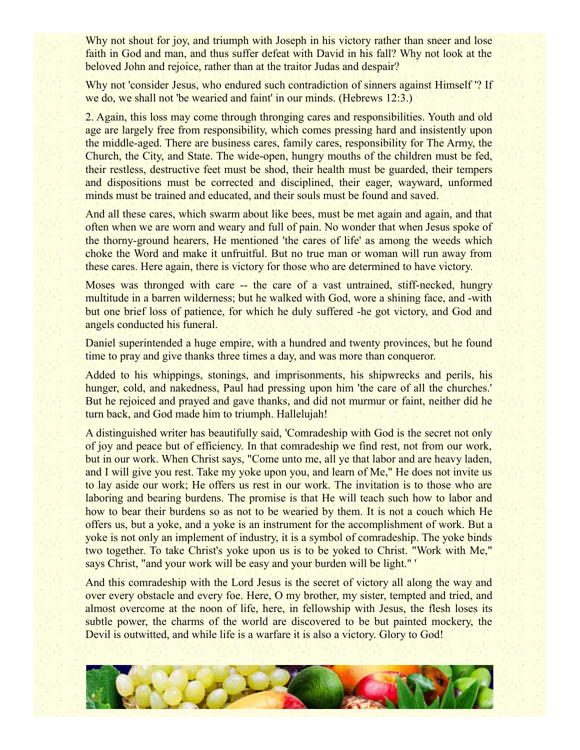Why not shout for joy, and triumph with Joseph in his victory rather than sneer and lose faith in God and man, and thus suffer defeat with David in his fall? Why not look at the beloved John and rejoice, rather than at the traitor Judas and despair?

Why not 'consider Jesus, who endured such contradiction of sinners against Himself '? If we do, we shall not 'be wearied and faint' in our minds. (Hebrews 12:3.)

2. Again, this loss may come through thronging cares and responsibilities. Youth and old age are largely free from responsibility, which comes pressing hard and insistently upon the middle-aged. There are business cares, family cares, responsibility for The Army, the Church, the City, and State. The wide-open, hungry mouths of the children must be fed, their restless, destructive feet must be shod, their health must be guarded, their tempers and dispositions must be corrected and disciplined, their eager, wayward, unformed minds must be trained and educated, and their souls must be found and saved.

And all these cares, which swarm about like bees, must be met again and again, and that often when we are worn and weary and full of pain. No wonder that when Jesus spoke of the thorny-ground hearers, He mentioned 'the cares of life' as among the weeds which choke the Word and make it unfruitful. But no true man or woman will run away from these cares. Here again, there is victory for those who are determined to have victory.

Moses was thronged with care -- the care of a vast untrained, stiff-necked, hungry multitude in a barren wilderness; but he walked with God, wore a shining face, and -with but one brief loss of patience, for which he duly suffered -he got victory, and God and angels conducted his funeral.

Daniel superintended a huge empire, with a hundred and twenty provinces, but he found time to pray and give thanks three times a day, and was more than conqueror.

Added to his whippings, stonings, and imprisonments, his shipwrecks and perils, his hunger, cold, and nakedness, Paul had pressing upon him 'the care of all the churches.' But he rejoiced and prayed and gave thanks, and did not murmur or faint, neither did he turn back, and God made him to triumph. Hallelujah!

A distinguished writer has beautifully said, 'Comradeship with God is the secret not only of joy and peace but of efficiency. In that comradeship we find rest, not from our work, but in our work. When Christ says, "Come unto me, all ye that labor and are heavy laden, and I will give you rest. Take my yoke upon you, and learn of Me," He does not invite us to lay aside our work; He offers us rest in our work. The invitation is to those who are laboring and bearing burdens. The promise is that He will teach such how to labor and how to bear their burdens so as not to be wearied by them. It is not a couch which He offers us, but a yoke, and a yoke is an instrument for the accomplishment of work. But a yoke is not only an implement of industry, it is a symbol of comradeship. The yoke binds two together. To take Christ's yoke upon us is to be yoked to Christ. "Work with Me," says Christ, "and your work will be easy and your burden will be light." '

And this comradeship with the Lord Jesus is the secret of victory all along the way and over every obstacle and every foe. Here, O my brother, my sister, tempted and tried, and almost overcome at the noon of life, here, in fellowship with Jesus, the flesh loses its subtle power, the charms of the world are discovered to be but painted mockery, the Devil is outwitted, and while life is a warfare it is also a victory. Glory to God!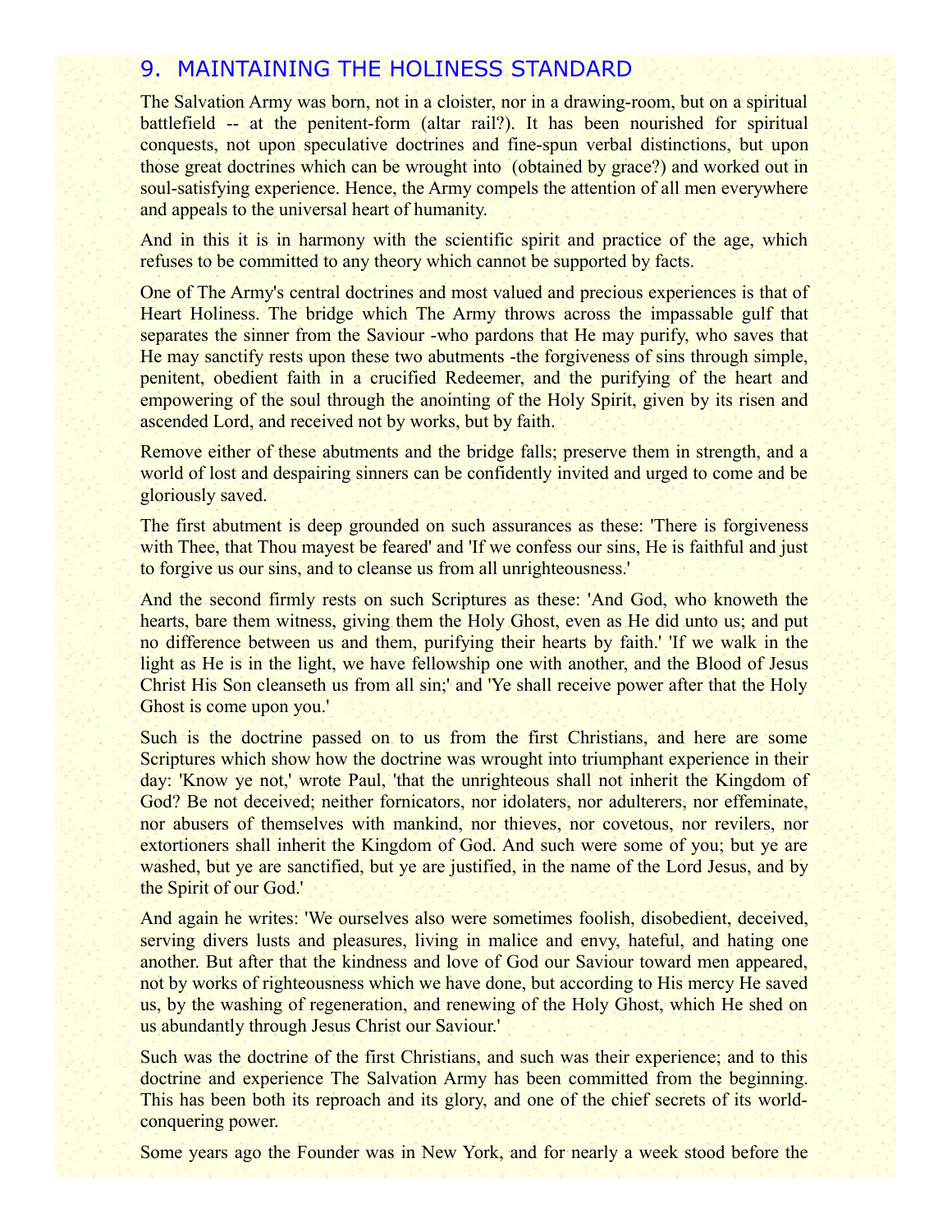## 9. MAINTAINING THE HOLINESS STANDARD

The Salvation Army was born, not in a cloister, nor in a drawing-room, but on a spiritual battlefield -- at the penitent-form (altar rail?). It has been nourished for spiritual conquests, not upon speculative doctrines and fine-spun verbal distinctions, but upon those great doctrines which can be wrought into (obtained by grace?) and worked out in soul-satisfying experience. Hence, the Army compels the attention of all men everywhere and appeals to the universal heart of humanity.

And in this it is in harmony with the scientific spirit and practice of the age, which refuses to be committed to any theory which cannot be supported by facts.

One of The Army's central doctrines and most valued and precious experiences is that of Heart Holiness. The bridge which The Army throws across the impassable gulf that separates the sinner from the Saviour -who pardons that He may purify, who saves that He may sanctify rests upon these two abutments -the forgiveness of sins through simple, penitent, obedient faith in a crucified Redeemer, and the purifying of the heart and empowering of the soul through the anointing of the Holy Spirit, given by its risen and ascended Lord, and received not by works, but by faith.

Remove either of these abutments and the bridge falls; preserve them in strength, and a world of lost and despairing sinners can be confidently invited and urged to come and be gloriously saved.

The first abutment is deep grounded on such assurances as these: 'There is forgiveness with Thee, that Thou mayest be feared' and 'If we confess our sins, He is faithful and just to forgive us our sins, and to cleanse us from all unrighteousness.'

And the second firmly rests on such Scriptures as these: 'And God, who knoweth the hearts, bare them witness, giving them the Holy Ghost, even as He did unto us; and put no difference between us and them, purifying their hearts by faith.' 'If we walk in the light as He is in the light, we have fellowship one with another, and the Blood of Jesus Christ His Son cleanseth us from all sin;' and 'Ye shall receive power after that the Holy Ghost is come upon you.'

Such is the doctrine passed on to us from the first Christians, and here are some Scriptures which show how the doctrine was wrought into triumphant experience in their day: 'Know ye not,' wrote Paul, 'that the unrighteous shall not inherit the Kingdom of God? Be not deceived; neither fornicators, nor idolaters, nor adulterers, nor effeminate, nor abusers of themselves with mankind, nor thieves, nor covetous, nor revilers, nor extortioners shall inherit the Kingdom of God. And such were some of you; but ye are washed, but ye are sanctified, but ye are justified, in the name of the Lord Jesus, and by the Spirit of our God.'

And again he writes: 'We ourselves also were sometimes foolish, disobedient, deceived, serving divers lusts and pleasures, living in malice and envy, hateful, and hating one another. But after that the kindness and love of God our Saviour toward men appeared, not by works of righteousness which we have done, but according to His mercy He saved us, by the washing of regeneration, and renewing of the Holy Ghost, which He shed on us abundantly through Jesus Christ our Saviour.'

Such was the doctrine of the first Christians, and such was their experience; and to this doctrine and experience The Salvation Army has been committed from the beginning. This has been both its reproach and its glory, and one of the chief secrets of its world-conquering power.

Some years ago the Founder was in New York, and for nearly a week stood before the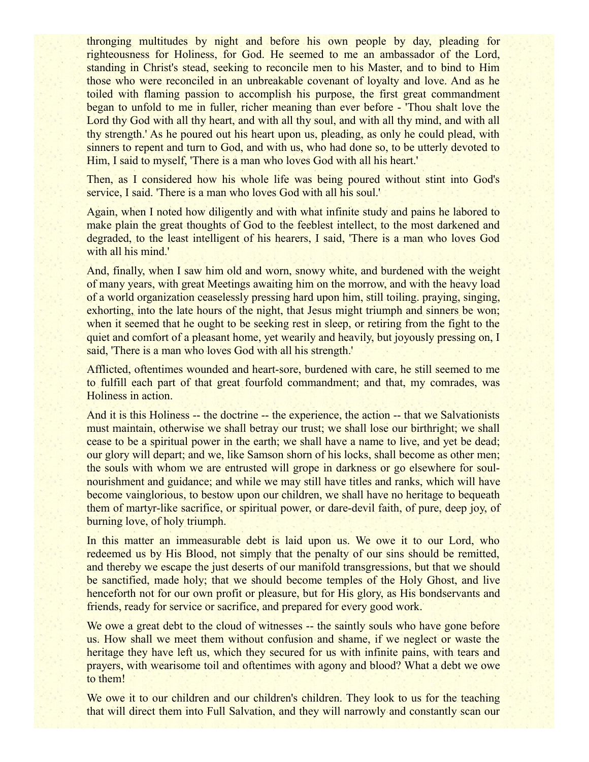thronging multitudes by night and before his own people by day, pleading for righteousness for Holiness, for God. He seemed to me an ambassador of the Lord, standing in Christ's stead, seeking to reconcile men to his Master, and to bind to Him those who were reconciled in an unbreakable covenant of loyalty and love. And as he toiled with flaming passion to accomplish his purpose, the first great commandment began to unfold to me in fuller, richer meaning than ever before - 'Thou shalt love the Lord thy God with all thy heart, and with all thy soul, and with all thy mind, and with all thy strength.' As he poured out his heart upon us, pleading, as only he could plead, with sinners to repent and turn to God, and with us, who had done so, to be utterly devoted to Him, I said to myself, 'There is a man who loves God with all his heart.'

Then, as I considered how his whole life was being poured without stint into God's service, I said. 'There is a man who loves God with all his soul.'

Again, when I noted how diligently and with what infinite study and pains he labored to make plain the great thoughts of God to the feeblest intellect, to the most darkened and degraded, to the least intelligent of his hearers, I said, 'There is a man who loves God with all his mind.'

And, finally, when I saw him old and worn, snowy white, and burdened with the weight of many years, with great Meetings awaiting him on the morrow, and with the heavy load of a world organization ceaselessly pressing hard upon him, still toiling. praying, singing, exhorting, into the late hours of the night, that Jesus might triumph and sinners be won; when it seemed that he ought to be seeking rest in sleep, or retiring from the fight to the quiet and comfort of a pleasant home, yet wearily and heavily, but joyously pressing on, I said, 'There is a man who loves God with all his strength.'

Afflicted, oftentimes wounded and heart-sore, burdened with care, he still seemed to me to fulfill each part of that great fourfold commandment; and that, my comrades, was Holiness in action.

And it is this Holiness -- the doctrine -- the experience, the action -- that we Salvationists must maintain, otherwise we shall betray our trust; we shall lose our birthright; we shall cease to be a spiritual power in the earth; we shall have a name to live, and yet be dead; our glory will depart; and we, like Samson shorn of his locks, shall become as other men; the souls with whom we are entrusted will grope in darkness or go elsewhere for soul-nourishment and guidance; and while we may still have titles and ranks, which will have become vainglorious, to bestow upon our children, we shall have no heritage to bequeath them of martyr-like sacrifice, or spiritual power, or dare-devil faith, of pure, deep joy, of burning love, of holy triumph.

In this matter an immeasurable debt is laid upon us. We owe it to our Lord, who redeemed us by His Blood, not simply that the penalty of our sins should be remitted, and thereby we escape the just deserts of our manifold transgressions, but that we should be sanctified, made holy; that we should become temples of the Holy Ghost, and live henceforth not for our own profit or pleasure, but for His glory, as His bondservants and friends, ready for service or sacrifice, and prepared for every good work.

We owe a great debt to the cloud of witnesses -- the saintly souls who have gone before us. How shall we meet them without confusion and shame, if we neglect or waste the heritage they have left us, which they secured for us with infinite pains, with tears and prayers, with wearisome toil and oftentimes with agony and blood? What a debt we owe to them!

We owe it to our children and our children's children. They look to us for the teaching that will direct them into Full Salvation, and they will narrowly and constantly scan our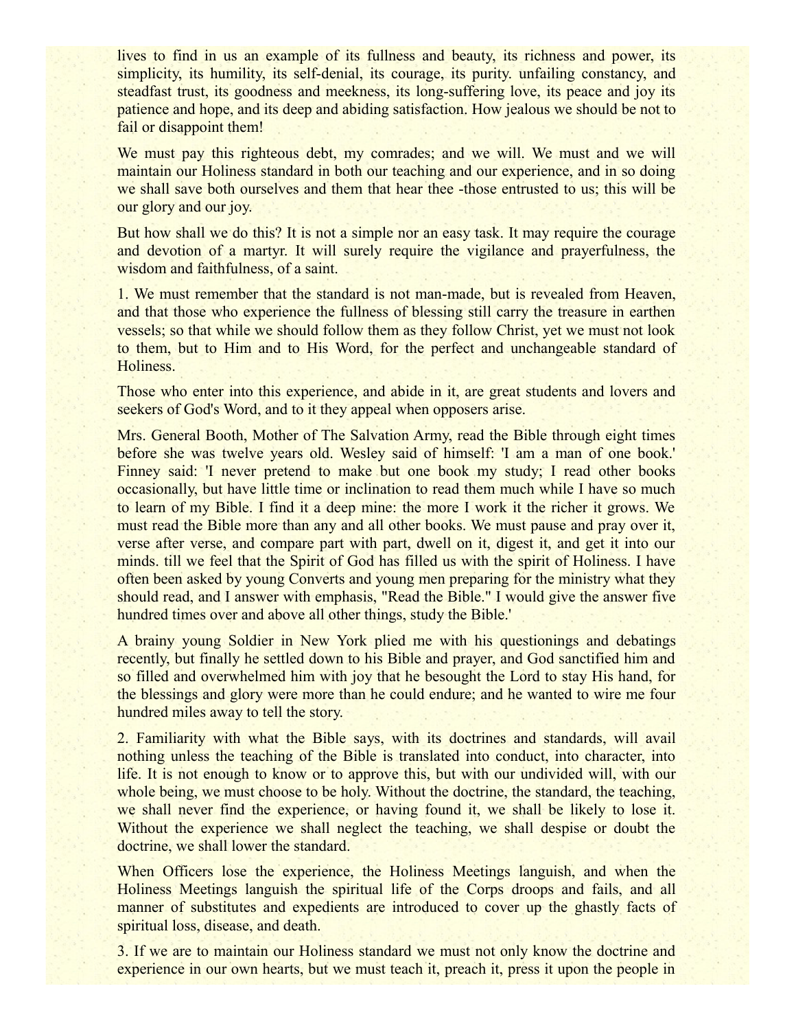lives to find in us an example of its fullness and beauty, its richness and power, its simplicity, its humility, its self-denial, its courage, its purity. unfailing constancy, and steadfast trust, its goodness and meekness, its long-suffering love, its peace and joy its patience and hope, and its deep and abiding satisfaction. How jealous we should be not to fail or disappoint them!

We must pay this righteous debt, my comrades; and we will. We must and we will maintain our Holiness standard in both our teaching and our experience, and in so doing we shall save both ourselves and them that hear thee -those entrusted to us; this will be our glory and our joy.

But how shall we do this? It is not a simple nor an easy task. It may require the courage and devotion of a martyr. It will surely require the vigilance and prayerfulness, the wisdom and faithfulness, of a saint.

1. We must remember that the standard is not man-made, but is revealed from Heaven, and that those who experience the fullness of blessing still carry the treasure in earthen vessels; so that while we should follow them as they follow Christ, yet we must not look to them, but to Him and to His Word, for the perfect and unchangeable standard of Holiness.

Those who enter into this experience, and abide in it, are great students and lovers and seekers of God's Word, and to it they appeal when opposers arise.

Mrs. General Booth, Mother of The Salvation Army, read the Bible through eight times before she was twelve years old. Wesley said of himself: 'I am a man of one book.' Finney said: 'I never pretend to make but one book my study; I read other books occasionally, but have little time or inclination to read them much while I have so much to learn of my Bible. I find it a deep mine: the more I work it the richer it grows. We must read the Bible more than any and all other books. We must pause and pray over it, verse after verse, and compare part with part, dwell on it, digest it, and get it into our minds. till we feel that the Spirit of God has filled us with the spirit of Holiness. I have often been asked by young Converts and young men preparing for the ministry what they should read, and I answer with emphasis, "Read the Bible." I would give the answer five hundred times over and above all other things, study the Bible.'

A brainy young Soldier in New York plied me with his questionings and debatings recently, but finally he settled down to his Bible and prayer, and God sanctified him and so filled and overwhelmed him with joy that he besought the Lord to stay His hand, for the blessings and glory were more than he could endure; and he wanted to wire me four hundred miles away to tell the story.

2. Familiarity with what the Bible says, with its doctrines and standards, will avail nothing unless the teaching of the Bible is translated into conduct, into character, into life. It is not enough to know or to approve this, but with our undivided will, with our whole being, we must choose to be holy. Without the doctrine, the standard, the teaching, we shall never find the experience, or having found it, we shall be likely to lose it. Without the experience we shall neglect the teaching, we shall despise or doubt the doctrine, we shall lower the standard.

When Officers lose the experience, the Holiness Meetings languish, and when the Holiness Meetings languish the spiritual life of the Corps droops and fails, and all manner of substitutes and expedients are introduced to cover up the ghastly facts of spiritual loss, disease, and death.

3. If we are to maintain our Holiness standard we must not only know the doctrine and experience in our own hearts, but we must teach it, preach it, press it upon the people in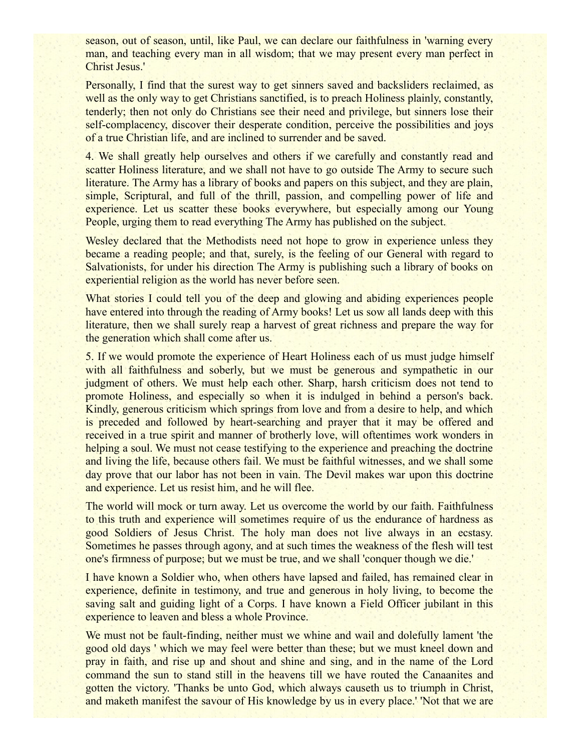season, out of season, until, like Paul, we can declare our faithfulness in 'warning every man, and teaching every man in all wisdom; that we may present every man perfect in Christ Jesus.'

Personally, I find that the surest way to get sinners saved and backsliders reclaimed, as well as the only way to get Christians sanctified, is to preach Holiness plainly, constantly, tenderly; then not only do Christians see their need and privilege, but sinners lose their self-complacency, discover their desperate condition, perceive the possibilities and joys of a true Christian life, and are inclined to surrender and be saved.

4. We shall greatly help ourselves and others if we carefully and constantly read and scatter Holiness literature, and we shall not have to go outside The Army to secure such literature. The Army has a library of books and papers on this subject, and they are plain, simple, Scriptural, and full of the thrill, passion, and compelling power of life and experience. Let us scatter these books everywhere, but especially among our Young People, urging them to read everything The Army has published on the subject.

Wesley declared that the Methodists need not hope to grow in experience unless they became a reading people; and that, surely, is the feeling of our General with regard to Salvationists, for under his direction The Army is publishing such a library of books on experiential religion as the world has never before seen.

What stories I could tell you of the deep and glowing and abiding experiences people have entered into through the reading of Army books! Let us sow all lands deep with this literature, then we shall surely reap a harvest of great richness and prepare the way for the generation which shall come after us.

5. If we would promote the experience of Heart Holiness each of us must judge himself with all faithfulness and soberly, but we must be generous and sympathetic in our judgment of others. We must help each other. Sharp, harsh criticism does not tend to promote Holiness, and especially so when it is indulged in behind a person's back. Kindly, generous criticism which springs from love and from a desire to help, and which is preceded and followed by heart-searching and prayer that it may be offered and received in a true spirit and manner of brotherly love, will oftentimes work wonders in helping a soul. We must not cease testifying to the experience and preaching the doctrine and living the life, because others fail. We must be faithful witnesses, and we shall some day prove that our labor has not been in vain. The Devil makes war upon this doctrine and experience. Let us resist him, and he will flee.

The world will mock or turn away. Let us overcome the world by our faith. Faithfulness to this truth and experience will sometimes require of us the endurance of hardness as good Soldiers of Jesus Christ. The holy man does not live always in an ecstasy. Sometimes he passes through agony, and at such times the weakness of the flesh will test one's firmness of purpose; but we must be true, and we shall 'conquer though we die.'

I have known a Soldier who, when others have lapsed and failed, has remained clear in experience, definite in testimony, and true and generous in holy living, to become the saving salt and guiding light of a Corps. I have known a Field Officer jubilant in this experience to leaven and bless a whole Province.

We must not be fault-finding, neither must we whine and wail and dolefully lament 'the good old days ' which we may feel were better than these; but we must kneel down and pray in faith, and rise up and shout and shine and sing, and in the name of the Lord command the sun to stand still in the heavens till we have routed the Canaanites and gotten the victory. 'Thanks be unto God, which always causeth us to triumph in Christ, and maketh manifest the savour of His knowledge by us in every place.' 'Not that we are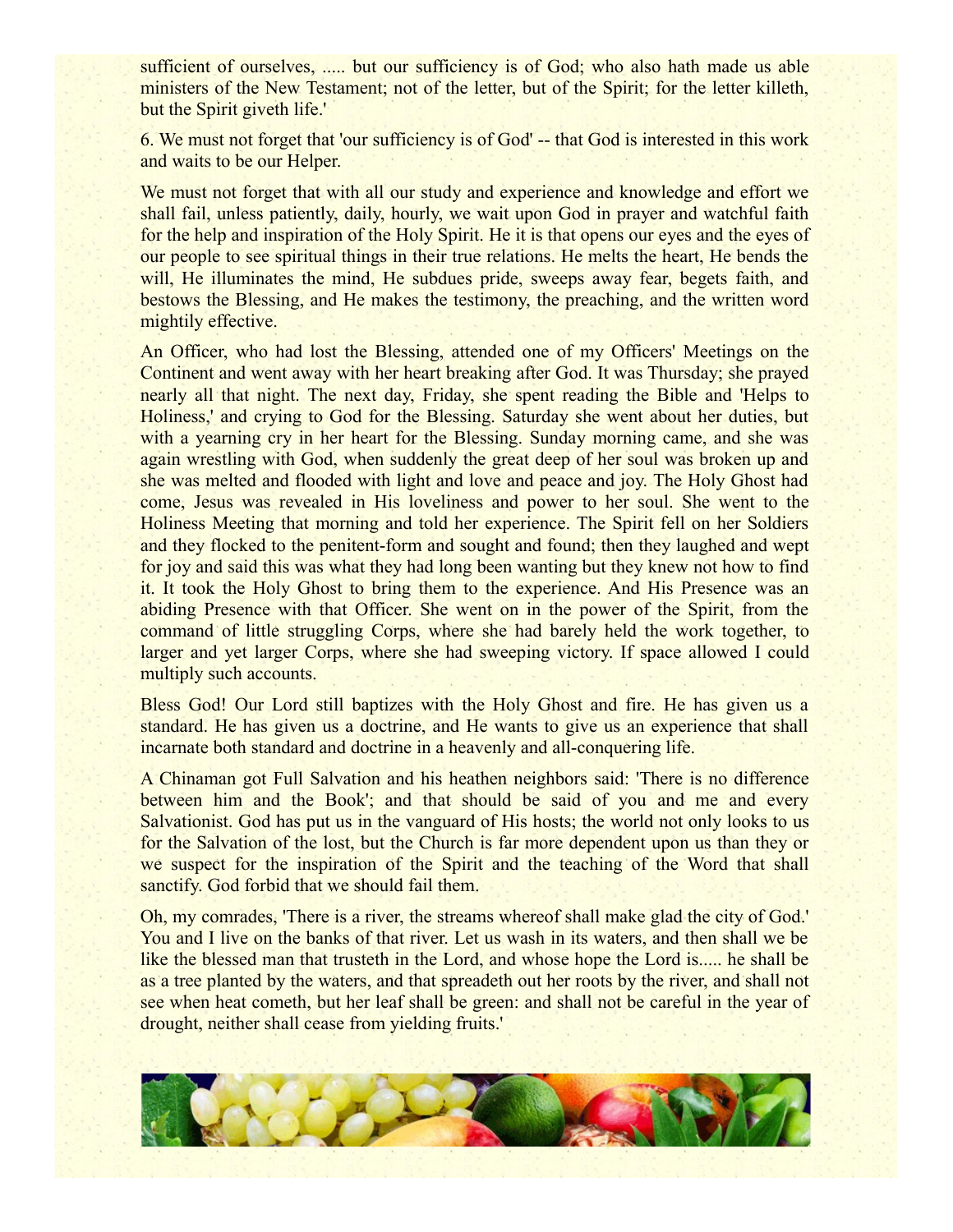sufficient of ourselves, ..... but our sufficiency is of God; who also hath made us able ministers of the New Testament; not of the letter, but of the Spirit; for the letter killeth, but the Spirit giveth life.'

6. We must not forget that 'our sufficiency is of God' -- that God is interested in this work and waits to be our Helper.

We must not forget that with all our study and experience and knowledge and effort we shall fail, unless patiently, daily, hourly, we wait upon God in prayer and watchful faith for the help and inspiration of the Holy Spirit. He it is that opens our eyes and the eyes of our people to see spiritual things in their true relations. He melts the heart, He bends the will, He illuminates the mind, He subdues pride, sweeps away fear, begets faith, and bestows the Blessing, and He makes the testimony, the preaching, and the written word mightily effective.

An Officer, who had lost the Blessing, attended one of my Officers' Meetings on the Continent and went away with her heart breaking after God. It was Thursday; she prayed nearly all that night. The next day, Friday, she spent reading the Bible and 'Helps to Holiness,' and crying to God for the Blessing. Saturday she went about her duties, but with a yearning cry in her heart for the Blessing. Sunday morning came, and she was again wrestling with God, when suddenly the great deep of her soul was broken up and she was melted and flooded with light and love and peace and joy. The Holy Ghost had come, Jesus was revealed in His loveliness and power to her soul. She went to the Holiness Meeting that morning and told her experience. The Spirit fell on her Soldiers and they flocked to the penitent-form and sought and found; then they laughed and wept for joy and said this was what they had long been wanting but they knew not how to find it. It took the Holy Ghost to bring them to the experience. And His Presence was an abiding Presence with that Officer. She went on in the power of the Spirit, from the command of little struggling Corps, where she had barely held the work together, to larger and yet larger Corps, where she had sweeping victory. If space allowed I could multiply such accounts.

Bless God! Our Lord still baptizes with the Holy Ghost and fire. He has given us a standard. He has given us a doctrine, and He wants to give us an experience that shall incarnate both standard and doctrine in a heavenly and all-conquering life.

A Chinaman got Full Salvation and his heathen neighbors said: 'There is no difference between him and the Book'; and that should be said of you and me and every Salvationist. God has put us in the vanguard of His hosts; the world not only looks to us for the Salvation of the lost, but the Church is far more dependent upon us than they or we suspect for the inspiration of the Spirit and the teaching of the Word that shall sanctify. God forbid that we should fail them.

Oh, my comrades, 'There is a river, the streams whereof shall make glad the city of God.' You and I live on the banks of that river. Let us wash in its waters, and then shall we be like the blessed man that trusteth in the Lord, and whose hope the Lord is..... he shall be as a tree planted by the waters, and that spreadeth out her roots by the river, and shall not see when heat cometh, but her leaf shall be green: and shall not be careful in the year of drought, neither shall cease from yielding fruits.'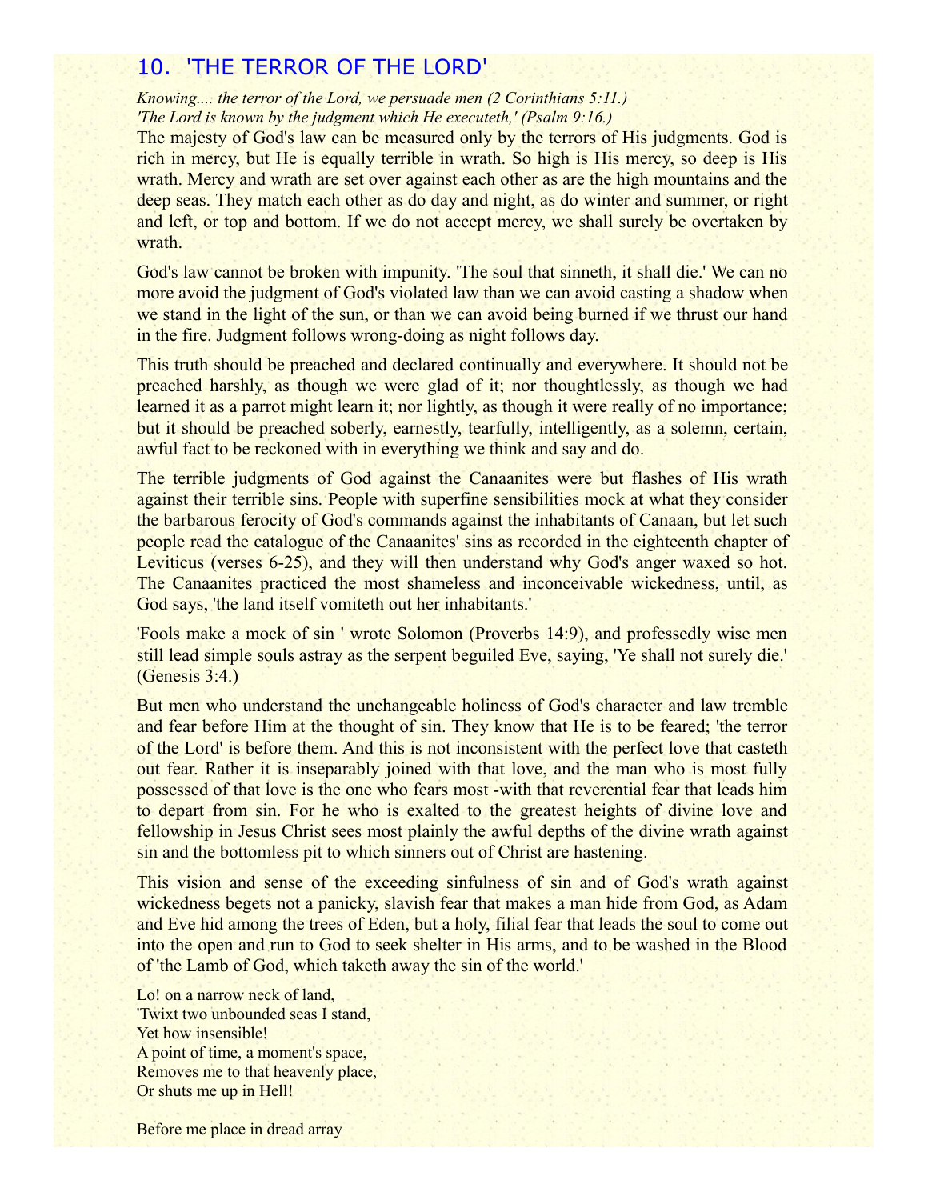## 10. 'THE TERROR OF THE LORD'

*Knowing.... the terror of the Lord, we persuade men (2 Corinthians 5:11.)*
*'The Lord is known by the judgment which He executeth,' (Psalm 9:16.)*

The majesty of God's law can be measured only by the terrors of His judgments. God is rich in mercy, but He is equally terrible in wrath. So high is His mercy, so deep is His wrath. Mercy and wrath are set over against each other as are the high mountains and the deep seas. They match each other as do day and night, as do winter and summer, or right and left, or top and bottom. If we do not accept mercy, we shall surely be overtaken by wrath.

God's law cannot be broken with impunity. 'The soul that sinneth, it shall die.' We can no more avoid the judgment of God's violated law than we can avoid casting a shadow when we stand in the light of the sun, or than we can avoid being burned if we thrust our hand in the fire. Judgment follows wrong-doing as night follows day.

This truth should be preached and declared continually and everywhere. It should not be preached harshly, as though we were glad of it; nor thoughtlessly, as though we had learned it as a parrot might learn it; nor lightly, as though it were really of no importance; but it should be preached soberly, earnestly, tearfully, intelligently, as a solemn, certain, awful fact to be reckoned with in everything we think and say and do.

The terrible judgments of God against the Canaanites were but flashes of His wrath against their terrible sins. People with superfine sensibilities mock at what they consider the barbarous ferocity of God's commands against the inhabitants of Canaan, but let such people read the catalogue of the Canaanites' sins as recorded in the eighteenth chapter of Leviticus (verses 6-25), and they will then understand why God's anger waxed so hot. The Canaanites practiced the most shameless and inconceivable wickedness, until, as God says, 'the land itself vomiteth out her inhabitants.'

'Fools make a mock of sin ' wrote Solomon (Proverbs 14:9), and professedly wise men still lead simple souls astray as the serpent beguiled Eve, saying, 'Ye shall not surely die.' (Genesis 3:4.)

But men who understand the unchangeable holiness of God's character and law tremble and fear before Him at the thought of sin. They know that He is to be feared; 'the terror of the Lord' is before them. And this is not inconsistent with the perfect love that casteth out fear. Rather it is inseparably joined with that love, and the man who is most fully possessed of that love is the one who fears most -with that reverential fear that leads him to depart from sin. For he who is exalted to the greatest heights of divine love and fellowship in Jesus Christ sees most plainly the awful depths of the divine wrath against sin and the bottomless pit to which sinners out of Christ are hastening.

This vision and sense of the exceeding sinfulness of sin and of God's wrath against wickedness begets not a panicky, slavish fear that makes a man hide from God, as Adam and Eve hid among the trees of Eden, but a holy, filial fear that leads the soul to come out into the open and run to God to seek shelter in His arms, and to be washed in the Blood of 'the Lamb of God, which taketh away the sin of the world.'

Lo! on a narrow neck of land,
'Twixt two unbounded seas I stand,
Yet how insensible!
A point of time, a moment's space,
Removes me to that heavenly place,
Or shuts me up in Hell!

Before me place in dread array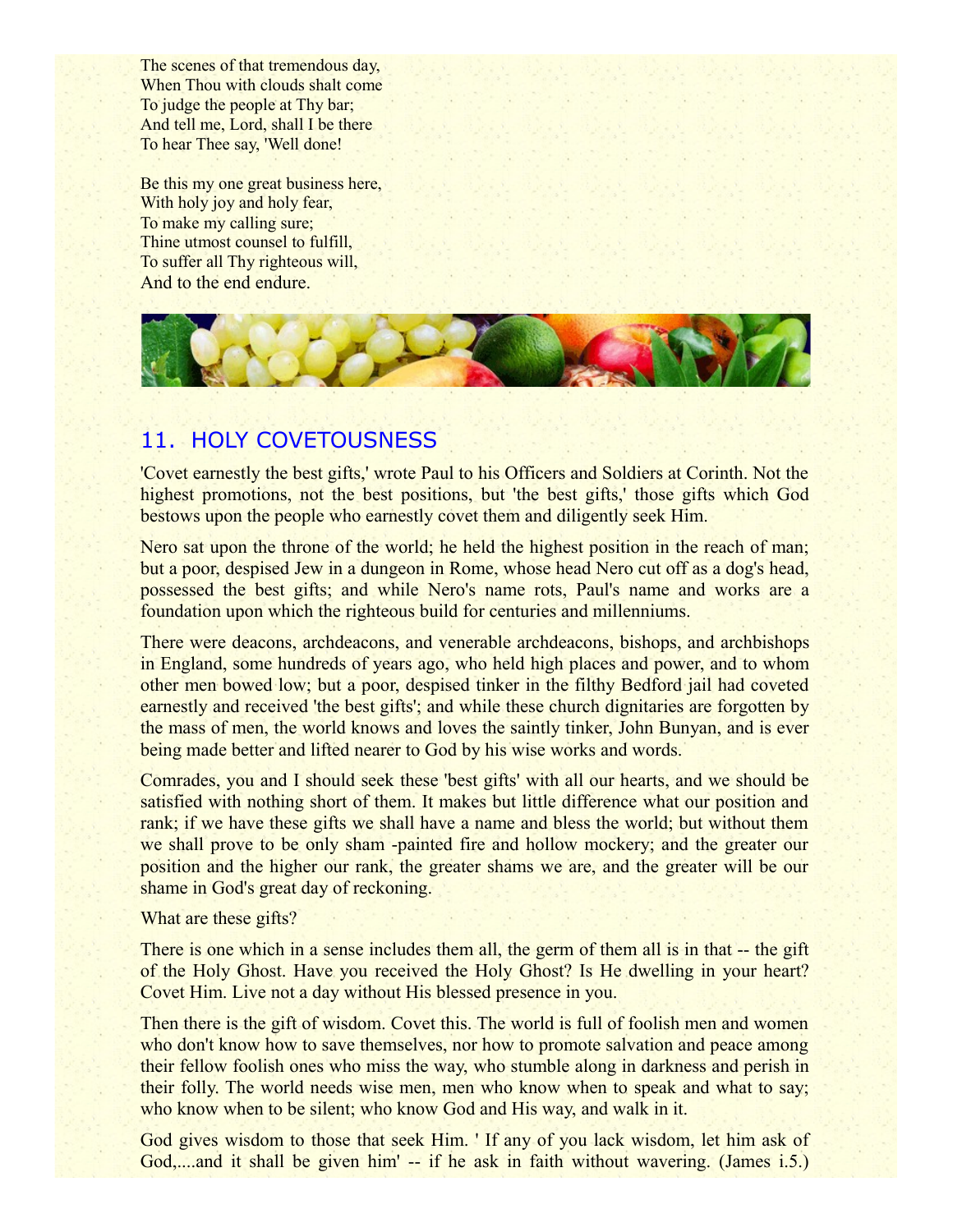The scenes of that tremendous day,  
When Thou with clouds shalt come  
To judge the people at Thy bar;  
And tell me, Lord, shall I be there  
To hear Thee say, 'Well done!

Be this my one great business here,  
With holy joy and holy fear,  
To make my calling sure;  
Thine utmost counsel to fulfill,  
To suffer all Thy righteous will,  
And to the end endure.

## 11. HOLY COVETOUSNESS

'Covet earnestly the best gifts,' wrote Paul to his Officers and Soldiers at Corinth. Not the highest promotions, not the best positions, but 'the best gifts,' those gifts which God bestows upon the people who earnestly covet them and diligently seek Him.

Nero sat upon the throne of the world; he held the highest position in the reach of man; but a poor, despised Jew in a dungeon in Rome, whose head Nero cut off as a dog's head, possessed the best gifts; and while Nero's name rots, Paul's name and works are a foundation upon which the righteous build for centuries and millenniums.

There were deacons, archdeacons, and venerable archdeacons, bishops, and archbishops in England, some hundreds of years ago, who held high places and power, and to whom other men bowed low; but a poor, despised tinker in the filthy Bedford jail had coveted earnestly and received 'the best gifts'; and while these church dignitaries are forgotten by the mass of men, the world knows and loves the saintly tinker, John Bunyan, and is ever being made better and lifted nearer to God by his wise works and words.

Comrades, you and I should seek these 'best gifts' with all our hearts, and we should be satisfied with nothing short of them. It makes but little difference what our position and rank; if we have these gifts we shall have a name and bless the world; but without them we shall prove to be only sham -painted fire and hollow mockery; and the greater our position and the higher our rank, the greater shams we are, and the greater will be our shame in God's great day of reckoning.

What are these gifts?

There is one which in a sense includes them all, the germ of them all is in that -- the gift of the Holy Ghost. Have you received the Holy Ghost? Is He dwelling in your heart? Covet Him. Live not a day without His blessed presence in you.

Then there is the gift of wisdom. Covet this. The world is full of foolish men and women who don't know how to save themselves, nor how to promote salvation and peace among their fellow foolish ones who miss the way, who stumble along in darkness and perish in their folly. The world needs wise men, men who know when to speak and what to say; who know when to be silent; who know God and His way, and walk in it.

God gives wisdom to those that seek Him. ' If any of you lack wisdom, let him ask of God,....and it shall be given him' -- if he ask in faith without wavering. (James i.5.)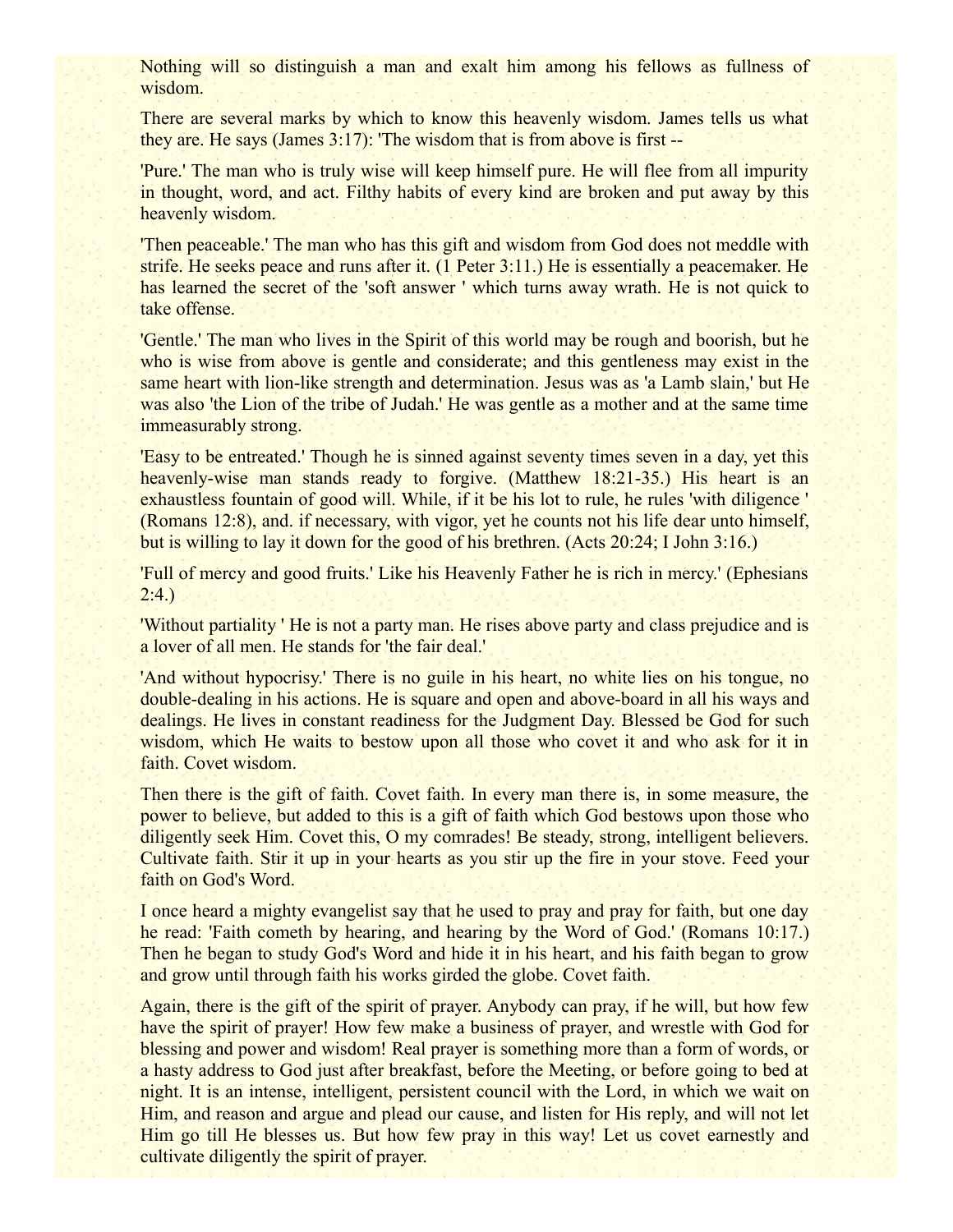Nothing will so distinguish a man and exalt him among his fellows as fullness of wisdom.

There are several marks by which to know this heavenly wisdom. James tells us what they are. He says (James 3:17): 'The wisdom that is from above is first --

'Pure.' The man who is truly wise will keep himself pure. He will flee from all impurity in thought, word, and act. Filthy habits of every kind are broken and put away by this heavenly wisdom.

'Then peaceable.' The man who has this gift and wisdom from God does not meddle with strife. He seeks peace and runs after it. (1 Peter 3:11.) He is essentially a peacemaker. He has learned the secret of the 'soft answer ' which turns away wrath. He is not quick to take offense.

'Gentle.' The man who lives in the Spirit of this world may be rough and boorish, but he who is wise from above is gentle and considerate; and this gentleness may exist in the same heart with lion-like strength and determination. Jesus was as 'a Lamb slain,' but He was also 'the Lion of the tribe of Judah.' He was gentle as a mother and at the same time immeasurably strong.

'Easy to be entreated.' Though he is sinned against seventy times seven in a day, yet this heavenly-wise man stands ready to forgive. (Matthew 18:21-35.) His heart is an exhaustless fountain of good will. While, if it be his lot to rule, he rules 'with diligence ' (Romans 12:8), and. if necessary, with vigor, yet he counts not his life dear unto himself, but is willing to lay it down for the good of his brethren. (Acts 20:24; I John 3:16.)

'Full of mercy and good fruits.' Like his Heavenly Father he is rich in mercy.' (Ephesians 2:4.)

'Without partiality ' He is not a party man. He rises above party and class prejudice and is a lover of all men. He stands for 'the fair deal.'

'And without hypocrisy.' There is no guile in his heart, no white lies on his tongue, no double-dealing in his actions. He is square and open and above-board in all his ways and dealings. He lives in constant readiness for the Judgment Day. Blessed be God for such wisdom, which He waits to bestow upon all those who covet it and who ask for it in faith. Covet wisdom.

Then there is the gift of faith. Covet faith. In every man there is, in some measure, the power to believe, but added to this is a gift of faith which God bestows upon those who diligently seek Him. Covet this, O my comrades! Be steady, strong, intelligent believers. Cultivate faith. Stir it up in your hearts as you stir up the fire in your stove. Feed your faith on God's Word.

I once heard a mighty evangelist say that he used to pray and pray for faith, but one day he read: 'Faith cometh by hearing, and hearing by the Word of God.' (Romans 10:17.) Then he began to study God's Word and hide it in his heart, and his faith began to grow and grow until through faith his works girded the globe. Covet faith.

Again, there is the gift of the spirit of prayer. Anybody can pray, if he will, but how few have the spirit of prayer! How few make a business of prayer, and wrestle with God for blessing and power and wisdom! Real prayer is something more than a form of words, or a hasty address to God just after breakfast, before the Meeting, or before going to bed at night. It is an intense, intelligent, persistent council with the Lord, in which we wait on Him, and reason and argue and plead our cause, and listen for His reply, and will not let Him go till He blesses us. But how few pray in this way! Let us covet earnestly and cultivate diligently the spirit of prayer.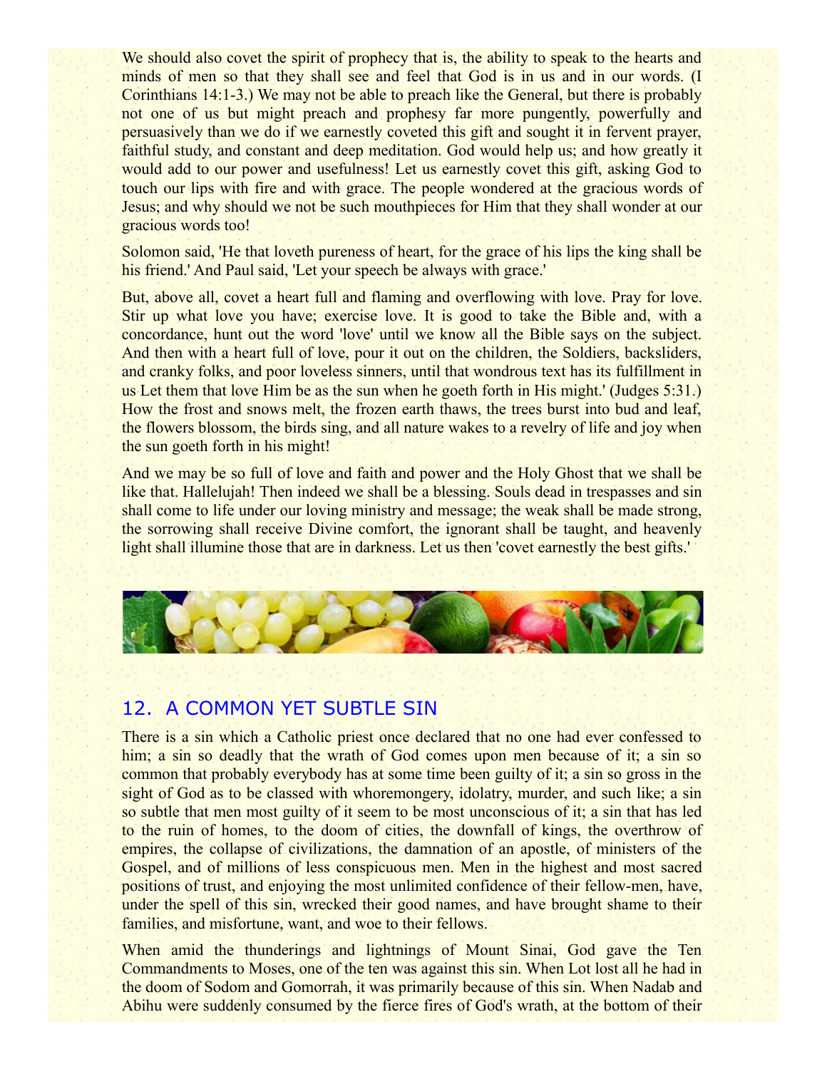We should also covet the spirit of prophecy that is, the ability to speak to the hearts and minds of men so that they shall see and feel that God is in us and in our words. (I Corinthians 14:1-3.) We may not be able to preach like the General, but there is probably not one of us but might preach and prophesy far more pungently, powerfully and persuasively than we do if we earnestly coveted this gift and sought it in fervent prayer, faithful study, and constant and deep meditation. God would help us; and how greatly it would add to our power and usefulness! Let us earnestly covet this gift, asking God to touch our lips with fire and with grace. The people wondered at the gracious words of Jesus; and why should we not be such mouthpieces for Him that they shall wonder at our gracious words too!

Solomon said, 'He that loveth pureness of heart, for the grace of his lips the king shall be his friend.' And Paul said, 'Let your speech be always with grace.'

But, above all, covet a heart full and flaming and overflowing with love. Pray for love. Stir up what love you have; exercise love. It is good to take the Bible and, with a concordance, hunt out the word 'love' until we know all the Bible says on the subject. And then with a heart full of love, pour it out on the children, the Soldiers, backsliders, and cranky folks, and poor loveless sinners, until that wondrous text has its fulfillment in us Let them that love Him be as the sun when he goeth forth in His might.' (Judges 5:31.) How the frost and snows melt, the frozen earth thaws, the trees burst into bud and leaf, the flowers blossom, the birds sing, and all nature wakes to a revelry of life and joy when the sun goeth forth in his might!

And we may be so full of love and faith and power and the Holy Ghost that we shall be like that. Hallelujah! Then indeed we shall be a blessing. Souls dead in trespasses and sin shall come to life under our loving ministry and message; the weak shall be made strong, the sorrowing shall receive Divine comfort, the ignorant shall be taught, and heavenly light shall illumine those that are in darkness. Let us then 'covet earnestly the best gifts.'

## 12. A COMMON YET SUBTLE SIN

There is a sin which a Catholic priest once declared that no one had ever confessed to him; a sin so deadly that the wrath of God comes upon men because of it; a sin so common that probably everybody has at some time been guilty of it; a sin so gross in the sight of God as to be classed with whoremongery, idolatry, murder, and such like; a sin so subtle that men most guilty of it seem to be most unconscious of it; a sin that has led to the ruin of homes, to the doom of cities, the downfall of kings, the overthrow of empires, the collapse of civilizations, the damnation of an apostle, of ministers of the Gospel, and of millions of less conspicuous men. Men in the highest and most sacred positions of trust, and enjoying the most unlimited confidence of their fellow-men, have, under the spell of this sin, wrecked their good names, and have brought shame to their families, and misfortune, want, and woe to their fellows.

When amid the thunderings and lightnings of Mount Sinai, God gave the Ten Commandments to Moses, one of the ten was against this sin. When Lot lost all he had in the doom of Sodom and Gomorrah, it was primarily because of this sin. When Nadab and Abihu were suddenly consumed by the fierce fires of God's wrath, at the bottom of their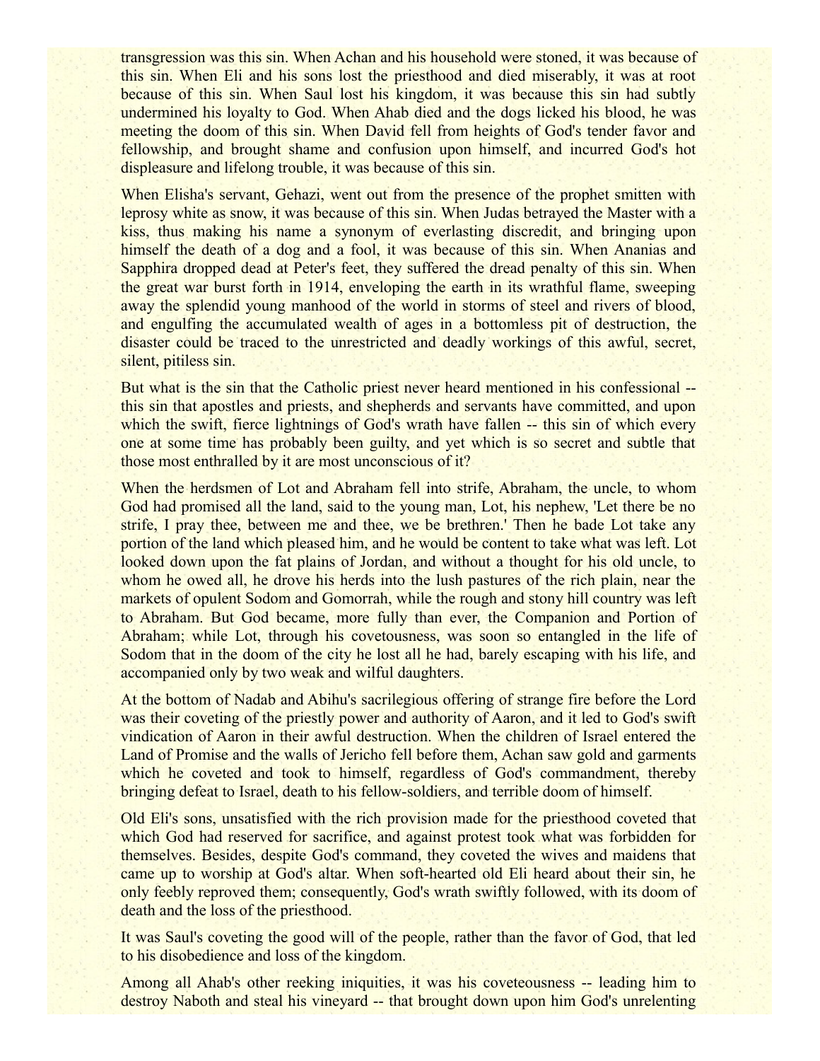transgression was this sin. When Achan and his household were stoned, it was because of this sin. When Eli and his sons lost the priesthood and died miserably, it was at root because of this sin. When Saul lost his kingdom, it was because this sin had subtly undermined his loyalty to God. When Ahab died and the dogs licked his blood, he was meeting the doom of this sin. When David fell from heights of God's tender favor and fellowship, and brought shame and confusion upon himself, and incurred God's hot displeasure and lifelong trouble, it was because of this sin.

When Elisha's servant, Gehazi, went out from the presence of the prophet smitten with leprosy white as snow, it was because of this sin. When Judas betrayed the Master with a kiss, thus making his name a synonym of everlasting discredit, and bringing upon himself the death of a dog and a fool, it was because of this sin. When Ananias and Sapphira dropped dead at Peter's feet, they suffered the dread penalty of this sin. When the great war burst forth in 1914, enveloping the earth in its wrathful flame, sweeping away the splendid young manhood of the world in storms of steel and rivers of blood, and engulfing the accumulated wealth of ages in a bottomless pit of destruction, the disaster could be traced to the unrestricted and deadly workings of this awful, secret, silent, pitiless sin.

But what is the sin that the Catholic priest never heard mentioned in his confessional -- this sin that apostles and priests, and shepherds and servants have committed, and upon which the swift, fierce lightnings of God's wrath have fallen -- this sin of which every one at some time has probably been guilty, and yet which is so secret and subtle that those most enthralled by it are most unconscious of it?

When the herdsmen of Lot and Abraham fell into strife, Abraham, the uncle, to whom God had promised all the land, said to the young man, Lot, his nephew, 'Let there be no strife, I pray thee, between me and thee, we be brethren.' Then he bade Lot take any portion of the land which pleased him, and he would be content to take what was left. Lot looked down upon the fat plains of Jordan, and without a thought for his old uncle, to whom he owed all, he drove his herds into the lush pastures of the rich plain, near the markets of opulent Sodom and Gomorrah, while the rough and stony hill country was left to Abraham. But God became, more fully than ever, the Companion and Portion of Abraham; while Lot, through his covetousness, was soon so entangled in the life of Sodom that in the doom of the city he lost all he had, barely escaping with his life, and accompanied only by two weak and wilful daughters.

At the bottom of Nadab and Abihu's sacrilegious offering of strange fire before the Lord was their coveting of the priestly power and authority of Aaron, and it led to God's swift vindication of Aaron in their awful destruction. When the children of Israel entered the Land of Promise and the walls of Jericho fell before them, Achan saw gold and garments which he coveted and took to himself, regardless of God's commandment, thereby bringing defeat to Israel, death to his fellow-soldiers, and terrible doom of himself.

Old Eli's sons, unsatisfied with the rich provision made for the priesthood coveted that which God had reserved for sacrifice, and against protest took what was forbidden for themselves. Besides, despite God's command, they coveted the wives and maidens that came up to worship at God's altar. When soft-hearted old Eli heard about their sin, he only feebly reproved them; consequently, God's wrath swiftly followed, with its doom of death and the loss of the priesthood.

It was Saul's coveting the good will of the people, rather than the favor of God, that led to his disobedience and loss of the kingdom.

Among all Ahab's other reeking iniquities, it was his coveteousness -- leading him to destroy Naboth and steal his vineyard -- that brought down upon him God's unrelenting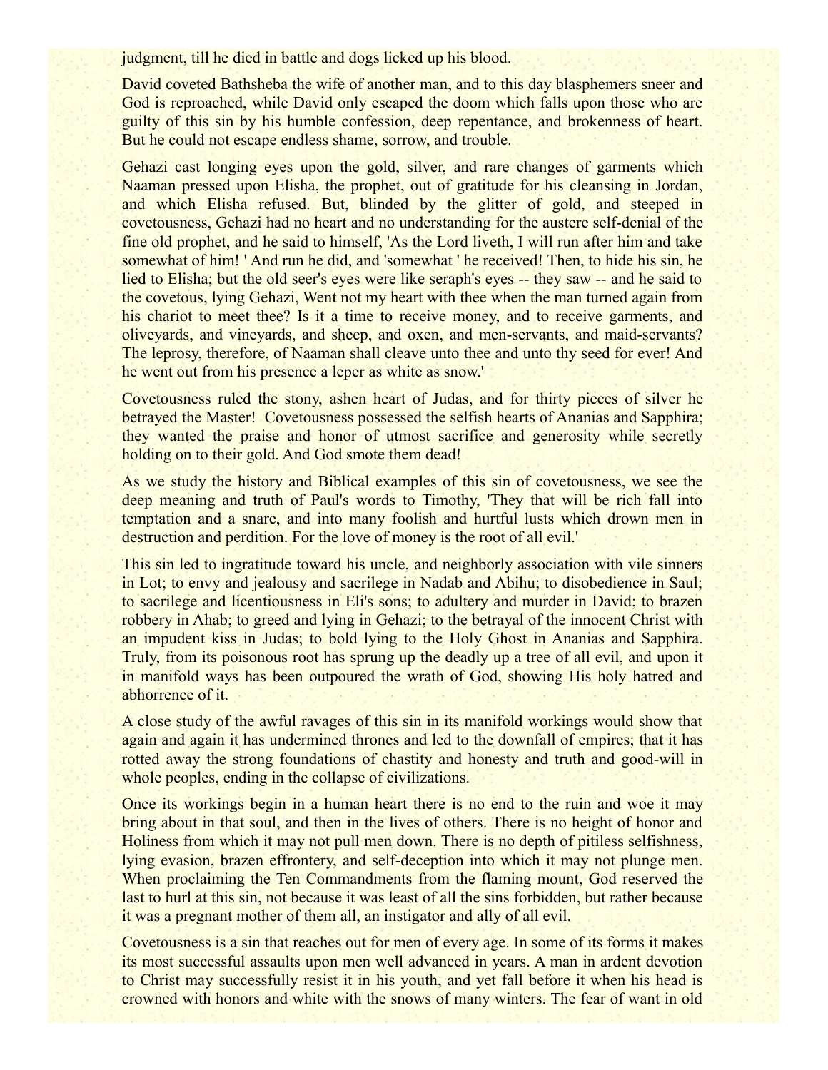judgment, till he died in battle and dogs licked up his blood.

David coveted Bathsheba the wife of another man, and to this day blasphemers sneer and God is reproached, while David only escaped the doom which falls upon those who are guilty of this sin by his humble confession, deep repentance, and brokenness of heart. But he could not escape endless shame, sorrow, and trouble.

Gehazi cast longing eyes upon the gold, silver, and rare changes of garments which Naaman pressed upon Elisha, the prophet, out of gratitude for his cleansing in Jordan, and which Elisha refused. But, blinded by the glitter of gold, and steeped in covetousness, Gehazi had no heart and no understanding for the austere self-denial of the fine old prophet, and he said to himself, 'As the Lord liveth, I will run after him and take somewhat of him! ' And run he did, and 'somewhat ' he received! Then, to hide his sin, he lied to Elisha; but the old seer's eyes were like seraph's eyes -- they saw -- and he said to the covetous, lying Gehazi, Went not my heart with thee when the man turned again from his chariot to meet thee? Is it a time to receive money, and to receive garments, and oliveyards, and vineyards, and sheep, and oxen, and men-servants, and maid-servants? The leprosy, therefore, of Naaman shall cleave unto thee and unto thy seed for ever! And he went out from his presence a leper as white as snow.'

Covetousness ruled the stony, ashen heart of Judas, and for thirty pieces of silver he betrayed the Master! Covetousness possessed the selfish hearts of Ananias and Sapphira; they wanted the praise and honor of utmost sacrifice and generosity while secretly holding on to their gold. And God smote them dead!

As we study the history and Biblical examples of this sin of covetousness, we see the deep meaning and truth of Paul's words to Timothy, 'They that will be rich fall into temptation and a snare, and into many foolish and hurtful lusts which drown men in destruction and perdition. For the love of money is the root of all evil.'

This sin led to ingratitude toward his uncle, and neighborly association with vile sinners in Lot; to envy and jealousy and sacrilege in Nadab and Abihu; to disobedience in Saul; to sacrilege and licentiousness in Eli's sons; to adultery and murder in David; to brazen robbery in Ahab; to greed and lying in Gehazi; to the betrayal of the innocent Christ with an impudent kiss in Judas; to bold lying to the Holy Ghost in Ananias and Sapphira. Truly, from its poisonous root has sprung up the deadly up a tree of all evil, and upon it in manifold ways has been outpoured the wrath of God, showing His holy hatred and abhorrence of it.

A close study of the awful ravages of this sin in its manifold workings would show that again and again it has undermined thrones and led to the downfall of empires; that it has rotted away the strong foundations of chastity and honesty and truth and good-will in whole peoples, ending in the collapse of civilizations.

Once its workings begin in a human heart there is no end to the ruin and woe it may bring about in that soul, and then in the lives of others. There is no height of honor and Holiness from which it may not pull men down. There is no depth of pitiless selfishness, lying evasion, brazen effrontery, and self-deception into which it may not plunge men. When proclaiming the Ten Commandments from the flaming mount, God reserved the last to hurl at this sin, not because it was least of all the sins forbidden, but rather because it was a pregnant mother of them all, an instigator and ally of all evil.

Covetousness is a sin that reaches out for men of every age. In some of its forms it makes its most successful assaults upon men well advanced in years. A man in ardent devotion to Christ may successfully resist it in his youth, and yet fall before it when his head is crowned with honors and white with the snows of many winters. The fear of want in old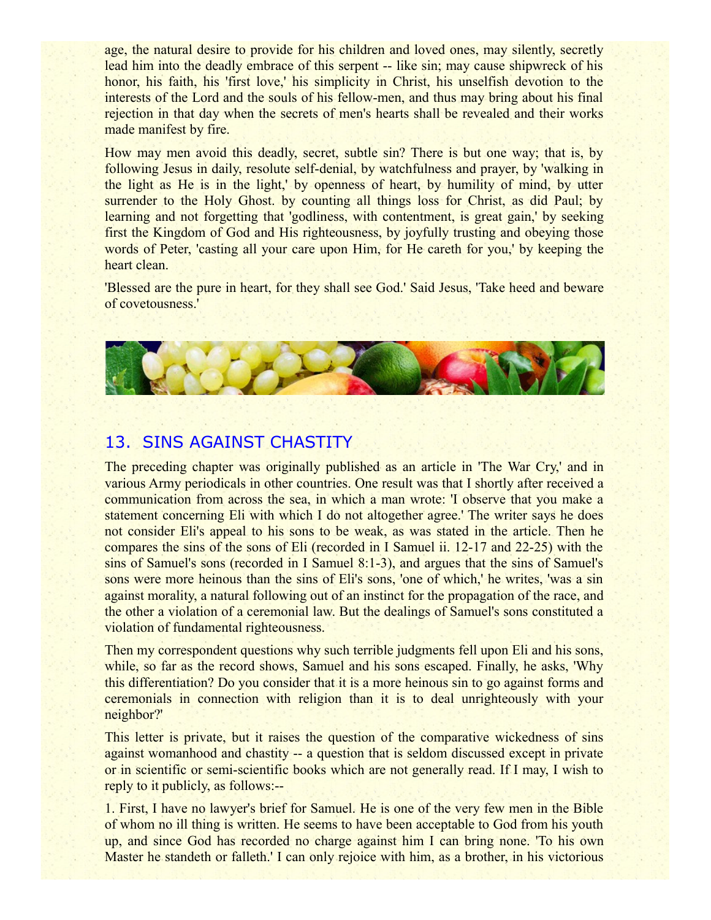age, the natural desire to provide for his children and loved ones, may silently, secretly lead him into the deadly embrace of this serpent -- like sin; may cause shipwreck of his honor, his faith, his 'first love,' his simplicity in Christ, his unselfish devotion to the interests of the Lord and the souls of his fellow-men, and thus may bring about his final rejection in that day when the secrets of men's hearts shall be revealed and their works made manifest by fire.

How may men avoid this deadly, secret, subtle sin? There is but one way; that is, by following Jesus in daily, resolute self-denial, by watchfulness and prayer, by 'walking in the light as He is in the light,' by openness of heart, by humility of mind, by utter surrender to the Holy Ghost. by counting all things loss for Christ, as did Paul; by learning and not forgetting that 'godliness, with contentment, is great gain,' by seeking first the Kingdom of God and His righteousness, by joyfully trusting and obeying those words of Peter, 'casting all your care upon Him, for He careth for you,' by keeping the heart clean.

'Blessed are the pure in heart, for they shall see God.' Said Jesus, 'Take heed and beware of covetousness.'

## 13. SINS AGAINST CHASTITY

The preceding chapter was originally published as an article in 'The War Cry,' and in various Army periodicals in other countries. One result was that I shortly after received a communication from across the sea, in which a man wrote: 'I observe that you make a statement concerning Eli with which I do not altogether agree.' The writer says he does not consider Eli's appeal to his sons to be weak, as was stated in the article. Then he compares the sins of the sons of Eli (recorded in I Samuel ii. 12-17 and 22-25) with the sins of Samuel's sons (recorded in I Samuel 8:1-3), and argues that the sins of Samuel's sons were more heinous than the sins of Eli's sons, 'one of which,' he writes, 'was a sin against morality, a natural following out of an instinct for the propagation of the race, and the other a violation of a ceremonial law. But the dealings of Samuel's sons constituted a violation of fundamental righteousness.

Then my correspondent questions why such terrible judgments fell upon Eli and his sons, while, so far as the record shows, Samuel and his sons escaped. Finally, he asks, 'Why this differentiation? Do you consider that it is a more heinous sin to go against forms and ceremonials in connection with religion than it is to deal unrighteously with your neighbor?'

This letter is private, but it raises the question of the comparative wickedness of sins against womanhood and chastity -- a question that is seldom discussed except in private or in scientific or semi-scientific books which are not generally read. If I may, I wish to reply to it publicly, as follows:--

1. First, I have no lawyer's brief for Samuel. He is one of the very few men in the Bible of whom no ill thing is written. He seems to have been acceptable to God from his youth up, and since God has recorded no charge against him I can bring none. 'To his own Master he standeth or falleth.' I can only rejoice with him, as a brother, in his victorious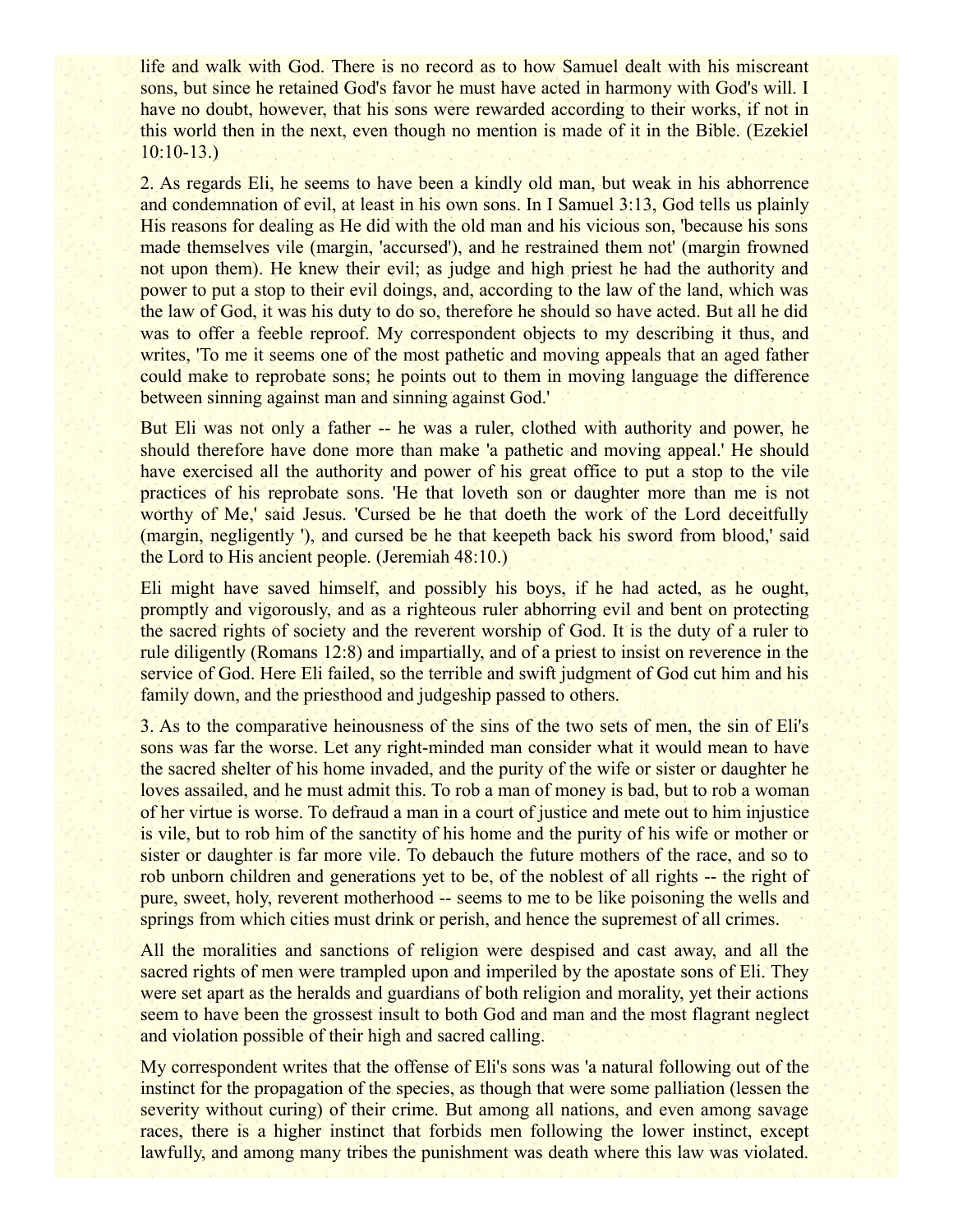life and walk with God. There is no record as to how Samuel dealt with his miscreant sons, but since he retained God's favor he must have acted in harmony with God's will. I have no doubt, however, that his sons were rewarded according to their works, if not in this world then in the next, even though no mention is made of it in the Bible. (Ezekiel 10:10-13.)

2. As regards Eli, he seems to have been a kindly old man, but weak in his abhorrence and condemnation of evil, at least in his own sons. In I Samuel 3:13, God tells us plainly His reasons for dealing as He did with the old man and his vicious son, 'because his sons made themselves vile (margin, 'accursed'), and he restrained them not' (margin frowned not upon them). He knew their evil; as judge and high priest he had the authority and power to put a stop to their evil doings, and, according to the law of the land, which was the law of God, it was his duty to do so, therefore he should so have acted. But all he did was to offer a feeble reproof. My correspondent objects to my describing it thus, and writes, 'To me it seems one of the most pathetic and moving appeals that an aged father could make to reprobate sons; he points out to them in moving language the difference between sinning against man and sinning against God.'

But Eli was not only a father -- he was a ruler, clothed with authority and power, he should therefore have done more than make 'a pathetic and moving appeal.' He should have exercised all the authority and power of his great office to put a stop to the vile practices of his reprobate sons. 'He that loveth son or daughter more than me is not worthy of Me,' said Jesus. 'Cursed be he that doeth the work of the Lord deceitfully (margin, negligently '), and cursed be he that keepeth back his sword from blood,' said the Lord to His ancient people. (Jeremiah 48:10.)

Eli might have saved himself, and possibly his boys, if he had acted, as he ought, promptly and vigorously, and as a righteous ruler abhorring evil and bent on protecting the sacred rights of society and the reverent worship of God. It is the duty of a ruler to rule diligently (Romans 12:8) and impartially, and of a priest to insist on reverence in the service of God. Here Eli failed, so the terrible and swift judgment of God cut him and his family down, and the priesthood and judgeship passed to others.

3. As to the comparative heinousness of the sins of the two sets of men, the sin of Eli's sons was far the worse. Let any right-minded man consider what it would mean to have the sacred shelter of his home invaded, and the purity of the wife or sister or daughter he loves assailed, and he must admit this. To rob a man of money is bad, but to rob a woman of her virtue is worse. To defraud a man in a court of justice and mete out to him injustice is vile, but to rob him of the sanctity of his home and the purity of his wife or mother or sister or daughter is far more vile. To debauch the future mothers of the race, and so to rob unborn children and generations yet to be, of the noblest of all rights -- the right of pure, sweet, holy, reverent motherhood -- seems to me to be like poisoning the wells and springs from which cities must drink or perish, and hence the supremest of all crimes.

All the moralities and sanctions of religion were despised and cast away, and all the sacred rights of men were trampled upon and imperiled by the apostate sons of Eli. They were set apart as the heralds and guardians of both religion and morality, yet their actions seem to have been the grossest insult to both God and man and the most flagrant neglect and violation possible of their high and sacred calling.

My correspondent writes that the offense of Eli's sons was 'a natural following out of the instinct for the propagation of the species, as though that were some palliation (lessen the severity without curing) of their crime. But among all nations, and even among savage races, there is a higher instinct that forbids men following the lower instinct, except lawfully, and among many tribes the punishment was death where this law was violated.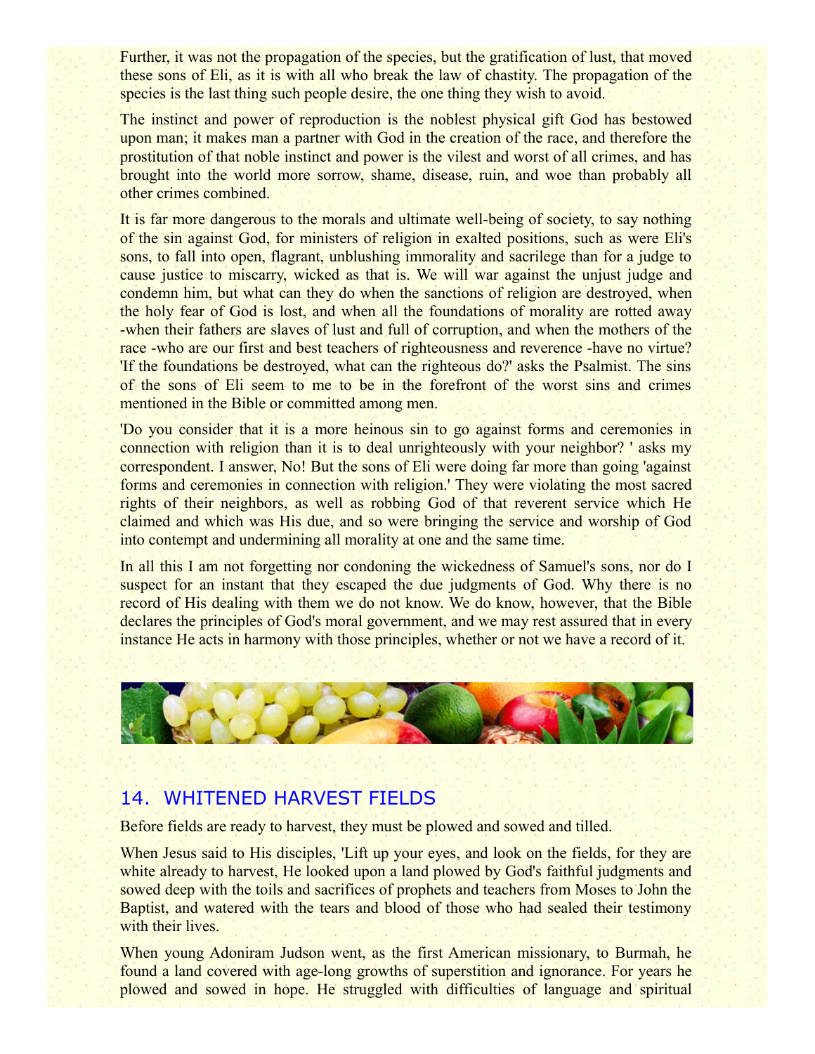Further, it was not the propagation of the species, but the gratification of lust, that moved these sons of Eli, as it is with all who break the law of chastity. The propagation of the species is the last thing such people desire, the one thing they wish to avoid.

The instinct and power of reproduction is the noblest physical gift God has bestowed upon man; it makes man a partner with God in the creation of the race, and therefore the prostitution of that noble instinct and power is the vilest and worst of all crimes, and has brought into the world more sorrow, shame, disease, ruin, and woe than probably all other crimes combined.

It is far more dangerous to the morals and ultimate well-being of society, to say nothing of the sin against God, for ministers of religion in exalted positions, such as were Eli's sons, to fall into open, flagrant, unblushing immorality and sacrilege than for a judge to cause justice to miscarry, wicked as that is. We will war against the unjust judge and condemn him, but what can they do when the sanctions of religion are destroyed, when the holy fear of God is lost, and when all the foundations of morality are rotted away -when their fathers are slaves of lust and full of corruption, and when the mothers of the race -who are our first and best teachers of righteousness and reverence -have no virtue? 'If the foundations be destroyed, what can the righteous do?' asks the Psalmist. The sins of the sons of Eli seem to me to be in the forefront of the worst sins and crimes mentioned in the Bible or committed among men.

'Do you consider that it is a more heinous sin to go against forms and ceremonies in connection with religion than it is to deal unrighteously with your neighbor? ' asks my correspondent. I answer, No! But the sons of Eli were doing far more than going 'against forms and ceremonies in connection with religion.' They were violating the most sacred rights of their neighbors, as well as robbing God of that reverent service which He claimed and which was His due, and so were bringing the service and worship of God into contempt and undermining all morality at one and the same time.

In all this I am not forgetting nor condoning the wickedness of Samuel's sons, nor do I suspect for an instant that they escaped the due judgments of God. Why there is no record of His dealing with them we do not know. We do know, however, that the Bible declares the principles of God's moral government, and we may rest assured that in every instance He acts in harmony with those principles, whether or not we have a record of it.

## 14. WHITENED HARVEST FIELDS

Before fields are ready to harvest, they must be plowed and sowed and tilled.

When Jesus said to His disciples, 'Lift up your eyes, and look on the fields, for they are white already to harvest, He looked upon a land plowed by God's faithful judgments and sowed deep with the toils and sacrifices of prophets and teachers from Moses to John the Baptist, and watered with the tears and blood of those who had sealed their testimony with their lives.

When young Adoniram Judson went, as the first American missionary, to Burmah, he found a land covered with age-long growths of superstition and ignorance. For years he plowed and sowed in hope. He struggled with difficulties of language and spiritual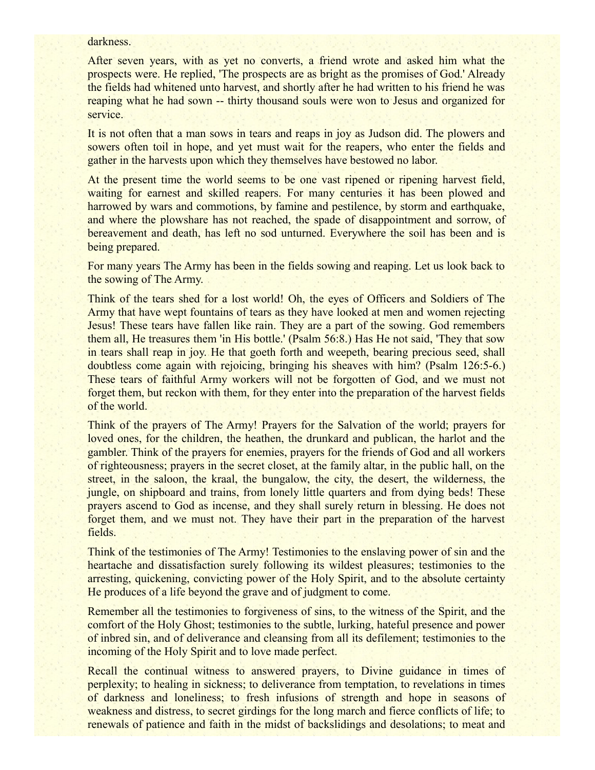darkness.

After seven years, with as yet no converts, a friend wrote and asked him what the prospects were. He replied, 'The prospects are as bright as the promises of God.' Already the fields had whitened unto harvest, and shortly after he had written to his friend he was reaping what he had sown -- thirty thousand souls were won to Jesus and organized for service.

It is not often that a man sows in tears and reaps in joy as Judson did. The plowers and sowers often toil in hope, and yet must wait for the reapers, who enter the fields and gather in the harvests upon which they themselves have bestowed no labor.

At the present time the world seems to be one vast ripened or ripening harvest field, waiting for earnest and skilled reapers. For many centuries it has been plowed and harrowed by wars and commotions, by famine and pestilence, by storm and earthquake, and where the plowshare has not reached, the spade of disappointment and sorrow, of bereavement and death, has left no sod unturned. Everywhere the soil has been and is being prepared.

For many years The Army has been in the fields sowing and reaping. Let us look back to the sowing of The Army.

Think of the tears shed for a lost world! Oh, the eyes of Officers and Soldiers of The Army that have wept fountains of tears as they have looked at men and women rejecting Jesus! These tears have fallen like rain. They are a part of the sowing. God remembers them all, He treasures them 'in His bottle.' (Psalm 56:8.) Has He not said, 'They that sow in tears shall reap in joy. He that goeth forth and weepeth, bearing precious seed, shall doubtless come again with rejoicing, bringing his sheaves with him? (Psalm 126:5-6.) These tears of faithful Army workers will not be forgotten of God, and we must not forget them, but reckon with them, for they enter into the preparation of the harvest fields of the world.

Think of the prayers of The Army! Prayers for the Salvation of the world; prayers for loved ones, for the children, the heathen, the drunkard and publican, the harlot and the gambler. Think of the prayers for enemies, prayers for the friends of God and all workers of righteousness; prayers in the secret closet, at the family altar, in the public hall, on the street, in the saloon, the kraal, the bungalow, the city, the desert, the wilderness, the jungle, on shipboard and trains, from lonely little quarters and from dying beds! These prayers ascend to God as incense, and they shall surely return in blessing. He does not forget them, and we must not. They have their part in the preparation of the harvest fields.

Think of the testimonies of The Army! Testimonies to the enslaving power of sin and the heartache and dissatisfaction surely following its wildest pleasures; testimonies to the arresting, quickening, convicting power of the Holy Spirit, and to the absolute certainty He produces of a life beyond the grave and of judgment to come.

Remember all the testimonies to forgiveness of sins, to the witness of the Spirit, and the comfort of the Holy Ghost; testimonies to the subtle, lurking, hateful presence and power of inbred sin, and of deliverance and cleansing from all its defilement; testimonies to the incoming of the Holy Spirit and to love made perfect.

Recall the continual witness to answered prayers, to Divine guidance in times of perplexity; to healing in sickness; to deliverance from temptation, to revelations in times of darkness and loneliness; to fresh infusions of strength and hope in seasons of weakness and distress, to secret girdings for the long march and fierce conflicts of life; to renewals of patience and faith in the midst of backslidings and desolations; to meat and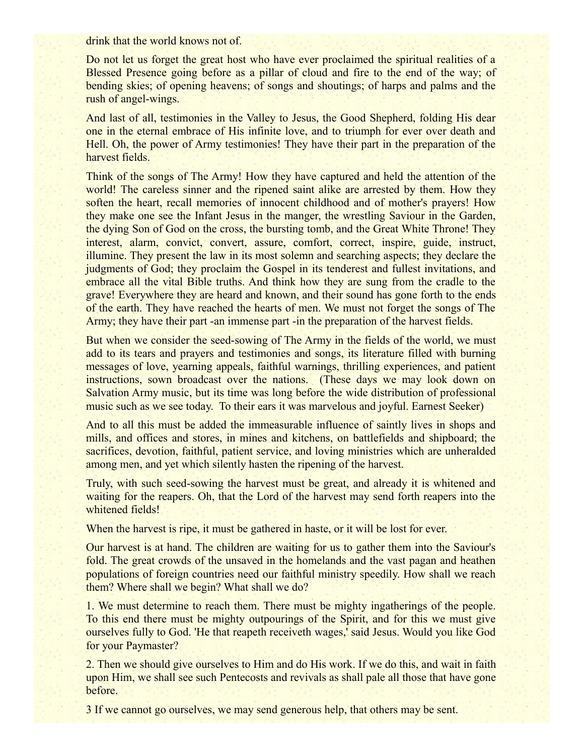drink that the world knows not of.

Do not let us forget the great host who have ever proclaimed the spiritual realities of a Blessed Presence going before as a pillar of cloud and fire to the end of the way; of bending skies; of opening heavens; of songs and shoutings; of harps and palms and the rush of angel-wings.

And last of all, testimonies in the Valley to Jesus, the Good Shepherd, folding His dear one in the eternal embrace of His infinite love, and to triumph for ever over death and Hell. Oh, the power of Army testimonies! They have their part in the preparation of the harvest fields.

Think of the songs of The Army! How they have captured and held the attention of the world! The careless sinner and the ripened saint alike are arrested by them. How they soften the heart, recall memories of innocent childhood and of mother's prayers! How they make one see the Infant Jesus in the manger, the wrestling Saviour in the Garden, the dying Son of God on the cross, the bursting tomb, and the Great White Throne! They interest, alarm, convict, convert, assure, comfort, correct, inspire, guide, instruct, illumine. They present the law in its most solemn and searching aspects; they declare the judgments of God; they proclaim the Gospel in its tenderest and fullest invitations, and embrace all the vital Bible truths. And think how they are sung from the cradle to the grave! Everywhere they are heard and known, and their sound has gone forth to the ends of the earth. They have reached the hearts of men. We must not forget the songs of The Army; they have their part -an immense part -in the preparation of the harvest fields.

But when we consider the seed-sowing of The Army in the fields of the world, we must add to its tears and prayers and testimonies and songs, its literature filled with burning messages of love, yearning appeals, faithful warnings, thrilling experiences, and patient instructions, sown broadcast over the nations. (These days we may look down on Salvation Army music, but its time was long before the wide distribution of professional music such as we see today. To their ears it was marvelous and joyful. Earnest Seeker)

And to all this must be added the immeasurable influence of saintly lives in shops and mills, and offices and stores, in mines and kitchens, on battlefields and shipboard; the sacrifices, devotion, faithful, patient service, and loving ministries which are unheralded among men, and yet which silently hasten the ripening of the harvest.

Truly, with such seed-sowing the harvest must be great, and already it is whitened and waiting for the reapers. Oh, that the Lord of the harvest may send forth reapers into the whitened fields!

When the harvest is ripe, it must be gathered in haste, or it will be lost for ever.

Our harvest is at hand. The children are waiting for us to gather them into the Saviour's fold. The great crowds of the unsaved in the homelands and the vast pagan and heathen populations of foreign countries need our faithful ministry speedily. How shall we reach them? Where shall we begin? What shall we do?

1. We must determine to reach them. There must be mighty ingatherings of the people. To this end there must be mighty outpourings of the Spirit, and for this we must give ourselves fully to God. 'He that reapeth receiveth wages,' said Jesus. Would you like God for your Paymaster?

2. Then we should give ourselves to Him and do His work. If we do this, and wait in faith upon Him, we shall see such Pentecosts and revivals as shall pale all those that have gone before.

3 If we cannot go ourselves, we may send generous help, that others may be sent.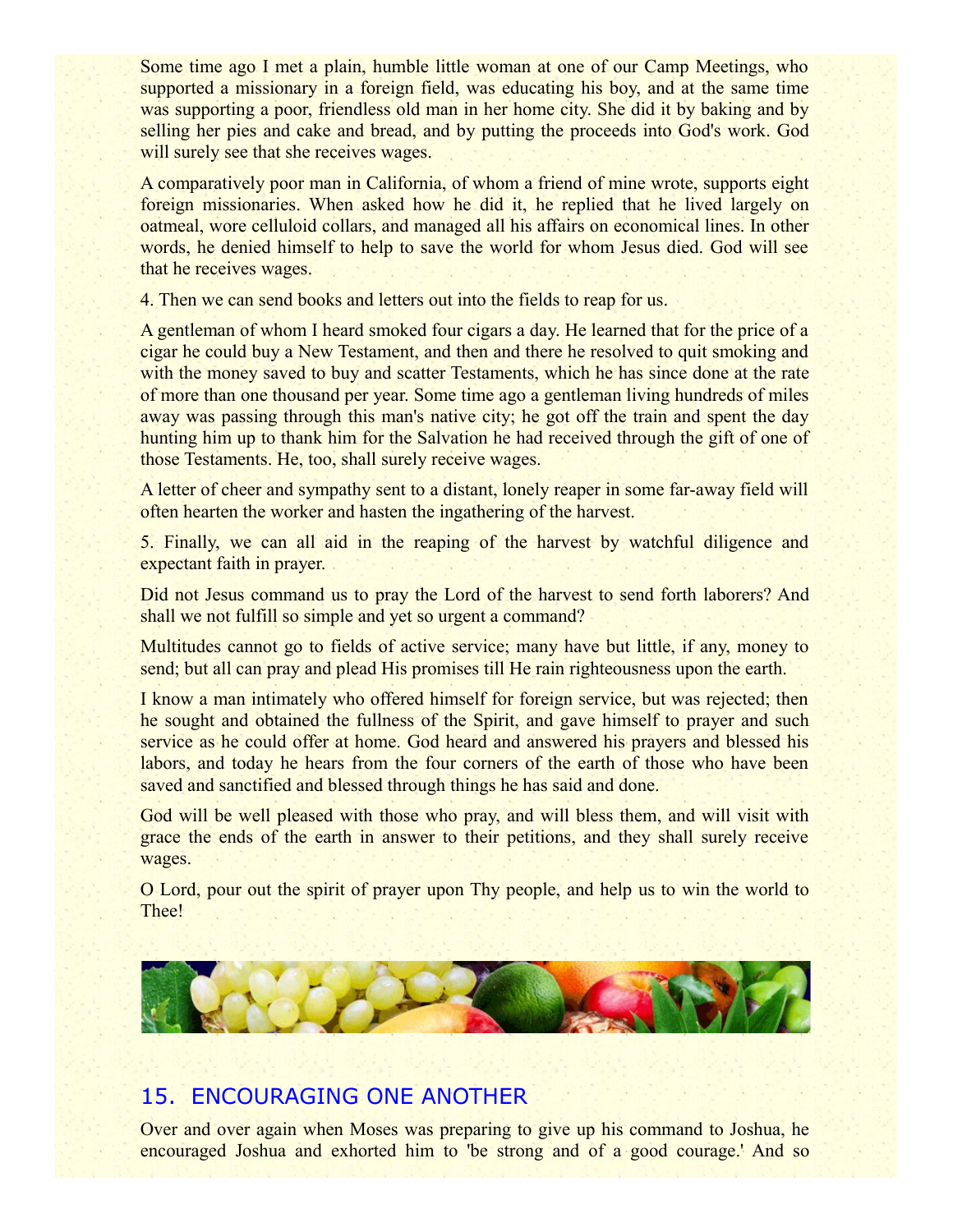Some time ago I met a plain, humble little woman at one of our Camp Meetings, who supported a missionary in a foreign field, was educating his boy, and at the same time was supporting a poor, friendless old man in her home city. She did it by baking and by selling her pies and cake and bread, and by putting the proceeds into God's work. God will surely see that she receives wages.

A comparatively poor man in California, of whom a friend of mine wrote, supports eight foreign missionaries. When asked how he did it, he replied that he lived largely on oatmeal, wore celluloid collars, and managed all his affairs on economical lines. In other words, he denied himself to help to save the world for whom Jesus died. God will see that he receives wages.

4. Then we can send books and letters out into the fields to reap for us.

A gentleman of whom I heard smoked four cigars a day. He learned that for the price of a cigar he could buy a New Testament, and then and there he resolved to quit smoking and with the money saved to buy and scatter Testaments, which he has since done at the rate of more than one thousand per year. Some time ago a gentleman living hundreds of miles away was passing through this man's native city; he got off the train and spent the day hunting him up to thank him for the Salvation he had received through the gift of one of those Testaments. He, too, shall surely receive wages.

A letter of cheer and sympathy sent to a distant, lonely reaper in some far-away field will often hearten the worker and hasten the ingathering of the harvest.

5. Finally, we can all aid in the reaping of the harvest by watchful diligence and expectant faith in prayer.

Did not Jesus command us to pray the Lord of the harvest to send forth laborers? And shall we not fulfill so simple and yet so urgent a command?

Multitudes cannot go to fields of active service; many have but little, if any, money to send; but all can pray and plead His promises till He rain righteousness upon the earth.

I know a man intimately who offered himself for foreign service, but was rejected; then he sought and obtained the fullness of the Spirit, and gave himself to prayer and such service as he could offer at home. God heard and answered his prayers and blessed his labors, and today he hears from the four corners of the earth of those who have been saved and sanctified and blessed through things he has said and done.

God will be well pleased with those who pray, and will bless them, and will visit with grace the ends of the earth in answer to their petitions, and they shall surely receive wages.

O Lord, pour out the spirit of prayer upon Thy people, and help us to win the world to Thee!

## 15. ENCOURAGING ONE ANOTHER

Over and over again when Moses was preparing to give up his command to Joshua, he encouraged Joshua and exhorted him to 'be strong and of a good courage.' And so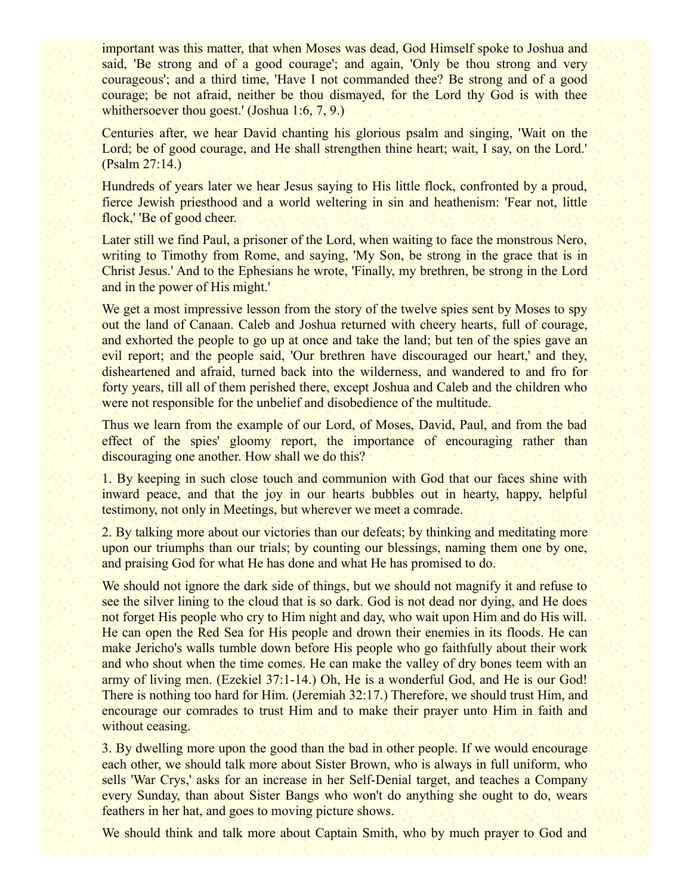important was this matter, that when Moses was dead, God Himself spoke to Joshua and said, 'Be strong and of a good courage'; and again, 'Only be thou strong and very courageous'; and a third time, 'Have I not commanded thee? Be strong and of a good courage; be not afraid, neither be thou dismayed, for the Lord thy God is with thee whithersoever thou goest.' (Joshua 1:6, 7, 9.)

Centuries after, we hear David chanting his glorious psalm and singing, 'Wait on the Lord; be of good courage, and He shall strengthen thine heart; wait, I say, on the Lord.' (Psalm 27:14.)

Hundreds of years later we hear Jesus saying to His little flock, confronted by a proud, fierce Jewish priesthood and a world weltering in sin and heathenism: 'Fear not, little flock,' 'Be of good cheer.

Later still we find Paul, a prisoner of the Lord, when waiting to face the monstrous Nero, writing to Timothy from Rome, and saying, 'My Son, be strong in the grace that is in Christ Jesus.' And to the Ephesians he wrote, 'Finally, my brethren, be strong in the Lord and in the power of His might.'

We get a most impressive lesson from the story of the twelve spies sent by Moses to spy out the land of Canaan. Caleb and Joshua returned with cheery hearts, full of courage, and exhorted the people to go up at once and take the land; but ten of the spies gave an evil report; and the people said, 'Our brethren have discouraged our heart,' and they, disheartened and afraid, turned back into the wilderness, and wandered to and fro for forty years, till all of them perished there, except Joshua and Caleb and the children who were not responsible for the unbelief and disobedience of the multitude.

Thus we learn from the example of our Lord, of Moses, David, Paul, and from the bad effect of the spies' gloomy report, the importance of encouraging rather than discouraging one another. How shall we do this?

1. By keeping in such close touch and communion with God that our faces shine with inward peace, and that the joy in our hearts bubbles out in hearty, happy, helpful testimony, not only in Meetings, but wherever we meet a comrade.

2. By talking more about our victories than our defeats; by thinking and meditating more upon our triumphs than our trials; by counting our blessings, naming them one by one, and praising God for what He has done and what He has promised to do.

We should not ignore the dark side of things, but we should not magnify it and refuse to see the silver lining to the cloud that is so dark. God is not dead nor dying, and He does not forget His people who cry to Him night and day, who wait upon Him and do His will. He can open the Red Sea for His people and drown their enemies in its floods. He can make Jericho's walls tumble down before His people who go faithfully about their work and who shout when the time comes. He can make the valley of dry bones teem with an army of living men. (Ezekiel 37:1-14.) Oh, He is a wonderful God, and He is our God! There is nothing too hard for Him. (Jeremiah 32:17.) Therefore, we should trust Him, and encourage our comrades to trust Him and to make their prayer unto Him in faith and without ceasing.

3. By dwelling more upon the good than the bad in other people. If we would encourage each other, we should talk more about Sister Brown, who is always in full uniform, who sells 'War Crys,' asks for an increase in her Self-Denial target, and teaches a Company every Sunday, than about Sister Bangs who won't do anything she ought to do, wears feathers in her hat, and goes to moving picture shows.

We should think and talk more about Captain Smith, who by much prayer to God and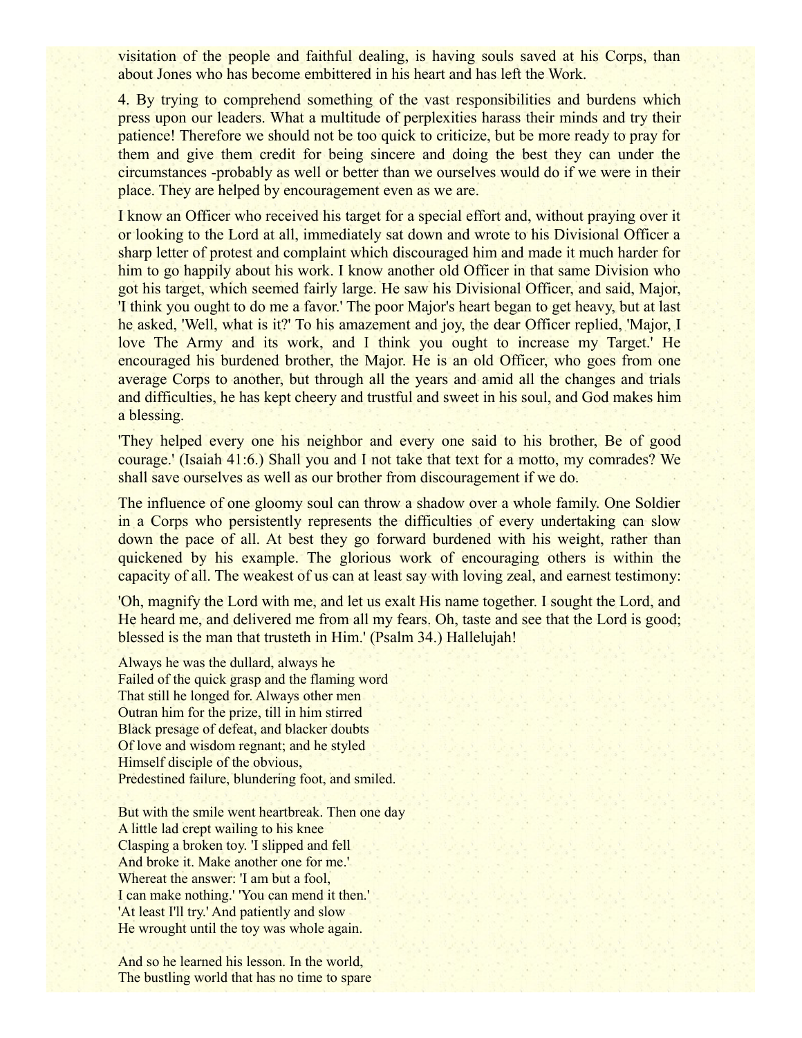visitation of the people and faithful dealing, is having souls saved at his Corps, than about Jones who has become embittered in his heart and has left the Work.

4. By trying to comprehend something of the vast responsibilities and burdens which press upon our leaders. What a multitude of perplexities harass their minds and try their patience! Therefore we should not be too quick to criticize, but be more ready to pray for them and give them credit for being sincere and doing the best they can under the circumstances -probably as well or better than we ourselves would do if we were in their place. They are helped by encouragement even as we are.

I know an Officer who received his target for a special effort and, without praying over it or looking to the Lord at all, immediately sat down and wrote to his Divisional Officer a sharp letter of protest and complaint which discouraged him and made it much harder for him to go happily about his work. I know another old Officer in that same Division who got his target, which seemed fairly large. He saw his Divisional Officer, and said, Major, 'I think you ought to do me a favor.' The poor Major's heart began to get heavy, but at last he asked, 'Well, what is it?' To his amazement and joy, the dear Officer replied, 'Major, I love The Army and its work, and I think you ought to increase my Target.' He encouraged his burdened brother, the Major. He is an old Officer, who goes from one average Corps to another, but through all the years and amid all the changes and trials and difficulties, he has kept cheery and trustful and sweet in his soul, and God makes him a blessing.

'They helped every one his neighbor and every one said to his brother, Be of good courage.' (Isaiah 41:6.) Shall you and I not take that text for a motto, my comrades? We shall save ourselves as well as our brother from discouragement if we do.

The influence of one gloomy soul can throw a shadow over a whole family. One Soldier in a Corps who persistently represents the difficulties of every undertaking can slow down the pace of all. At best they go forward burdened with his weight, rather than quickened by his example. The glorious work of encouraging others is within the capacity of all. The weakest of us can at least say with loving zeal, and earnest testimony:

'Oh, magnify the Lord with me, and let us exalt His name together. I sought the Lord, and He heard me, and delivered me from all my fears. Oh, taste and see that the Lord is good; blessed is the man that trusteth in Him.' (Psalm 34.) Hallelujah!

Always he was the dullard, always he
Failed of the quick grasp and the flaming word
That still he longed for. Always other men
Outran him for the prize, till in him stirred
Black presage of defeat, and blacker doubts
Of love and wisdom regnant; and he styled
Himself disciple of the obvious,
Predestined failure, blundering foot, and smiled.

But with the smile went heartbreak. Then one day
A little lad crept wailing to his knee
Clasping a broken toy. 'I slipped and fell
And broke it. Make another one for me.'
Whereat the answer: 'I am but a fool,
I can make nothing.' 'You can mend it then.'
'At least I'll try.' And patiently and slow
He wrought until the toy was whole again.

And so he learned his lesson. In the world,
The bustling world that has no time to spare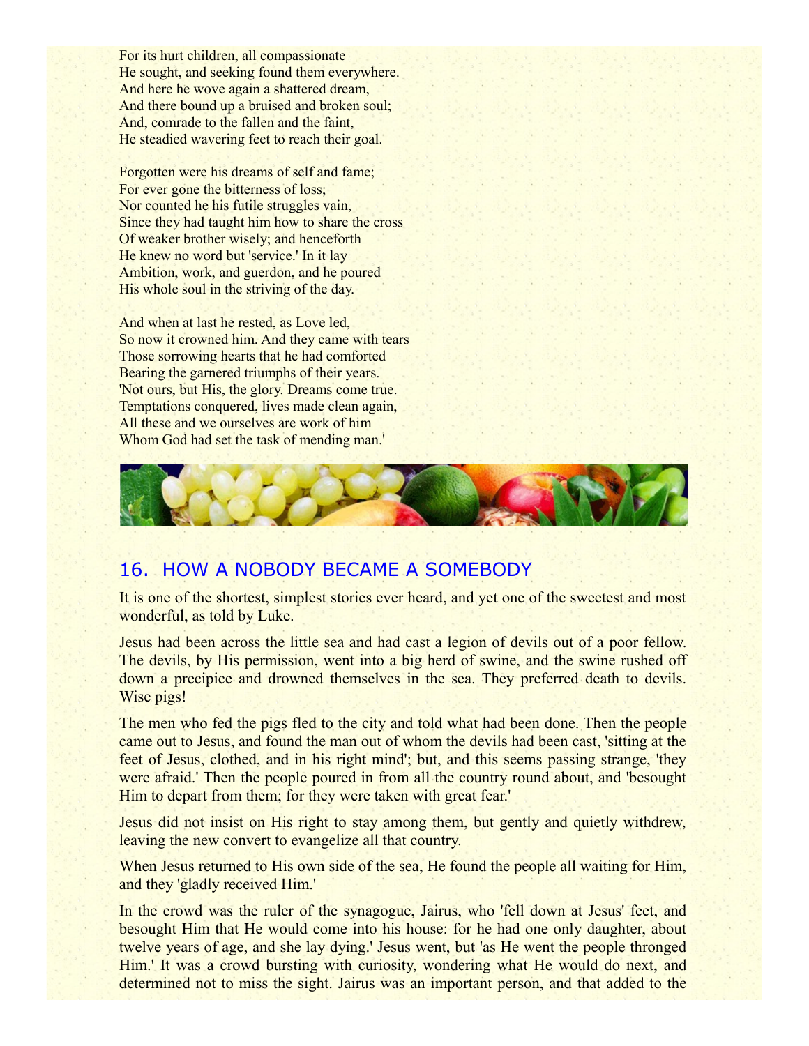For its hurt children, all compassionate
He sought, and seeking found them everywhere.
And here he wove again a shattered dream,
And there bound up a bruised and broken soul;
And, comrade to the fallen and the faint,
He steadied wavering feet to reach their goal.

Forgotten were his dreams of self and fame;
For ever gone the bitterness of loss;
Nor counted he his futile struggles vain,
Since they had taught him how to share the cross
Of weaker brother wisely; and henceforth
He knew no word but 'service.' In it lay
Ambition, work, and guerdon, and he poured
His whole soul in the striving of the day.

And when at last he rested, as Love led,
So now it crowned him. And they came with tears
Those sorrowing hearts that he had comforted
Bearing the garnered triumphs of their years.
'Not ours, but His, the glory. Dreams come true.
Temptations conquered, lives made clean again,
All these and we ourselves are work of him
Whom God had set the task of mending man.'

## 16. HOW A NOBODY BECAME A SOMEBODY

It is one of the shortest, simplest stories ever heard, and yet one of the sweetest and most wonderful, as told by Luke.

Jesus had been across the little sea and had cast a legion of devils out of a poor fellow. The devils, by His permission, went into a big herd of swine, and the swine rushed off down a precipice and drowned themselves in the sea. They preferred death to devils. Wise pigs!

The men who fed the pigs fled to the city and told what had been done. Then the people came out to Jesus, and found the man out of whom the devils had been cast, 'sitting at the feet of Jesus, clothed, and in his right mind'; but, and this seems passing strange, 'they were afraid.' Then the people poured in from all the country round about, and 'besought Him to depart from them; for they were taken with great fear.'

Jesus did not insist on His right to stay among them, but gently and quietly withdrew, leaving the new convert to evangelize all that country.

When Jesus returned to His own side of the sea, He found the people all waiting for Him, and they 'gladly received Him.'

In the crowd was the ruler of the synagogue, Jairus, who 'fell down at Jesus' feet, and besought Him that He would come into his house: for he had one only daughter, about twelve years of age, and she lay dying.' Jesus went, but 'as He went the people thronged Him.' It was a crowd bursting with curiosity, wondering what He would do next, and determined not to miss the sight. Jairus was an important person, and that added to the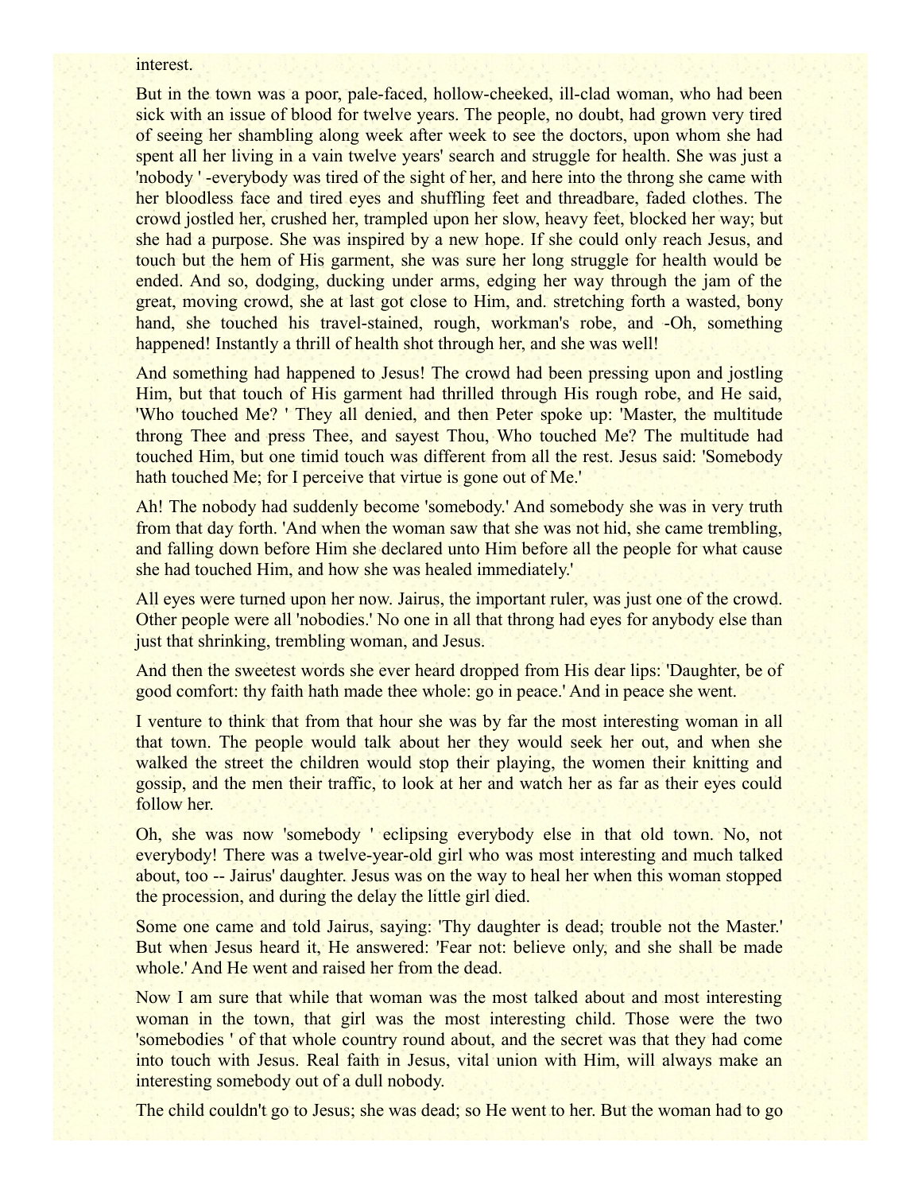interest.

But in the town was a poor, pale-faced, hollow-cheeked, ill-clad woman, who had been sick with an issue of blood for twelve years. The people, no doubt, had grown very tired of seeing her shambling along week after week to see the doctors, upon whom she had spent all her living in a vain twelve years' search and struggle for health. She was just a 'nobody ' -everybody was tired of the sight of her, and here into the throng she came with her bloodless face and tired eyes and shuffling feet and threadbare, faded clothes. The crowd jostled her, crushed her, trampled upon her slow, heavy feet, blocked her way; but she had a purpose. She was inspired by a new hope. If she could only reach Jesus, and touch but the hem of His garment, she was sure her long struggle for health would be ended. And so, dodging, ducking under arms, edging her way through the jam of the great, moving crowd, she at last got close to Him, and. stretching forth a wasted, bony hand, she touched his travel-stained, rough, workman's robe, and -Oh, something happened! Instantly a thrill of health shot through her, and she was well!

And something had happened to Jesus! The crowd had been pressing upon and jostling Him, but that touch of His garment had thrilled through His rough robe, and He said, 'Who touched Me? ' They all denied, and then Peter spoke up: 'Master, the multitude throng Thee and press Thee, and sayest Thou, Who touched Me? The multitude had touched Him, but one timid touch was different from all the rest. Jesus said: 'Somebody hath touched Me; for I perceive that virtue is gone out of Me.'

Ah! The nobody had suddenly become 'somebody.' And somebody she was in very truth from that day forth. 'And when the woman saw that she was not hid, she came trembling, and falling down before Him she declared unto Him before all the people for what cause she had touched Him, and how she was healed immediately.'

All eyes were turned upon her now. Jairus, the important ruler, was just one of the crowd. Other people were all 'nobodies.' No one in all that throng had eyes for anybody else than just that shrinking, trembling woman, and Jesus.

And then the sweetest words she ever heard dropped from His dear lips: 'Daughter, be of good comfort: thy faith hath made thee whole: go in peace.' And in peace she went.

I venture to think that from that hour she was by far the most interesting woman in all that town. The people would talk about her they would seek her out, and when she walked the street the children would stop their playing, the women their knitting and gossip, and the men their traffic, to look at her and watch her as far as their eyes could follow her.

Oh, she was now 'somebody ' eclipsing everybody else in that old town. No, not everybody! There was a twelve-year-old girl who was most interesting and much talked about, too -- Jairus' daughter. Jesus was on the way to heal her when this woman stopped the procession, and during the delay the little girl died.

Some one came and told Jairus, saying: 'Thy daughter is dead; trouble not the Master.' But when Jesus heard it, He answered: 'Fear not: believe only, and she shall be made whole.' And He went and raised her from the dead.

Now I am sure that while that woman was the most talked about and most interesting woman in the town, that girl was the most interesting child. Those were the two 'somebodies ' of that whole country round about, and the secret was that they had come into touch with Jesus. Real faith in Jesus, vital union with Him, will always make an interesting somebody out of a dull nobody.

The child couldn't go to Jesus; she was dead; so He went to her. But the woman had to go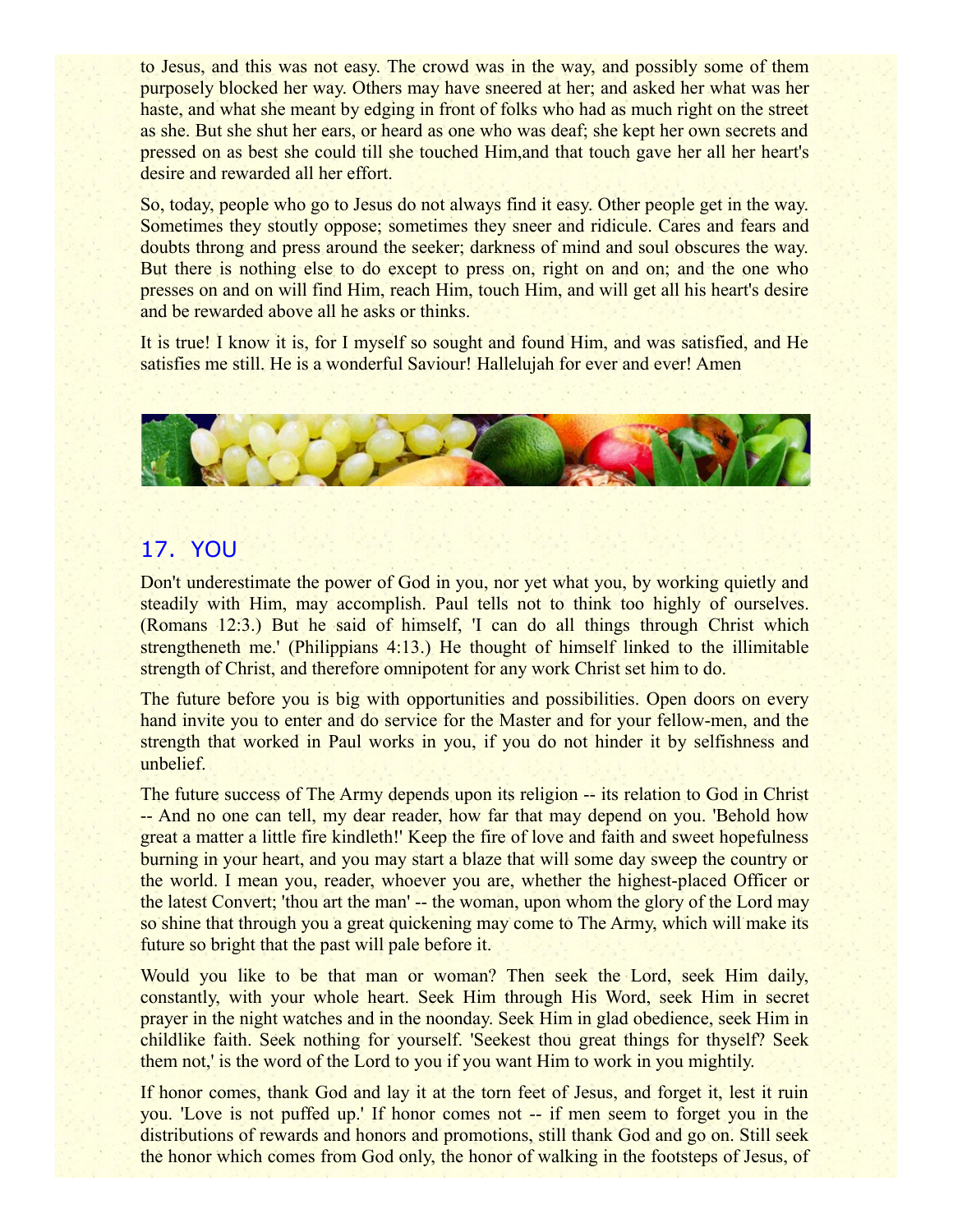to Jesus, and this was not easy. The crowd was in the way, and possibly some of them purposely blocked her way. Others may have sneered at her; and asked her what was her haste, and what she meant by edging in front of folks who had as much right on the street as she. But she shut her ears, or heard as one who was deaf; she kept her own secrets and pressed on as best she could till she touched Him,and that touch gave her all her heart's desire and rewarded all her effort.

So, today, people who go to Jesus do not always find it easy. Other people get in the way. Sometimes they stoutly oppose; sometimes they sneer and ridicule. Cares and fears and doubts throng and press around the seeker; darkness of mind and soul obscures the way. But there is nothing else to do except to press on, right on and on; and the one who presses on and on will find Him, reach Him, touch Him, and will get all his heart's desire and be rewarded above all he asks or thinks.

It is true! I know it is, for I myself so sought and found Him, and was satisfied, and He satisfies me still. He is a wonderful Saviour! Hallelujah for ever and ever! Amen

## 17. YOU

Don't underestimate the power of God in you, nor yet what you, by working quietly and steadily with Him, may accomplish. Paul tells not to think too highly of ourselves. (Romans 12:3.) But he said of himself, 'I can do all things through Christ which strengtheneth me.' (Philippians 4:13.) He thought of himself linked to the illimitable strength of Christ, and therefore omnipotent for any work Christ set him to do.

The future before you is big with opportunities and possibilities. Open doors on every hand invite you to enter and do service for the Master and for your fellow-men, and the strength that worked in Paul works in you, if you do not hinder it by selfishness and unbelief.

The future success of The Army depends upon its religion -- its relation to God in Christ -- And no one can tell, my dear reader, how far that may depend on you. 'Behold how great a matter a little fire kindleth!' Keep the fire of love and faith and sweet hopefulness burning in your heart, and you may start a blaze that will some day sweep the country or the world. I mean you, reader, whoever you are, whether the highest-placed Officer or the latest Convert; 'thou art the man' -- the woman, upon whom the glory of the Lord may so shine that through you a great quickening may come to The Army, which will make its future so bright that the past will pale before it.

Would you like to be that man or woman? Then seek the Lord, seek Him daily, constantly, with your whole heart. Seek Him through His Word, seek Him in secret prayer in the night watches and in the noonday. Seek Him in glad obedience, seek Him in childlike faith. Seek nothing for yourself. 'Seekest thou great things for thyself? Seek them not,' is the word of the Lord to you if you want Him to work in you mightily.

If honor comes, thank God and lay it at the torn feet of Jesus, and forget it, lest it ruin you. 'Love is not puffed up.' If honor comes not -- if men seem to forget you in the distributions of rewards and honors and promotions, still thank God and go on. Still seek the honor which comes from God only, the honor of walking in the footsteps of Jesus, of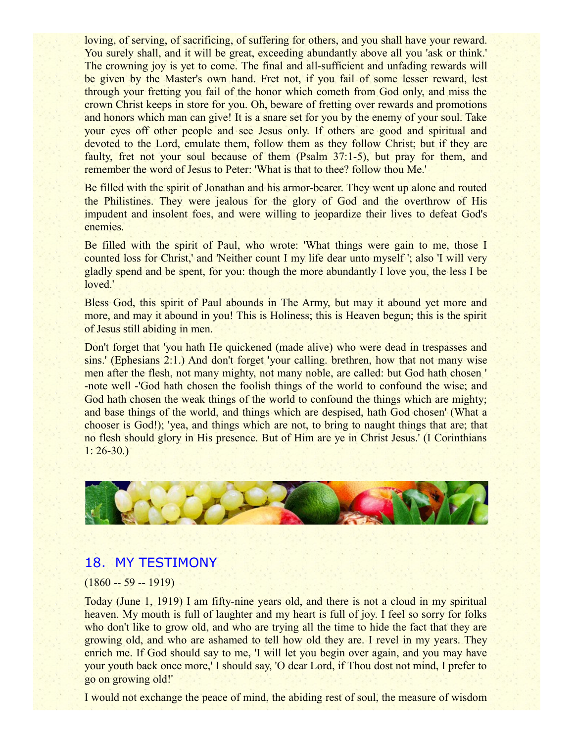loving, of serving, of sacrificing, of suffering for others, and you shall have your reward. You surely shall, and it will be great, exceeding abundantly above all you 'ask or think.' The crowning joy is yet to come. The final and all-sufficient and unfading rewards will be given by the Master's own hand. Fret not, if you fail of some lesser reward, lest through your fretting you fail of the honor which cometh from God only, and miss the crown Christ keeps in store for you. Oh, beware of fretting over rewards and promotions and honors which man can give! It is a snare set for you by the enemy of your soul. Take your eyes off other people and see Jesus only. If others are good and spiritual and devoted to the Lord, emulate them, follow them as they follow Christ; but if they are faulty, fret not your soul because of them (Psalm 37:1-5), but pray for them, and remember the word of Jesus to Peter: 'What is that to thee? follow thou Me.'

Be filled with the spirit of Jonathan and his armor-bearer. They went up alone and routed the Philistines. They were jealous for the glory of God and the overthrow of His impudent and insolent foes, and were willing to jeopardize their lives to defeat God's enemies.

Be filled with the spirit of Paul, who wrote: 'What things were gain to me, those I counted loss for Christ,' and 'Neither count I my life dear unto myself '; also 'I will very gladly spend and be spent, for you: though the more abundantly I love you, the less I be loved.'

Bless God, this spirit of Paul abounds in The Army, but may it abound yet more and more, and may it abound in you! This is Holiness; this is Heaven begun; this is the spirit of Jesus still abiding in men.

Don't forget that 'you hath He quickened (made alive) who were dead in trespasses and sins.' (Ephesians 2:1.) And don't forget 'your calling. brethren, how that not many wise men after the flesh, not many mighty, not many noble, are called: but God hath chosen ' -note well -'God hath chosen the foolish things of the world to confound the wise; and God hath chosen the weak things of the world to confound the things which are mighty; and base things of the world, and things which are despised, hath God chosen' (What a chooser is God!); 'yea, and things which are not, to bring to naught things that are; that no flesh should glory in His presence. But of Him are ye in Christ Jesus.' (I Corinthians 1: 26-30.)

## 18. MY TESTIMONY

(1860 -- 59 -- 1919)

Today (June 1, 1919) I am fifty-nine years old, and there is not a cloud in my spiritual heaven. My mouth is full of laughter and my heart is full of joy. I feel so sorry for folks who don't like to grow old, and who are trying all the time to hide the fact that they are growing old, and who are ashamed to tell how old they are. I revel in my years. They enrich me. If God should say to me, 'I will let you begin over again, and you may have your youth back once more,' I should say, 'O dear Lord, if Thou dost not mind, I prefer to go on growing old!'

I would not exchange the peace of mind, the abiding rest of soul, the measure of wisdom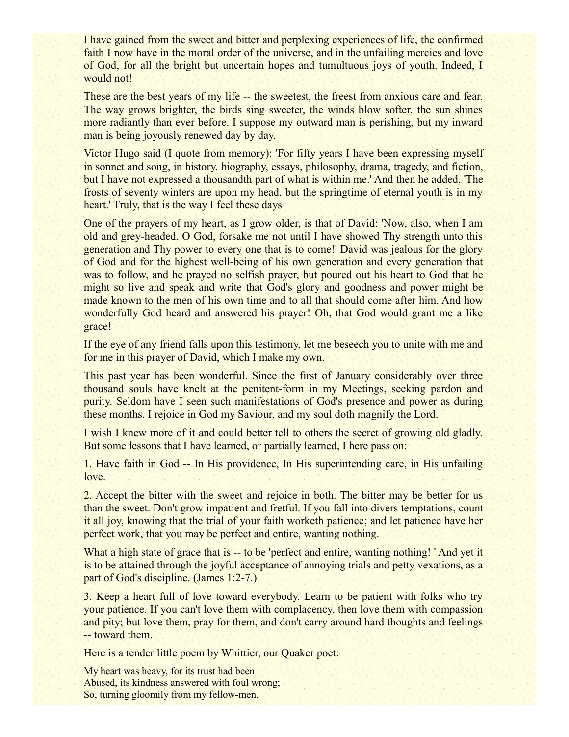I have gained from the sweet and bitter and perplexing experiences of life, the confirmed faith I now have in the moral order of the universe, and in the unfailing mercies and love of God, for all the bright but uncertain hopes and tumultuous joys of youth. Indeed, I would not!

These are the best years of my life -- the sweetest, the freest from anxious care and fear. The way grows brighter, the birds sing sweeter, the winds blow softer, the sun shines more radiantly than ever before. I suppose my outward man is perishing, but my inward man is being joyously renewed day by day.

Victor Hugo said (I quote from memory): 'For fifty years I have been expressing myself in sonnet and song, in history, biography, essays, philosophy, drama, tragedy, and fiction, but I have not expressed a thousandth part of what is within me.' And then he added, 'The frosts of seventy winters are upon my head, but the springtime of eternal youth is in my heart.' Truly, that is the way I feel these days

One of the prayers of my heart, as I grow older, is that of David: 'Now, also, when I am old and grey-headed, O God, forsake me not until I have showed Thy strength unto this generation and Thy power to every one that is to come!' David was jealous for the glory of God and for the highest well-being of his own generation and every generation that was to follow, and he prayed no selfish prayer, but poured out his heart to God that he might so live and speak and write that God's glory and goodness and power might be made known to the men of his own time and to all that should come after him. And how wonderfully God heard and answered his prayer! Oh, that God would grant me a like grace!

If the eye of any friend falls upon this testimony, let me beseech you to unite with me and for me in this prayer of David, which I make my own.

This past year has been wonderful. Since the first of January considerably over three thousand souls have knelt at the penitent-form in my Meetings, seeking pardon and purity. Seldom have I seen such manifestations of God's presence and power as during these months. I rejoice in God my Saviour, and my soul doth magnify the Lord.

I wish I knew more of it and could better tell to others the secret of growing old gladly. But some lessons that I have learned, or partially learned, I here pass on:

1. Have faith in God -- In His providence, In His superintending care, in His unfailing love.

2. Accept the bitter with the sweet and rejoice in both. The bitter may be better for us than the sweet. Don't grow impatient and fretful. If you fall into divers temptations, count it all joy, knowing that the trial of your faith worketh patience; and let patience have her perfect work, that you may be perfect and entire, wanting nothing.

What a high state of grace that is -- to be 'perfect and entire, wanting nothing! ' And yet it is to be attained through the joyful acceptance of annoying trials and petty vexations, as a part of God's discipline. (James 1:2-7.)

3. Keep a heart full of love toward everybody. Learn to be patient with folks who try your patience. If you can't love them with complacency, then love them with compassion and pity; but love them, pray for them, and don't carry around hard thoughts and feelings -- toward them.

Here is a tender little poem by Whittier, our Quaker poet:

My heart was heavy, for its trust had been  
Abused, its kindness answered with foul wrong;  
So, turning gloomily from my fellow-men,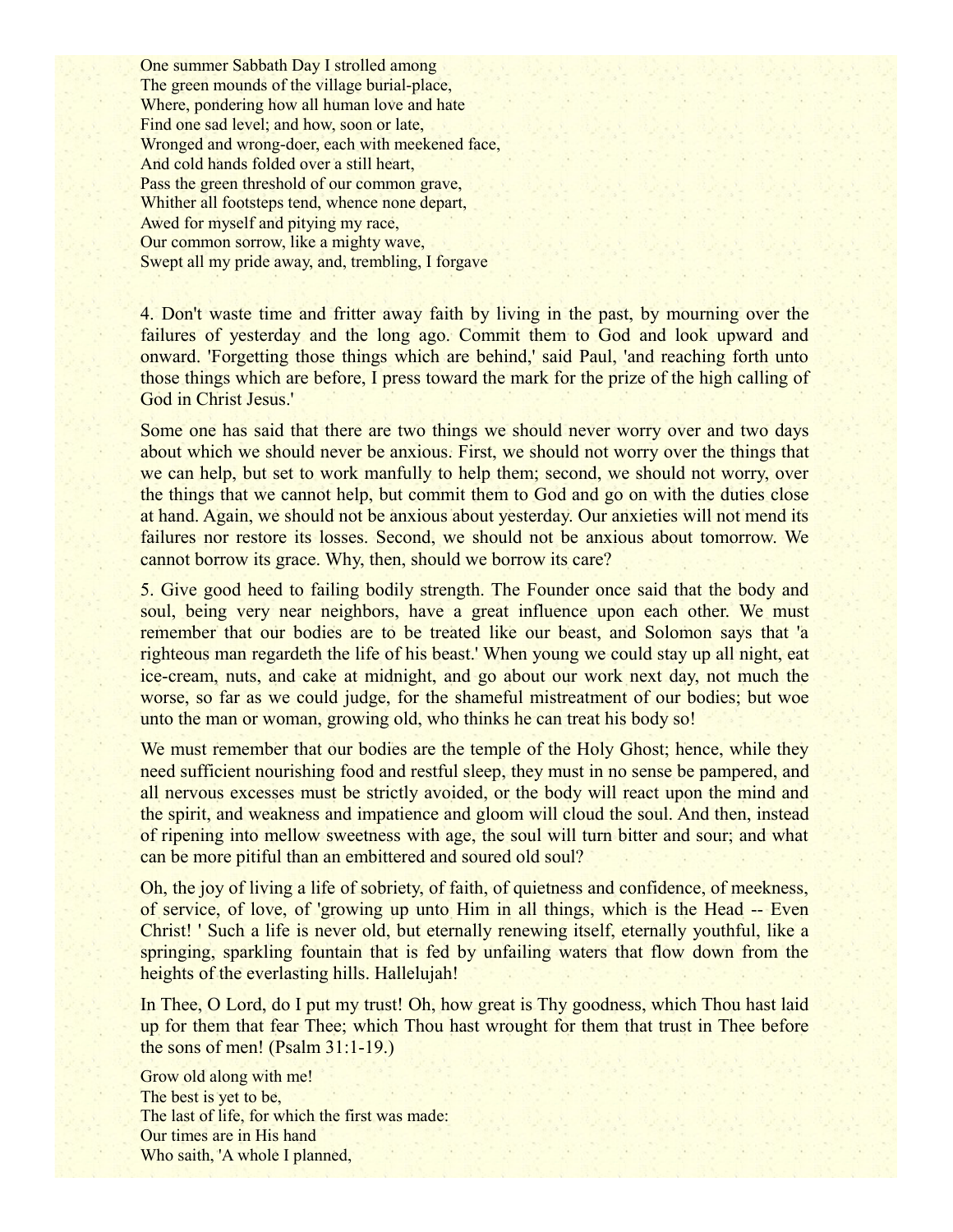One summer Sabbath Day I strolled among
The green mounds of the village burial-place,
Where, pondering how all human love and hate
Find one sad level; and how, soon or late,
Wronged and wrong-doer, each with meekened face,
And cold hands folded over a still heart,
Pass the green threshold of our common grave,
Whither all footsteps tend, whence none depart,
Awed for myself and pitying my race,
Our common sorrow, like a mighty wave,
Swept all my pride away, and, trembling, I forgave

4. Don't waste time and fritter away faith by living in the past, by mourning over the failures of yesterday and the long ago. Commit them to God and look upward and onward. 'Forgetting those things which are behind,' said Paul, 'and reaching forth unto those things which are before, I press toward the mark for the prize of the high calling of God in Christ Jesus.'

Some one has said that there are two things we should never worry over and two days about which we should never be anxious. First, we should not worry over the things that we can help, but set to work manfully to help them; second, we should not worry, over the things that we cannot help, but commit them to God and go on with the duties close at hand. Again, we should not be anxious about yesterday. Our anxieties will not mend its failures nor restore its losses. Second, we should not be anxious about tomorrow. We cannot borrow its grace. Why, then, should we borrow its care?

5. Give good heed to failing bodily strength. The Founder once said that the body and soul, being very near neighbors, have a great influence upon each other. We must remember that our bodies are to be treated like our beast, and Solomon says that 'a righteous man regardeth the life of his beast.' When young we could stay up all night, eat ice-cream, nuts, and cake at midnight, and go about our work next day, not much the worse, so far as we could judge, for the shameful mistreatment of our bodies; but woe unto the man or woman, growing old, who thinks he can treat his body so!

We must remember that our bodies are the temple of the Holy Ghost; hence, while they need sufficient nourishing food and restful sleep, they must in no sense be pampered, and all nervous excesses must be strictly avoided, or the body will react upon the mind and the spirit, and weakness and impatience and gloom will cloud the soul. And then, instead of ripening into mellow sweetness with age, the soul will turn bitter and sour; and what can be more pitiful than an embittered and soured old soul?

Oh, the joy of living a life of sobriety, of faith, of quietness and confidence, of meekness, of service, of love, of 'growing up unto Him in all things, which is the Head -- Even Christ! ' Such a life is never old, but eternally renewing itself, eternally youthful, like a springing, sparkling fountain that is fed by unfailing waters that flow down from the heights of the everlasting hills. Hallelujah!

In Thee, O Lord, do I put my trust! Oh, how great is Thy goodness, which Thou hast laid up for them that fear Thee; which Thou hast wrought for them that trust in Thee before the sons of men! (Psalm 31:1-19.)

Grow old along with me!
The best is yet to be,
The last of life, for which the first was made:
Our times are in His hand
Who saith, 'A whole I planned,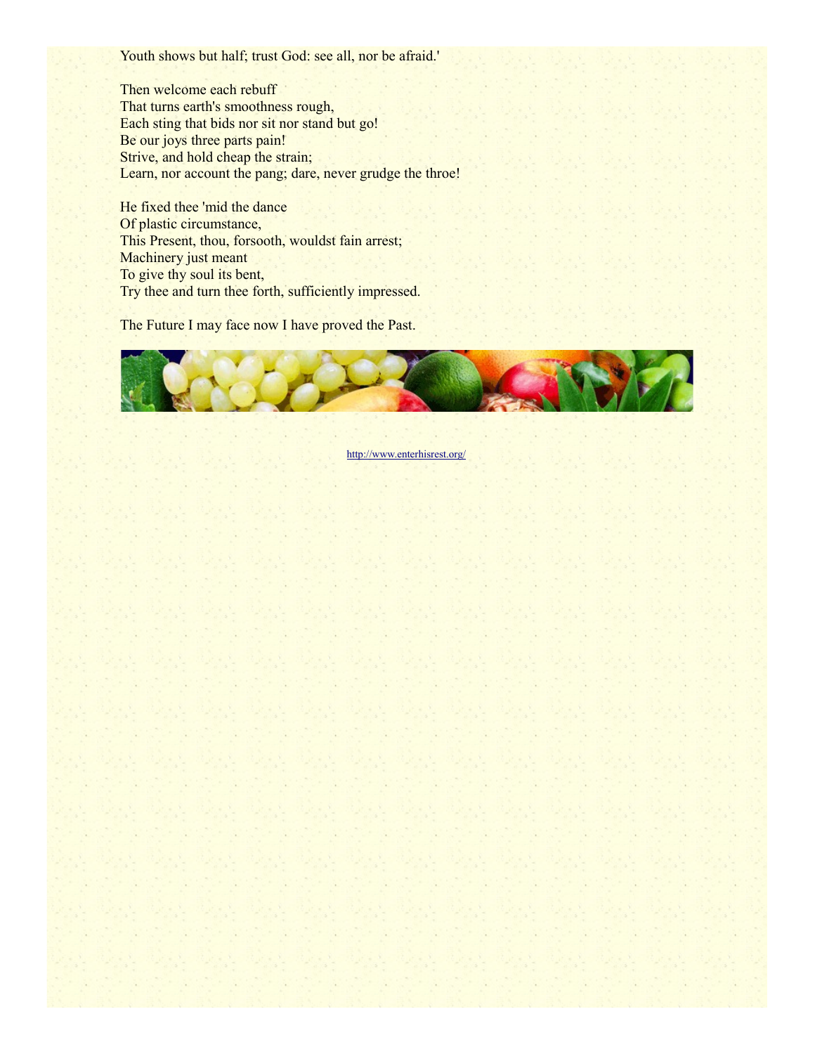Youth shows but half; trust God: see all, nor be afraid.'

Then welcome each rebuff
That turns earth's smoothness rough,
Each sting that bids nor sit nor stand but go!
Be our joys three parts pain!
Strive, and hold cheap the strain;
Learn, nor account the pang; dare, never grudge the throe!

He fixed thee 'mid the dance
Of plastic circumstance,
This Present, thou, forsooth, wouldst fain arrest;
Machinery just meant
To give thy soul its bent,
Try thee and turn thee forth, sufficiently impressed.

The Future I may face now I have proved the Past.

http://www.enterhisrest.org/